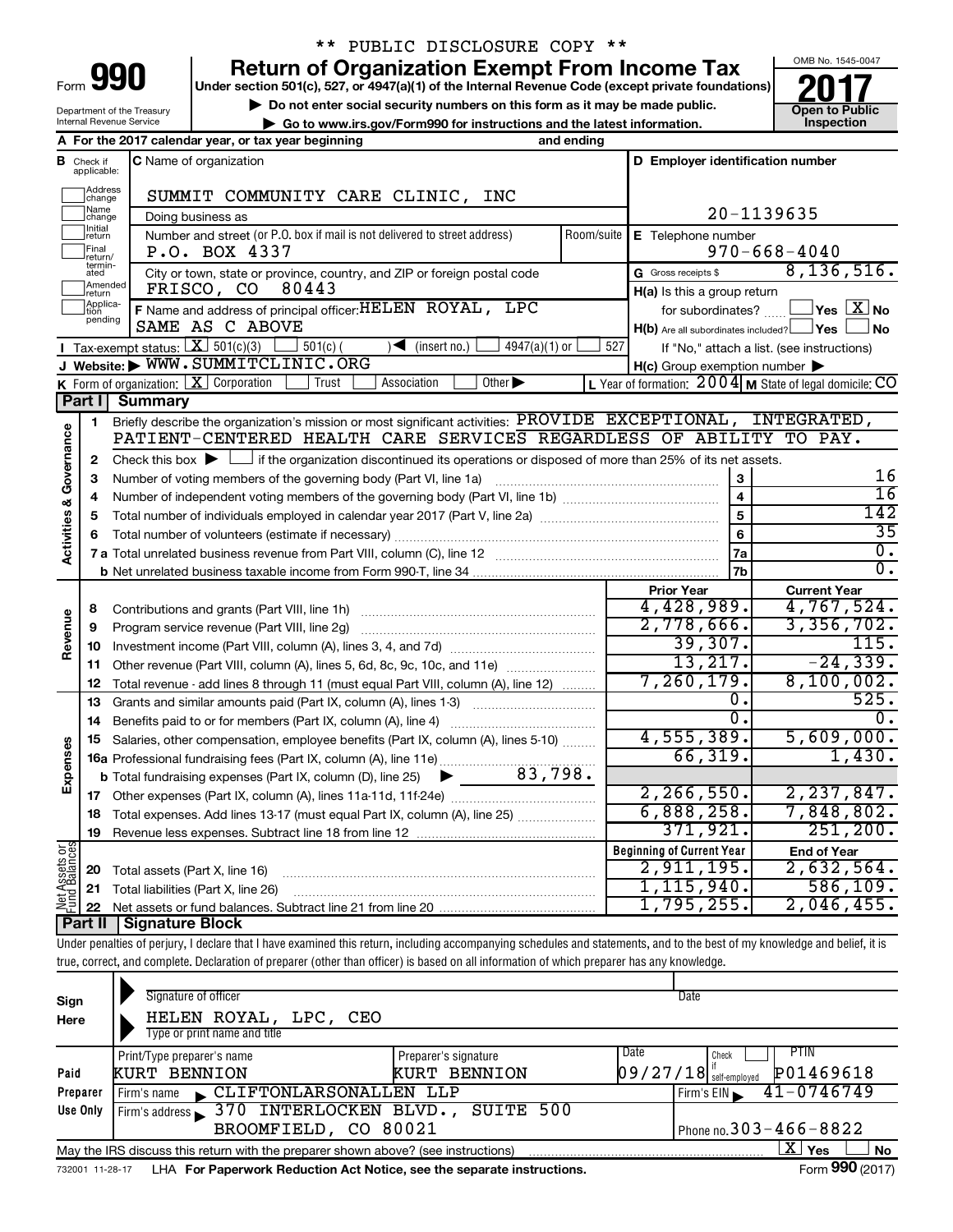** PUBLIC DISCLOSURE COPY **

# Form 990 — Return of Organization Exempt From Income Tax (2017)

Under section 501(c), 527, or 4947(a)(1) of the Internal Revenue Code (except private foundations)

▶ Do not enter social security numbers on this form as it may be made public.

▶ Go to www.irs.gov/Form990 for instructions and the latest information.

Department of the Treasury, Internal Revenue Service

OMB No. 1545-0047 — **Open to Public Inspection**

**A** For the 2017 calendar year, or tax year beginning ___ and ending ___

**B** Check if applicable: Address change, Name change, Initial return, Final return/terminated, Amended return, Application pending

**C** Name of organization: SUMMIT COMMUNITY CARE CLINIC, INC

Doing business as

Number and street (or P.O. box if mail is not delivered to street address): P.O. BOX 4337 — Room/suite

City or town, state or province, country, and ZIP or foreign postal code: FRISCO, CO 80443

**D** Employer identification number: 20-1139635

**E** Telephone number: 970-668-4040

**G** Gross receipts $ 8,136,516.

**F** Name and address of principal officer: HELEN ROYAL, LPC — SAME AS C ABOVE

**H(a)** Is this a group return for subordinates? ☐ Yes ☒ No

**H(b)** Are all subordinates included? ☐ Yes ☐ No — If "No," attach a list. (see instructions)

**H(c)** Group exemption number ▶

**I** Tax-exempt status: ☒ 501(c)(3) ☐ 501(c) ( ) ◀ (insert no.) ☐ 4947(a)(1) or ☐ 527

**J** Website: ▶ WWW.SUMMITCLINIC.ORG

**K** Form of organization: ☒ Corporation ☐ Trust ☐ Association ☐ Other ▶

**L** Year of formation: 2004 **M** State of legal domicile: CO

## Part I Summary

**Activities & Governance**

1. Briefly describe the organization's mission or most significant activities: PROVIDE EXCEPTIONAL, INTEGRATED, PATIENT-CENTERED HEALTH CARE SERVICES REGARDLESS OF ABILITY TO PAY.
2. Check this box ▶ ☐ if the organization discontinued its operations or disposed of more than 25% of its net assets.

| | | | |
|---|---|---|---|
| 3 | Number of voting members of the governing body (Part VI, line 1a) | 3 | 16 |
| 4 | Number of independent voting members of the governing body (Part VI, line 1b) | 4 | 16 |
| 5 | Total number of individuals employed in calendar year 2017 (Part V, line 2a) | 5 | 142 |
| 6 | Total number of volunteers (estimate if necessary) | 6 | 35 |
| 7a | Total unrelated business revenue from Part VIII, column (C), line 12 | 7a | 0. |
| b | Net unrelated business taxable income from Form 990-T, line 34 | 7b | 0. |

| | | Prior Year | Current Year |
|---|---|---|---|
| **Revenue** | | | |
| 8 | Contributions and grants (Part VIII, line 1h) | 4,428,989. | 4,767,524. |
| 9 | Program service revenue (Part VIII, line 2g) | 2,778,666. | 3,356,702. |
| 10 | Investment income (Part VIII, column (A), lines 3, 4, and 7d) | 39,307. | 115. |
| 11 | Other revenue (Part VIII, column (A), lines 5, 6d, 8c, 9c, 10c, and 11e) | 13,217. | -24,339. |
| 12 | Total revenue - add lines 8 through 11 (must equal Part VIII, column (A), line 12) | 7,260,179. | 8,100,002. |
| **Expenses** | | | |
| 13 | Grants and similar amounts paid (Part IX, column (A), lines 1-3) | 0. | 525. |
| 14 | Benefits paid to or for members (Part IX, column (A), line 4) | 0. | 0. |
| 15 | Salaries, other compensation, employee benefits (Part IX, column (A), lines 5-10) | 4,555,389. | 5,609,000. |
| 16a | Professional fundraising fees (Part IX, column (A), line 11e) | 66,319. | 1,430. |
| b | Total fundraising expenses (Part IX, column (D), line 25) ▶ 83,798. | | |
| 17 | Other expenses (Part IX, column (A), lines 11a-11d, 11f-24e) | 2,266,550. | 2,237,847. |
| 18 | Total expenses. Add lines 13-17 (must equal Part IX, column (A), line 25) | 6,888,258. | 7,848,802. |
| 19 | Revenue less expenses. Subtract line 18 from line 12 | 371,921. | 251,200. |

| **Net Assets or Fund Balances** | | Beginning of Current Year | End of Year |
|---|---|---|---|
| 20 | Total assets (Part X, line 16) | 2,911,195. | 2,632,564. |
| 21 | Total liabilities (Part X, line 26) | 1,115,940. | 586,109. |
| 22 | Net assets or fund balances. Subtract line 21 from line 20 | 1,795,255. | 2,046,455. |

## Part II Signature Block

Under penalties of perjury, I declare that I have examined this return, including accompanying schedules and statements, and to the best of my knowledge and belief, it is true, correct, and complete. Declaration of preparer (other than officer) is based on all information of which preparer has any knowledge.

**Sign Here**

Signature of officer — Date

HELEN ROYAL, LPC, CEO

Type or print name and title

**Paid Preparer Use Only**

| Print/Type preparer's name | Preparer's signature | Date | Check if self-employed | PTIN |
|---|---|---|---|---|
| KURT BENNION | KURT BENNION | 09/27/18 | | P01469618 |

Firm's name ▶ CLIFTONLARSONALLEN LLP — Firm's EIN ▶ 41-0746749

Firm's address ▶ 370 INTERLOCKEN BLVD., SUITE 500, BROOMFIELD, CO 80021 — Phone no. 303-466-8822

May the IRS discuss this return with the preparer shown above? (see instructions) ☒ Yes ☐ No

732001 11-28-17 LHA For Paperwork Reduction Act Notice, see the separate instructions. Form 990 (2017)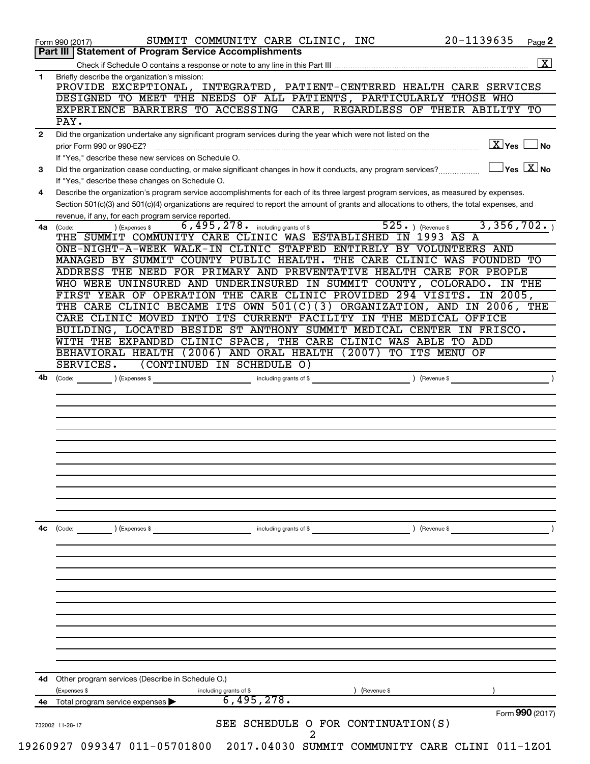Form 990 (2017) SUMMIT COMMUNITY CARE CLINIC, INC 20-1139635 Page **2**

## Part III | Statement of Program Service Accomplishments

Check if Schedule O contains a response or note to any line in this Part III .......... [X]

**1** Briefly describe the organization's mission:

PROVIDE EXCEPTIONAL, INTEGRATED, PATIENT-CENTERED HEALTH CARE SERVICES DESIGNED TO MEET THE NEEDS OF ALL PATIENTS, PARTICULARLY THOSE WHO EXPERIENCE BARRIERS TO ACCESSING CARE, REGARDLESS OF THEIR ABILITY TO PAY.

**2** Did the organization undertake any significant program services during the year which were not listed on the prior Form 990 or 990-EZ? .......... [X] Yes [ ] No

If "Yes," describe these new services on Schedule O.

**3** Did the organization cease conducting, or make significant changes in how it conducts, any program services? .......... [ ] Yes [X] No

If "Yes," describe these changes on Schedule O.

**4** Describe the organization's program service accomplishments for each of its three largest program services, as measured by expenses. Section 501(c)(3) and 501(c)(4) organizations are required to report the amount of grants and allocations to others, the total expenses, and revenue, if any, for each program service reported.

**4a** (Code: ) (Expenses $ 6,495,278. including grants of $ 525. ) (Revenue $ 3,356,702. )

THE SUMMIT COMMUNITY CARE CLINIC WAS ESTABLISHED IN 1993 AS A ONE-NIGHT-A-WEEK WALK-IN CLINIC STAFFED ENTIRELY BY VOLUNTEERS AND MANAGED BY SUMMIT COUNTY PUBLIC HEALTH. THE CARE CLINIC WAS FOUNDED TO ADDRESS THE NEED FOR PRIMARY AND PREVENTATIVE HEALTH CARE FOR PEOPLE WHO WERE UNINSURED AND UNDERINSURED IN SUMMIT COUNTY, COLORADO. IN THE FIRST YEAR OF OPERATION THE CARE CLINIC PROVIDED 294 VISITS. IN 2005, THE CARE CLINIC BECAME ITS OWN 501(C)(3) ORGANIZATION, AND IN 2006, THE CARE CLINIC MOVED INTO ITS CURRENT FACILITY IN THE MEDICAL OFFICE BUILDING, LOCATED BESIDE ST ANTHONY SUMMIT MEDICAL CENTER IN FRISCO. WITH THE EXPANDED CLINIC SPACE, THE CARE CLINIC WAS ABLE TO ADD BEHAVIORAL HEALTH (2006) AND ORAL HEALTH (2007) TO ITS MENU OF SERVICES. (CONTINUED IN SCHEDULE O)

**4b** (Code: ) (Expenses $ including grants of $ ) (Revenue $ )

**4c** (Code: ) (Expenses $ including grants of $ ) (Revenue $ )

**4d** Other program services (Describe in Schedule O.)

(Expenses $ including grants of $ ) (Revenue $ )

**4e** Total program service expenses ▶ 6,495,278.

Form **990** (2017)

732002 11-28-17

SEE SCHEDULE O FOR CONTINUATION(S)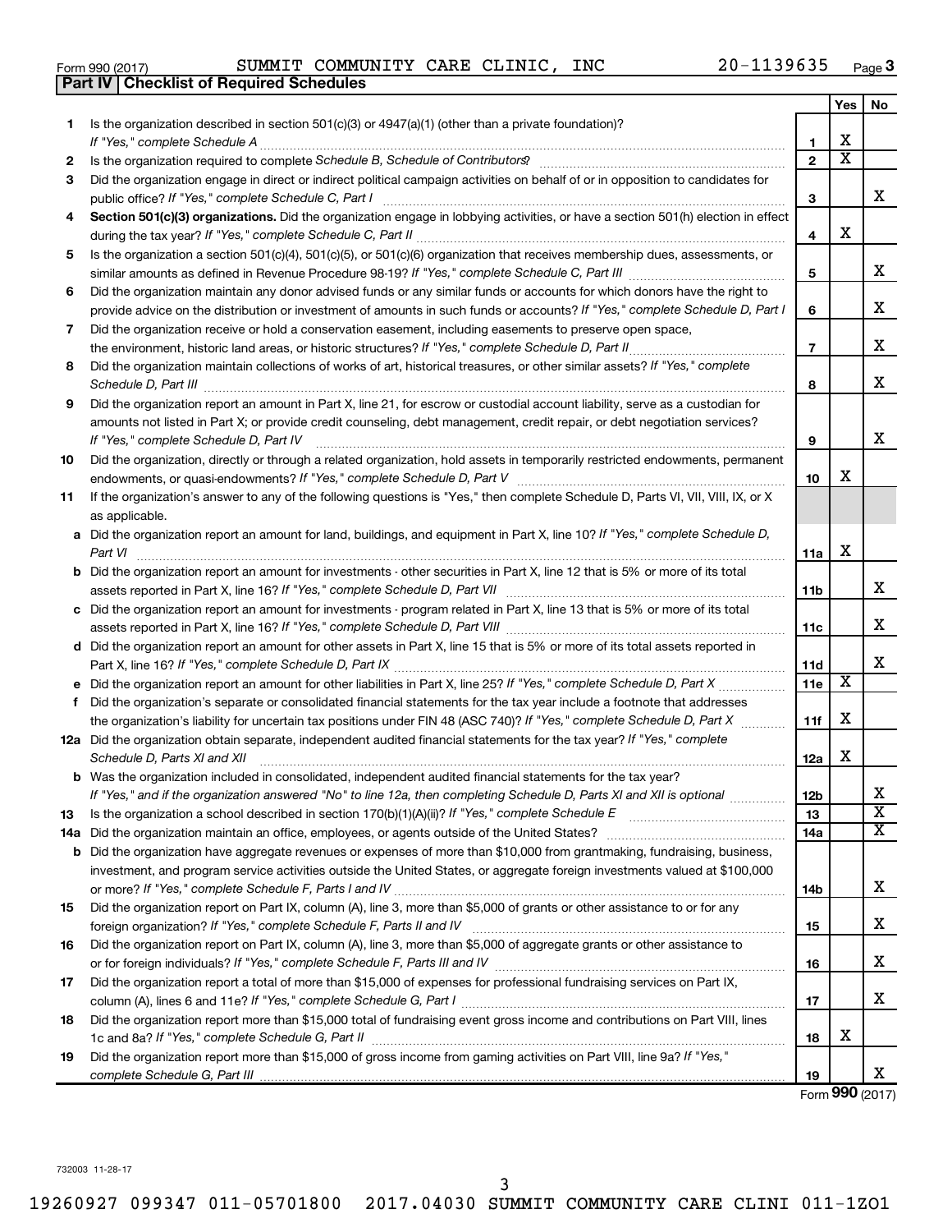Form 990 (2017) SUMMIT COMMUNITY CARE CLINIC, INC 20-1139635 Page 3

## Part IV Checklist of Required Schedules

| | | | Yes | No |
|---|---|---|---|---|
| 1 | Is the organization described in section 501(c)(3) or 4947(a)(1) (other than a private foundation)? *If "Yes," complete Schedule A* | 1 | X | |
| 2 | Is the organization required to complete *Schedule B, Schedule of Contributors*? | 2 | X | |
| 3 | Did the organization engage in direct or indirect political campaign activities on behalf of or in opposition to candidates for public office? *If "Yes," complete Schedule C, Part I* | 3 | | X |
| 4 | **Section 501(c)(3) organizations.** Did the organization engage in lobbying activities, or have a section 501(h) election in effect during the tax year? *If "Yes," complete Schedule C, Part II* | 4 | X | |
| 5 | Is the organization a section 501(c)(4), 501(c)(5), or 501(c)(6) organization that receives membership dues, assessments, or similar amounts as defined in Revenue Procedure 98-19? *If "Yes," complete Schedule C, Part III* | 5 | | X |
| 6 | Did the organization maintain any donor advised funds or any similar funds or accounts for which donors have the right to provide advice on the distribution or investment of amounts in such funds or accounts? *If "Yes," complete Schedule D, Part I* | 6 | | X |
| 7 | Did the organization receive or hold a conservation easement, including easements to preserve open space, the environment, historic land areas, or historic structures? *If "Yes," complete Schedule D, Part II* | 7 | | X |
| 8 | Did the organization maintain collections of works of art, historical treasures, or other similar assets? *If "Yes," complete Schedule D, Part III* | 8 | | X |
| 9 | Did the organization report an amount in Part X, line 21, for escrow or custodial account liability, serve as a custodian for amounts not listed in Part X; or provide credit counseling, debt management, credit repair, or debt negotiation services? *If "Yes," complete Schedule D, Part IV* | 9 | | X |
| 10 | Did the organization, directly or through a related organization, hold assets in temporarily restricted endowments, permanent endowments, or quasi-endowments? *If "Yes," complete Schedule D, Part V* | 10 | X | |
| 11 | If the organization's answer to any of the following questions is "Yes," then complete Schedule D, Parts VI, VII, VIII, IX, or X as applicable. | | | |
| a | Did the organization report an amount for land, buildings, and equipment in Part X, line 10? *If "Yes," complete Schedule D, Part VI* | 11a | X | |
| b | Did the organization report an amount for investments - other securities in Part X, line 12 that is 5% or more of its total assets reported in Part X, line 16? *If "Yes," complete Schedule D, Part VII* | 11b | | X |
| c | Did the organization report an amount for investments - program related in Part X, line 13 that is 5% or more of its total assets reported in Part X, line 16? *If "Yes," complete Schedule D, Part VIII* | 11c | | X |
| d | Did the organization report an amount for other assets in Part X, line 15 that is 5% or more of its total assets reported in Part X, line 16? *If "Yes," complete Schedule D, Part IX* | 11d | | X |
| e | Did the organization report an amount for other liabilities in Part X, line 25? *If "Yes," complete Schedule D, Part X* | 11e | X | |
| f | Did the organization's separate or consolidated financial statements for the tax year include a footnote that addresses the organization's liability for uncertain tax positions under FIN 48 (ASC 740)? *If "Yes," complete Schedule D, Part X* | 11f | X | |
| 12a | Did the organization obtain separate, independent audited financial statements for the tax year? *If "Yes," complete Schedule D, Parts XI and XII* | 12a | X | |
| b | Was the organization included in consolidated, independent audited financial statements for the tax year? *If "Yes," and if the organization answered "No" to line 12a, then completing Schedule D, Parts XI and XII is optional* | 12b | | X |
| 13 | Is the organization a school described in section 170(b)(1)(A)(ii)? *If "Yes," complete Schedule E* | 13 | | X |
| 14a | Did the organization maintain an office, employees, or agents outside of the United States? | 14a | | X |
| b | Did the organization have aggregate revenues or expenses of more than $10,000 from grantmaking, fundraising, business, investment, and program service activities outside the United States, or aggregate foreign investments valued at $100,000 or more? *If "Yes," complete Schedule F, Parts I and IV* | 14b | | X |
| 15 | Did the organization report on Part IX, column (A), line 3, more than $5,000 of grants or other assistance to or for any foreign organization? *If "Yes," complete Schedule F, Parts II and IV* | 15 | | X |
| 16 | Did the organization report on Part IX, column (A), line 3, more than $5,000 of aggregate grants or other assistance to or for foreign individuals? *If "Yes," complete Schedule F, Parts III and IV* | 16 | | X |
| 17 | Did the organization report a total of more than $15,000 of expenses for professional fundraising services on Part IX, column (A), lines 6 and 11e? *If "Yes," complete Schedule G, Part I* | 17 | | X |
| 18 | Did the organization report more than $15,000 total of fundraising event gross income and contributions on Part VIII, lines 1c and 8a? *If "Yes," complete Schedule G, Part II* | 18 | X | |
| 19 | Did the organization report more than $15,000 of gross income from gaming activities on Part VIII, line 9a? *If "Yes," complete Schedule G, Part III* | 19 | | X |

Form **990** (2017)

732003 11-28-17

19260927 099347 011-05701800 2017.04030 SUMMIT COMMUNITY CARE CLINI 011-1ZO1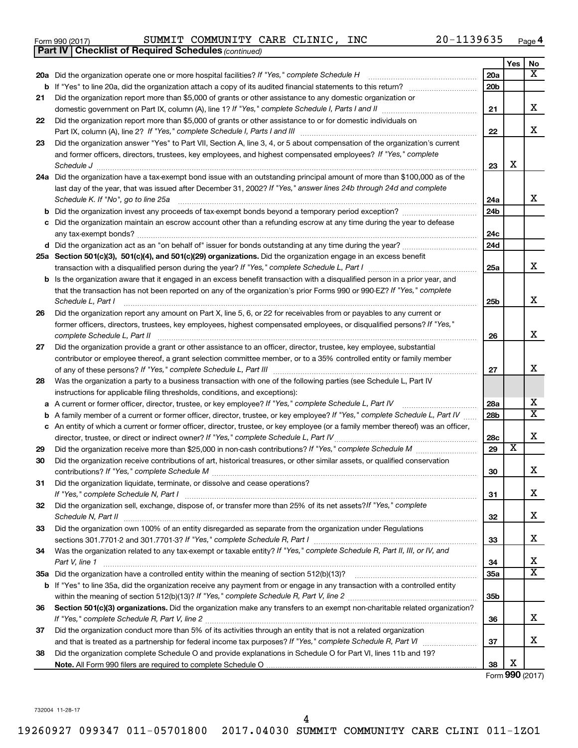Form 990 (2017) SUMMIT COMMUNITY CARE CLINIC, INC 20-1139635 Page 4

**Part IV | Checklist of Required Schedules** *(continued)*

| | | | Yes | No |
|---|---|---|---|---|
| **20a** | Did the organization operate one or more hospital facilities? *If "Yes," complete Schedule H* | 20a | | X |
| **b** | If "Yes" to line 20a, did the organization attach a copy of its audited financial statements to this return? | 20b | | |
| **21** | Did the organization report more than $5,000 of grants or other assistance to any domestic organization or domestic government on Part IX, column (A), line 1? *If "Yes," complete Schedule I, Parts I and II* | 21 | | X |
| **22** | Did the organization report more than $5,000 of grants or other assistance to or for domestic individuals on Part IX, column (A), line 2? *If "Yes," complete Schedule I, Parts I and III* | 22 | | X |
| **23** | Did the organization answer "Yes" to Part VII, Section A, line 3, 4, or 5 about compensation of the organization's current and former officers, directors, trustees, key employees, and highest compensated employees? *If "Yes," complete Schedule J* | 23 | X | |
| **24a** | Did the organization have a tax-exempt bond issue with an outstanding principal amount of more than $100,000 as of the last day of the year, that was issued after December 31, 2002? *If "Yes," answer lines 24b through 24d and complete Schedule K. If "No", go to line 25a* | 24a | | X |
| **b** | Did the organization invest any proceeds of tax-exempt bonds beyond a temporary period exception? | 24b | | |
| **c** | Did the organization maintain an escrow account other than a refunding escrow at any time during the year to defease any tax-exempt bonds? | 24c | | |
| **d** | Did the organization act as an "on behalf of" issuer for bonds outstanding at any time during the year? | 24d | | |
| **25a** | **Section 501(c)(3), 501(c)(4), and 501(c)(29) organizations.** Did the organization engage in an excess benefit transaction with a disqualified person during the year? *If "Yes," complete Schedule L, Part I* | 25a | | X |
| **b** | Is the organization aware that it engaged in an excess benefit transaction with a disqualified person in a prior year, and that the transaction has not been reported on any of the organization's prior Forms 990 or 990-EZ? *If "Yes," complete Schedule L, Part I* | 25b | | X |
| **26** | Did the organization report any amount on Part X, line 5, 6, or 22 for receivables from or payables to any current or former officers, directors, trustees, key employees, highest compensated employees, or disqualified persons? *If "Yes," complete Schedule L, Part II* | 26 | | X |
| **27** | Did the organization provide a grant or other assistance to an officer, director, trustee, key employee, substantial contributor or employee thereof, a grant selection committee member, or to a 35% controlled entity or family member of any of these persons? *If "Yes," complete Schedule L, Part III* | 27 | | X |
| **28** | Was the organization a party to a business transaction with one of the following parties (see Schedule L, Part IV instructions for applicable filing thresholds, conditions, and exceptions): | | | |
| **a** | A current or former officer, director, trustee, or key employee? *If "Yes," complete Schedule L, Part IV* | 28a | | X |
| **b** | A family member of a current or former officer, director, trustee, or key employee? *If "Yes," complete Schedule L, Part IV* | 28b | | X |
| **c** | An entity of which a current or former officer, director, trustee, or key employee (or a family member thereof) was an officer, director, trustee, or direct or indirect owner? *If "Yes," complete Schedule L, Part IV* | 28c | | X |
| **29** | Did the organization receive more than $25,000 in non-cash contributions? *If "Yes," complete Schedule M* | 29 | X | |
| **30** | Did the organization receive contributions of art, historical treasures, or other similar assets, or qualified conservation contributions? *If "Yes," complete Schedule M* | 30 | | X |
| **31** | Did the organization liquidate, terminate, or dissolve and cease operations? *If "Yes," complete Schedule N, Part I* | 31 | | X |
| **32** | Did the organization sell, exchange, dispose of, or transfer more than 25% of its net assets? *If "Yes," complete Schedule N, Part II* | 32 | | X |
| **33** | Did the organization own 100% of an entity disregarded as separate from the organization under Regulations sections 301.7701-2 and 301.7701-3? *If "Yes," complete Schedule R, Part I* | 33 | | X |
| **34** | Was the organization related to any tax-exempt or taxable entity? *If "Yes," complete Schedule R, Part II, III, or IV, and Part V, line 1* | 34 | | X |
| **35a** | Did the organization have a controlled entity within the meaning of section 512(b)(13)? | 35a | | X |
| **b** | If "Yes" to line 35a, did the organization receive any payment from or engage in any transaction with a controlled entity within the meaning of section 512(b)(13)? *If "Yes," complete Schedule R, Part V, line 2* | 35b | | |
| **36** | **Section 501(c)(3) organizations.** Did the organization make any transfers to an exempt non-charitable related organization? *If "Yes," complete Schedule R, Part V, line 2* | 36 | | X |
| **37** | Did the organization conduct more than 5% of its activities through an entity that is not a related organization and that is treated as a partnership for federal income tax purposes? *If "Yes," complete Schedule R, Part VI* | 37 | | X |
| **38** | Did the organization complete Schedule O and provide explanations in Schedule O for Part VI, lines 11b and 19? **Note.** All Form 990 filers are required to complete Schedule O | 38 | X | |

Form **990** (2017)

732004 11-28-17

19260927 099347 011-05701800 2017.04030 SUMMIT COMMUNITY CARE CLINI 011-1ZO1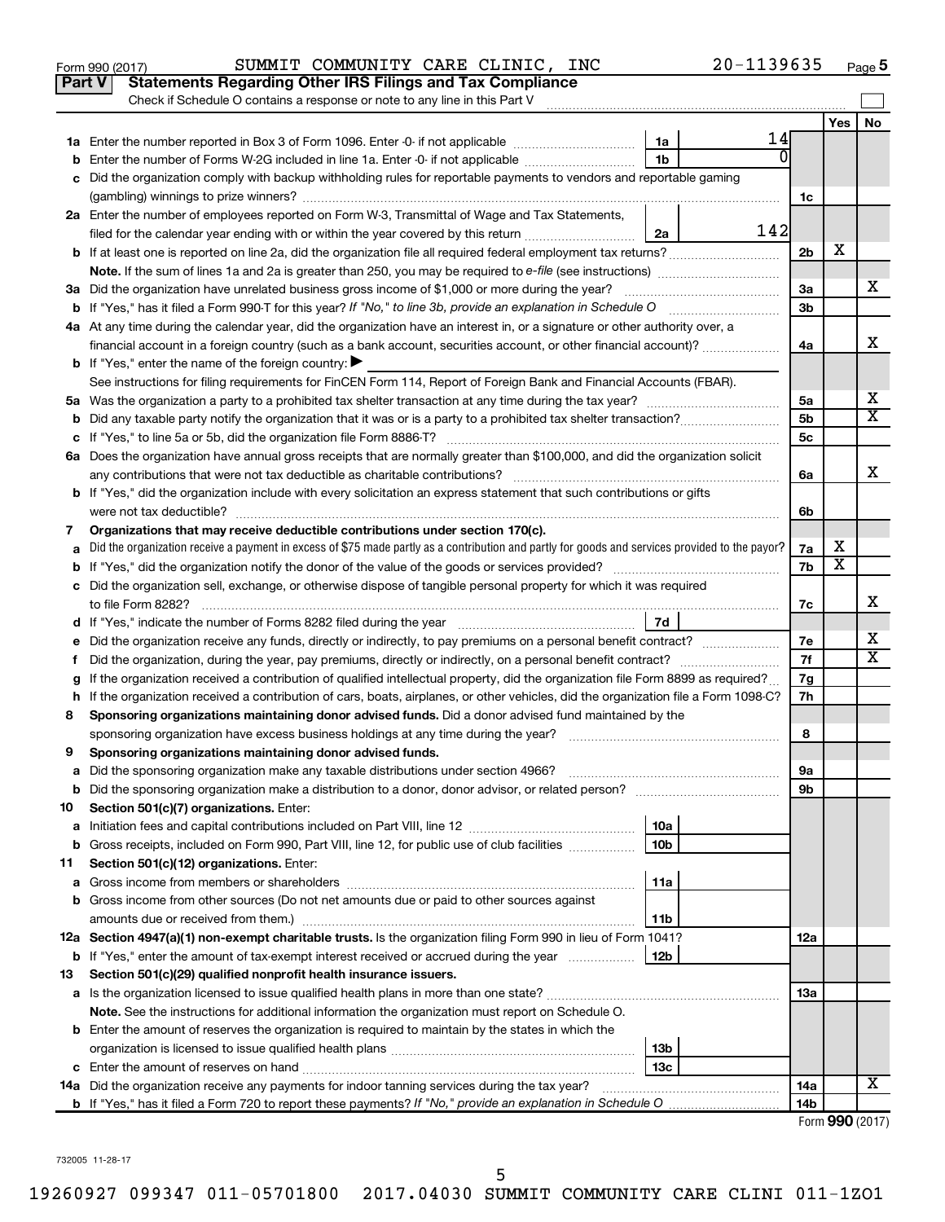Form 990 (2017) SUMMIT COMMUNITY CARE CLINIC, INC 20-1139635 Page 5

## Part V Statements Regarding Other IRS Filings and Tax Compliance

Check if Schedule O contains a response or note to any line in this Part V

| | | | | | Yes | No |
|---|---|---|---|---|---|---|
| **1a** | Enter the number reported in Box 3 of Form 1096. Enter -0- if not applicable | 1a | 14 | | | |
| **b** | Enter the number of Forms W-2G included in line 1a. Enter -0- if not applicable | 1b | 0 | | | |
| **c** | Did the organization comply with backup withholding rules for reportable payments to vendors and reportable gaming (gambling) winnings to prize winners? | | | 1c | | |
| **2a** | Enter the number of employees reported on Form W-3, Transmittal of Wage and Tax Statements, filed for the calendar year ending with or within the year covered by this return | 2a | 142 | | | |
| **b** | If at least one is reported on line 2a, did the organization file all required federal employment tax returns? | | | 2b | X | |
| | **Note.** If the sum of lines 1a and 2a is greater than 250, you may be required to *e-file* (see instructions) | | | | | |
| **3a** | Did the organization have unrelated business gross income of $1,000 or more during the year? | | | 3a | | X |
| **b** | If "Yes," has it filed a Form 990-T for this year? *If "No," to line 3b, provide an explanation in Schedule O* | | | 3b | | |
| **4a** | At any time during the calendar year, did the organization have an interest in, or a signature or other authority over, a financial account in a foreign country (such as a bank account, securities account, or other financial account)? | | | 4a | | X |
| **b** | If "Yes," enter the name of the foreign country: ▶ | | | | | |
| | See instructions for filing requirements for FinCEN Form 114, Report of Foreign Bank and Financial Accounts (FBAR). | | | | | |
| **5a** | Was the organization a party to a prohibited tax shelter transaction at any time during the tax year? | | | 5a | | X |
| **b** | Did any taxable party notify the organization that it was or is a party to a prohibited tax shelter transaction? | | | 5b | | X |
| **c** | If "Yes," to line 5a or 5b, did the organization file Form 8886-T? | | | 5c | | |
| **6a** | Does the organization have annual gross receipts that are normally greater than $100,000, and did the organization solicit any contributions that were not tax deductible as charitable contributions? | | | 6a | | X |
| **b** | If "Yes," did the organization include with every solicitation an express statement that such contributions or gifts were not tax deductible? | | | 6b | | |
| **7** | **Organizations that may receive deductible contributions under section 170(c).** | | | | | |
| **a** | Did the organization receive a payment in excess of $75 made partly as a contribution and partly for goods and services provided to the payor? | | | 7a | X | |
| **b** | If "Yes," did the organization notify the donor of the value of the goods or services provided? | | | 7b | X | |
| **c** | Did the organization sell, exchange, or otherwise dispose of tangible personal property for which it was required to file Form 8282? | | | 7c | | X |
| **d** | If "Yes," indicate the number of Forms 8282 filed during the year | 7d | | | | |
| **e** | Did the organization receive any funds, directly or indirectly, to pay premiums on a personal benefit contract? | | | 7e | | X |
| **f** | Did the organization, during the year, pay premiums, directly or indirectly, on a personal benefit contract? | | | 7f | | X |
| **g** | If the organization received a contribution of qualified intellectual property, did the organization file Form 8899 as required? | | | 7g | | |
| **h** | If the organization received a contribution of cars, boats, airplanes, or other vehicles, did the organization file a Form 1098-C? | | | 7h | | |
| **8** | **Sponsoring organizations maintaining donor advised funds.** Did a donor advised fund maintained by the sponsoring organization have excess business holdings at any time during the year? | | | 8 | | |
| **9** | **Sponsoring organizations maintaining donor advised funds.** | | | | | |
| **a** | Did the sponsoring organization make any taxable distributions under section 4966? | | | 9a | | |
| **b** | Did the sponsoring organization make a distribution to a donor, donor advisor, or related person? | | | 9b | | |
| **10** | **Section 501(c)(7) organizations.** Enter: | | | | | |
| **a** | Initiation fees and capital contributions included on Part VIII, line 12 | 10a | | | | |
| **b** | Gross receipts, included on Form 990, Part VIII, line 12, for public use of club facilities | 10b | | | | |
| **11** | **Section 501(c)(12) organizations.** Enter: | | | | | |
| **a** | Gross income from members or shareholders | 11a | | | | |
| **b** | Gross income from other sources (Do not net amounts due or paid to other sources against amounts due or received from them.) | 11b | | | | |
| **12a** | **Section 4947(a)(1) non-exempt charitable trusts.** Is the organization filing Form 990 in lieu of Form 1041? | | | 12a | | |
| **b** | If "Yes," enter the amount of tax-exempt interest received or accrued during the year | 12b | | | | |
| **13** | **Section 501(c)(29) qualified nonprofit health insurance issuers.** | | | | | |
| **a** | Is the organization licensed to issue qualified health plans in more than one state? | | | 13a | | |
| | **Note.** See the instructions for additional information the organization must report on Schedule O. | | | | | |
| **b** | Enter the amount of reserves the organization is required to maintain by the states in which the organization is licensed to issue qualified health plans | 13b | | | | |
| **c** | Enter the amount of reserves on hand | 13c | | | | |
| **14a** | Did the organization receive any payments for indoor tanning services during the tax year? | | | 14a | | X |
| **b** | If "Yes," has it filed a Form 720 to report these payments? *If "No," provide an explanation in Schedule O* | | | 14b | | |

Form **990** (2017)

732005 11-28-17

19260927 099347 011-05701800 2017.04030 SUMMIT COMMUNITY CARE CLINI 011-1ZO1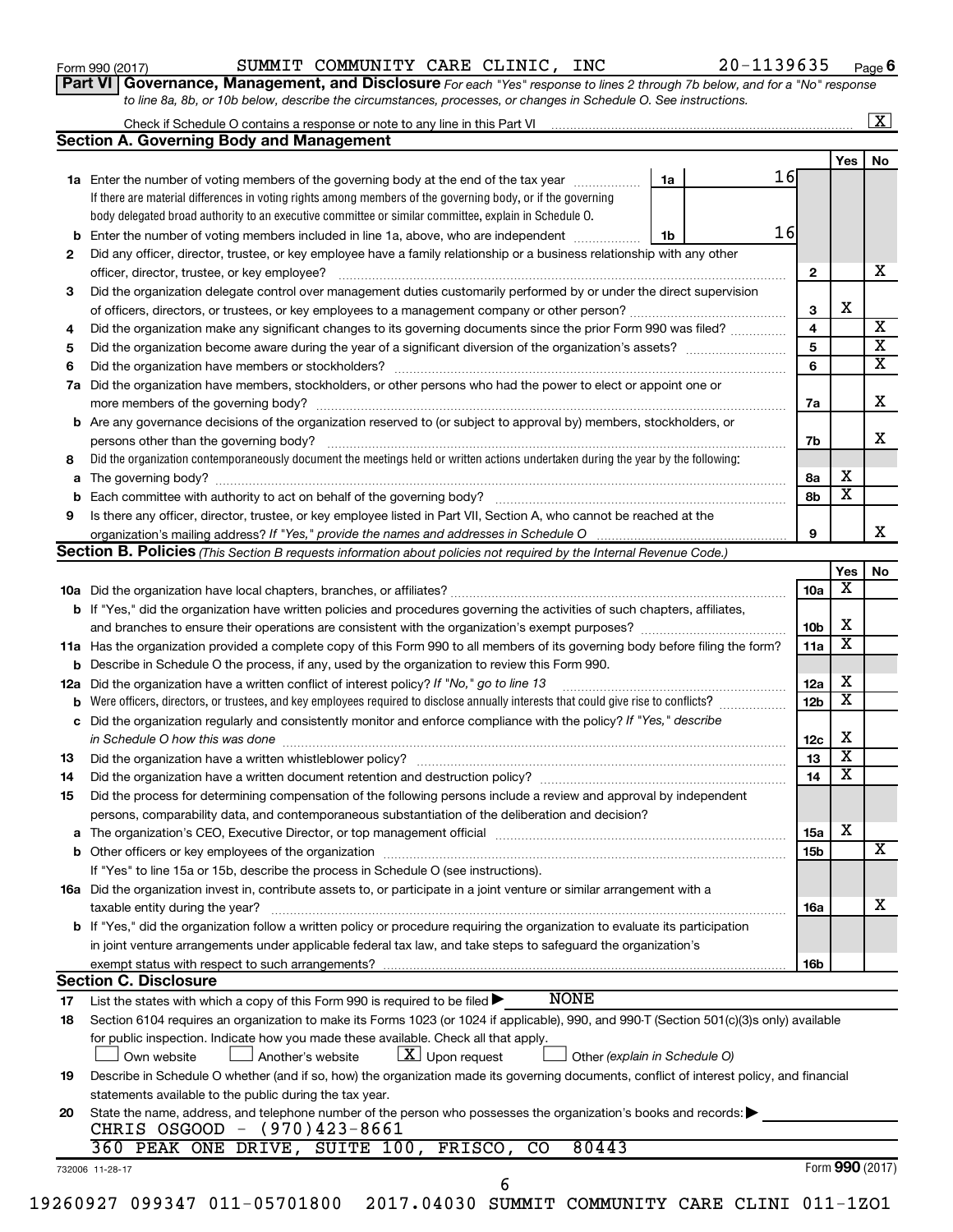Form 990 (2017) SUMMIT COMMUNITY CARE CLINIC, INC 20-1139635 Page 6

**Part VI Governance, Management, and Disclosure** *For each "Yes" response to lines 2 through 7b below, and for a "No" response to line 8a, 8b, or 10b below, describe the circumstances, processes, or changes in Schedule O. See instructions.*

Check if Schedule O contains a response or note to any line in this Part VI [X]

## Section A. Governing Body and Management

| | | | Yes | No |
|---|---|---|---|---|
| 1a | Enter the number of voting members of the governing body at the end of the tax year — 1a: 16<br>If there are material differences in voting rights among members of the governing body, or if the governing body delegated broad authority to an executive committee or similar committee, explain in Schedule O. | | | |
| b | Enter the number of voting members included in line 1a, above, who are independent — 1b: 16 | | | |
| 2 | Did any officer, director, trustee, or key employee have a family relationship or a business relationship with any other officer, director, trustee, or key employee? | 2 | | X |
| 3 | Did the organization delegate control over management duties customarily performed by or under the direct supervision of officers, directors, or trustees, or key employees to a management company or other person? | 3 | X | |
| 4 | Did the organization make any significant changes to its governing documents since the prior Form 990 was filed? | 4 | | X |
| 5 | Did the organization become aware during the year of a significant diversion of the organization's assets? | 5 | | X |
| 6 | Did the organization have members or stockholders? | 6 | | X |
| 7a | Did the organization have members, stockholders, or other persons who had the power to elect or appoint one or more members of the governing body? | 7a | | X |
| b | Are any governance decisions of the organization reserved to (or subject to approval by) members, stockholders, or persons other than the governing body? | 7b | | X |
| 8 | Did the organization contemporaneously document the meetings held or written actions undertaken during the year by the following: | | | |
| a | The governing body? | 8a | X | |
| b | Each committee with authority to act on behalf of the governing body? | 8b | X | |
| 9 | Is there any officer, director, trustee, or key employee listed in Part VII, Section A, who cannot be reached at the organization's mailing address? *If "Yes," provide the names and addresses in Schedule O* | 9 | | X |

## Section B. Policies *(This Section B requests information about policies not required by the Internal Revenue Code.)*

| | | | Yes | No |
|---|---|---|---|---|
| 10a | Did the organization have local chapters, branches, or affiliates? | 10a | X | |
| b | If "Yes," did the organization have written policies and procedures governing the activities of such chapters, affiliates, and branches to ensure their operations are consistent with the organization's exempt purposes? | 10b | X | |
| 11a | Has the organization provided a complete copy of this Form 990 to all members of its governing body before filing the form? | 11a | X | |
| b | Describe in Schedule O the process, if any, used by the organization to review this Form 990. | | | |
| 12a | Did the organization have a written conflict of interest policy? *If "No," go to line 13* | 12a | X | |
| b | Were officers, directors, or trustees, and key employees required to disclose annually interests that could give rise to conflicts? | 12b | X | |
| c | Did the organization regularly and consistently monitor and enforce compliance with the policy? *If "Yes," describe in Schedule O how this was done* | 12c | X | |
| 13 | Did the organization have a written whistleblower policy? | 13 | X | |
| 14 | Did the organization have a written document retention and destruction policy? | 14 | X | |
| 15 | Did the process for determining compensation of the following persons include a review and approval by independent persons, comparability data, and contemporaneous substantiation of the deliberation and decision? | | | |
| a | The organization's CEO, Executive Director, or top management official | 15a | X | |
| b | Other officers or key employees of the organization | 15b | | X |
| | If "Yes" to line 15a or 15b, describe the process in Schedule O (see instructions). | | | |
| 16a | Did the organization invest in, contribute assets to, or participate in a joint venture or similar arrangement with a taxable entity during the year? | 16a | | X |
| b | If "Yes," did the organization follow a written policy or procedure requiring the organization to evaluate its participation in joint venture arrangements under applicable federal tax law, and take steps to safeguard the organization's exempt status with respect to such arrangements? | 16b | | |

## Section C. Disclosure

17 List the states with which a copy of this Form 990 is required to be filed ▶ NONE

18 Section 6104 requires an organization to make its Forms 1023 (or 1024 if applicable), 990, and 990-T (Section 501(c)(3)s only) available for public inspection. Indicate how you made these available. Check all that apply.
[ ] Own website [ ] Another's website [X] Upon request [ ] Other *(explain in Schedule O)*

19 Describe in Schedule O whether (and if so, how) the organization made its governing documents, conflict of interest policy, and financial statements available to the public during the tax year.

20 State the name, address, and telephone number of the person who possesses the organization's books and records: ▶
CHRIS OSGOOD - (970)423-8661
360 PEAK ONE DRIVE, SUITE 100, FRISCO, CO 80443

732006 11-28-17 Form **990** (2017)

19260927 099347 011-05701800 2017.04030 SUMMIT COMMUNITY CARE CLINI 011-1ZO1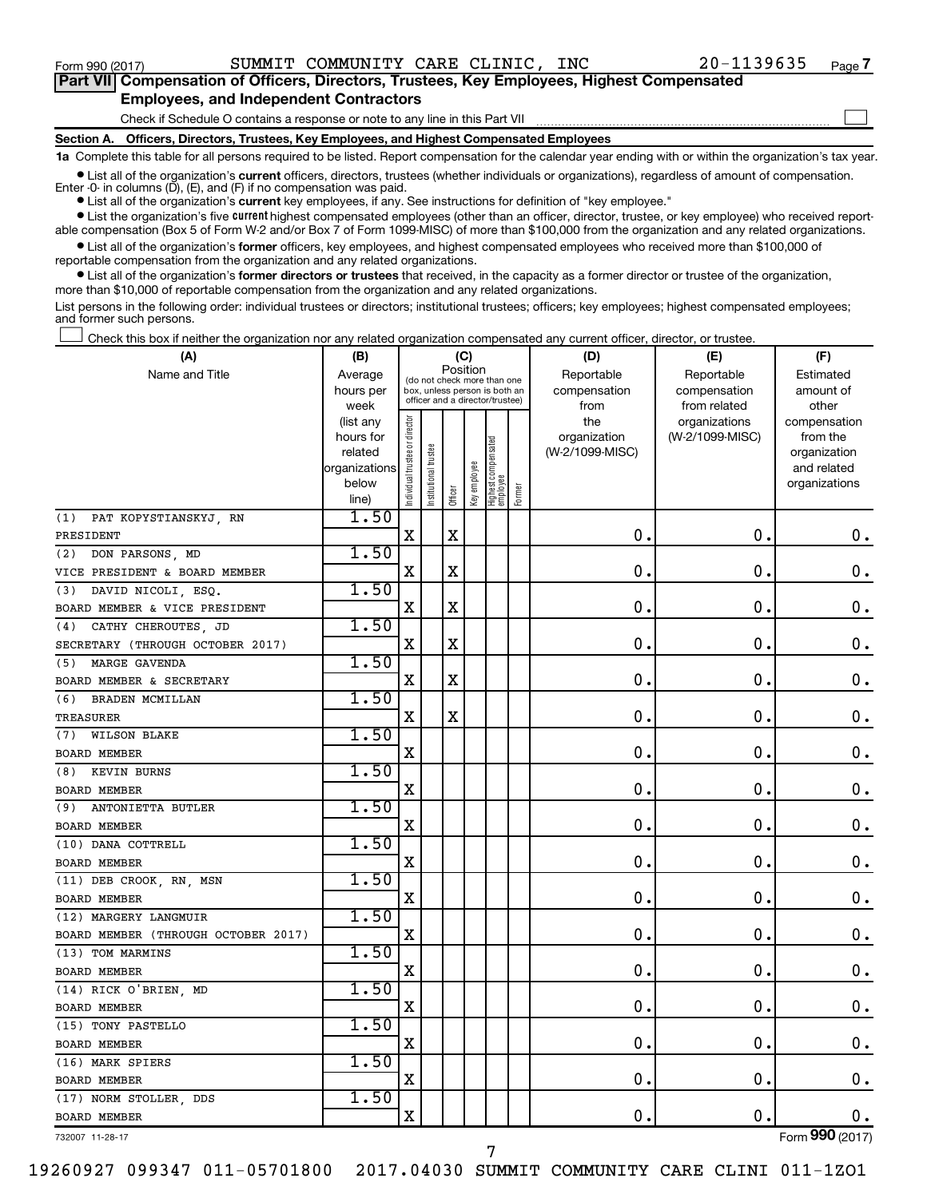Form 990 (2017) SUMMIT COMMUNITY CARE CLINIC, INC 20-1139635 Page 7

## Part VII Compensation of Officers, Directors, Trustees, Key Employees, Highest Compensated Employees, and Independent Contractors

Check if Schedule O contains a response or note to any line in this Part VII

### Section A. Officers, Directors, Trustees, Key Employees, and Highest Compensated Employees

**1a** Complete this table for all persons required to be listed. Report compensation for the calendar year ending with or within the organization's tax year.

- List all of the organization's **current** officers, directors, trustees (whether individuals or organizations), regardless of amount of compensation. Enter -0- in columns (D), (E), and (F) if no compensation was paid.
- List all of the organization's **current** key employees, if any. See instructions for definition of "key employee."
- List the organization's five **current** highest compensated employees (other than an officer, director, trustee, or key employee) who received reportable compensation (Box 5 of Form W-2 and/or Box 7 of Form 1099-MISC) of more than $100,000 from the organization and any related organizations.
- List all of the organization's **former** officers, key employees, and highest compensated employees who received more than $100,000 of reportable compensation from the organization and any related organizations.
- List all of the organization's **former directors or trustees** that received, in the capacity as a former director or trustee of the organization, more than $10,000 of reportable compensation from the organization and any related organizations.

List persons in the following order: individual trustees or directors; institutional trustees; officers; key employees; highest compensated employees; and former such persons.

Check this box if neither the organization nor any related organization compensated any current officer, director, or trustee.

| (A) Name and Title | (B) Average hours per week (list any hours for related organizations below line) | (C) Position: Individual trustee or director | Institutional trustee | Officer | Key employee | Highest compensated employee | Former | (D) Reportable compensation from the organization (W-2/1099-MISC) | (E) Reportable compensation from related organizations (W-2/1099-MISC) | (F) Estimated amount of other compensation from the organization and related organizations |
|---|---|---|---|---|---|---|---|---|---|---|
| (1) PAT KOPYSTIANSKYJ, RN<br>PRESIDENT | 1.50 | X | | X | | | | 0. | 0. | 0. |
| (2) DON PARSONS, MD<br>VICE PRESIDENT & BOARD MEMBER | 1.50 | X | | X | | | | 0. | 0. | 0. |
| (3) DAVID NICOLI, ESQ.<br>BOARD MEMBER & VICE PRESIDENT | 1.50 | X | | X | | | | 0. | 0. | 0. |
| (4) CATHY CHEROUTES, JD<br>SECRETARY (THROUGH OCTOBER 2017) | 1.50 | X | | X | | | | 0. | 0. | 0. |
| (5) MARGE GAVENDA<br>BOARD MEMBER & SECRETARY | 1.50 | X | | X | | | | 0. | 0. | 0. |
| (6) BRADEN MCMILLAN<br>TREASURER | 1.50 | X | | X | | | | 0. | 0. | 0. |
| (7) WILSON BLAKE<br>BOARD MEMBER | 1.50 | X | | | | | | 0. | 0. | 0. |
| (8) KEVIN BURNS<br>BOARD MEMBER | 1.50 | X | | | | | | 0. | 0. | 0. |
| (9) ANTONIETTA BUTLER<br>BOARD MEMBER | 1.50 | X | | | | | | 0. | 0. | 0. |
| (10) DANA COTTRELL<br>BOARD MEMBER | 1.50 | X | | | | | | 0. | 0. | 0. |
| (11) DEB CROOK, RN, MSN<br>BOARD MEMBER | 1.50 | X | | | | | | 0. | 0. | 0. |
| (12) MARGERY LANGMUIR<br>BOARD MEMBER (THROUGH OCTOBER 2017) | 1.50 | X | | | | | | 0. | 0. | 0. |
| (13) TOM MARMINS<br>BOARD MEMBER | 1.50 | X | | | | | | 0. | 0. | 0. |
| (14) RICK O'BRIEN, MD<br>BOARD MEMBER | 1.50 | X | | | | | | 0. | 0. | 0. |
| (15) TONY PASTELLO<br>BOARD MEMBER | 1.50 | X | | | | | | 0. | 0. | 0. |
| (16) MARK SPIERS<br>BOARD MEMBER | 1.50 | X | | | | | | 0. | 0. | 0. |
| (17) NORM STOLLER, DDS<br>BOARD MEMBER | 1.50 | X | | | | | | 0. | 0. | 0. |

732007 11-28-17 Form 990 (2017)

19260927 099347 011-05701800 2017.04030 SUMMIT COMMUNITY CARE CLINI 011-1ZO1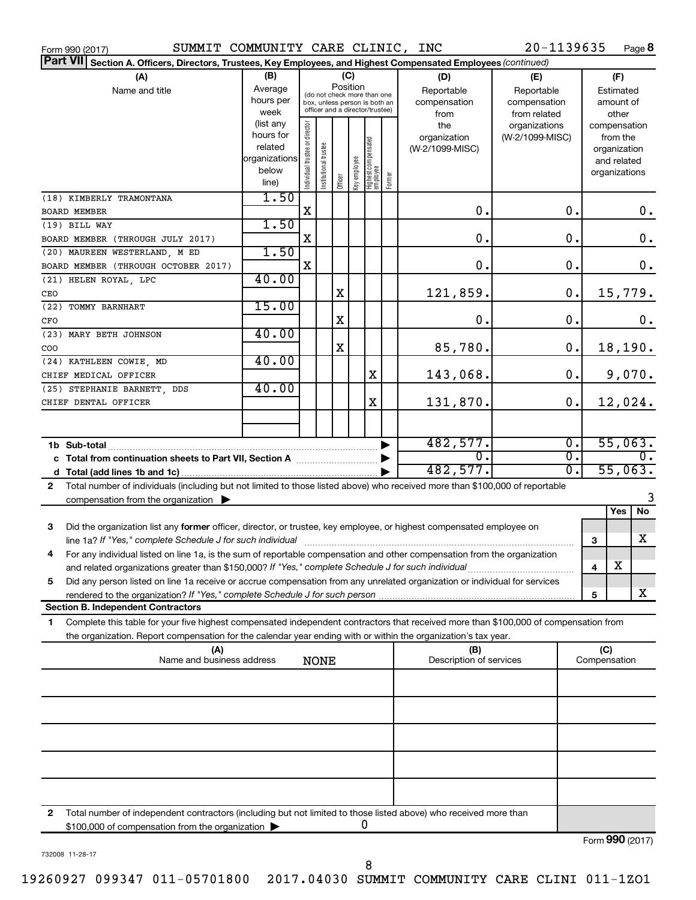Form 990 (2017) SUMMIT COMMUNITY CARE CLINIC, INC 20-1139635 Page 8

**Part VII Section A. Officers, Directors, Trustees, Key Employees, and Highest Compensated Employees** *(continued)*

| (A) Name and title | (B) Average hours per week (list any hours for related organizations below line) | (C) Position: Individual trustee or director | Institutional trustee | Officer | Key employee | Highest compensated employee | Former | (D) Reportable compensation from the organization (W-2/1099-MISC) | (E) Reportable compensation from related organizations (W-2/1099-MISC) | (F) Estimated amount of other compensation from the organization and related organizations |
|---|---|---|---|---|---|---|---|---|---|---|
| (18) KIMBERLY TRAMONTANA<br>BOARD MEMBER | 1.50 | X | | | | | | 0. | 0. | 0. |
| (19) BILL WAY<br>BOARD MEMBER (THROUGH JULY 2017) | 1.50 | X | | | | | | 0. | 0. | 0. |
| (20) MAUREEN WESTERLAND, M ED<br>BOARD MEMBER (THROUGH OCTOBER 2017) | 1.50 | X | | | | | | 0. | 0. | 0. |
| (21) HELEN ROYAL, LPC<br>CEO | 40.00 | | | X | | | | 121,859. | 0. | 15,779. |
| (22) TOMMY BARNHART<br>CFO | 15.00 | | | X | | | | 0. | 0. | 0. |
| (23) MARY BETH JOHNSON<br>COO | 40.00 | | | X | | | | 85,780. | 0. | 18,190. |
| (24) KATHLEEN COWIE, MD<br>CHIEF MEDICAL OFFICER | 40.00 | | | | | X | | 143,068. | 0. | 9,070. |
| (25) STEPHANIE BARNETT, DDS<br>CHIEF DENTAL OFFICER | 40.00 | | | | | X | | 131,870. | 0. | 12,024. |
| | | | | | | | | | | |
| **1b Sub-total** | | | | | | | | 482,577. | 0. | 55,063. |
| **c Total from continuation sheets to Part VII, Section A** | | | | | | | | 0. | 0. | 0. |
| **d Total (add lines 1b and 1c)** | | | | | | | | 482,577. | 0. | 55,063. |

**2** Total number of individuals (including but not limited to those listed above) who received more than $100,000 of reportable compensation from the organization ▶ 3

| | | | Yes | No |
|---|---|---|---|---|
| **3** | Did the organization list any **former** officer, director, or trustee, key employee, or highest compensated employee on line 1a? *If "Yes," complete Schedule J for such individual* | 3 | | X |
| **4** | For any individual listed on line 1a, is the sum of reportable compensation and other compensation from the organization and related organizations greater than $150,000? *If "Yes," complete Schedule J for such individual* | 4 | X | |
| **5** | Did any person listed on line 1a receive or accrue compensation from any unrelated organization or individual for services rendered to the organization? *If "Yes," complete Schedule J for such person* | 5 | | X |

**Section B. Independent Contractors**

**1** Complete this table for your five highest compensated independent contractors that received more than $100,000 of compensation from the organization. Report compensation for the calendar year ending with or within the organization's tax year.

| (A) Name and business address | (B) Description of services | (C) Compensation |
|---|---|---|
| NONE | | |
| | | |
| | | |
| | | |
| | | |

**2** Total number of independent contractors (including but not limited to those listed above) who received more than $100,000 of compensation from the organization ▶ 0

Form **990** (2017)

732008 11-28-17

19260927 099347 011-05701800 2017.04030 SUMMIT COMMUNITY CARE CLINI 011-1ZO1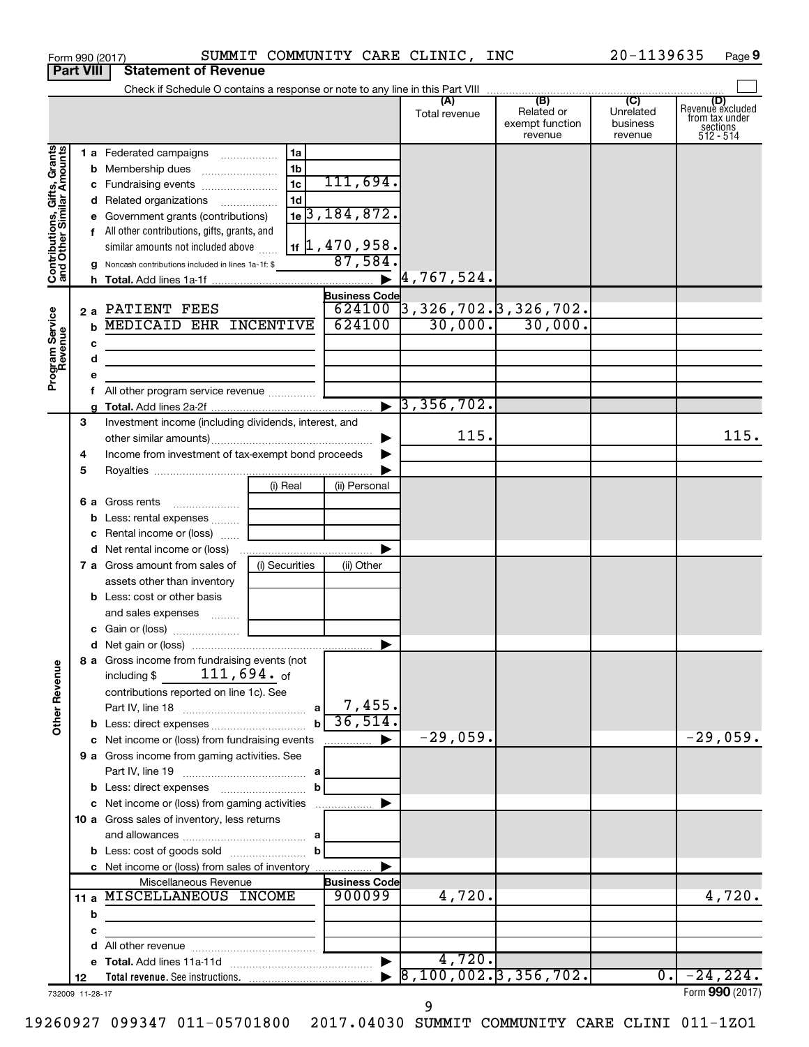Form 990 (2017) SUMMIT COMMUNITY CARE CLINIC, INC 20-1139635 Page **9**

**Part VIII | Statement of Revenue**

Check if Schedule O contains a response or note to any line in this Part VIII

| | | | (A) Total revenue | (B) Related or exempt function revenue | (C) Unrelated business revenue | (D) Revenue excluded from tax under sections 512 - 514 |
|---|---|---|---|---|---|---|
| **Contributions, Gifts, Grants and Other Similar Amounts** | | | | | | |
| 1 a Federated campaigns | 1a | | | | | |
| b Membership dues | 1b | | | | | |
| c Fundraising events | 1c | 111,694. | | | | |
| d Related organizations | 1d | | | | | |
| e Government grants (contributions) | 1e | 3,184,872. | | | | |
| f All other contributions, gifts, grants, and similar amounts not included above | 1f | 1,470,958. | | | | |
| g Noncash contributions included in lines 1a-1f: $ | | 87,584. | | | | |
| h **Total.** Add lines 1a-1f | | ▶ | 4,767,524. | | | |
| **Program Service Revenue** | | **Business Code** | | | | |
| 2 a PATIENT FEES | | 624100 | 3,326,702. | 3,326,702. | | |
| b MEDICAID EHR INCENTIVE | | 624100 | 30,000. | 30,000. | | |
| c | | | | | | |
| d | | | | | | |
| e | | | | | | |
| f All other program service revenue | | | | | | |
| g **Total.** Add lines 2a-2f | | ▶ | 3,356,702. | | | |
| 3 Investment income (including dividends, interest, and other similar amounts) | | ▶ | 115. | | | 115. |
| 4 Income from investment of tax-exempt bond proceeds | | ▶ | | | | |
| 5 Royalties | | ▶ | | | | |
| | (i) Real | (ii) Personal | | | | |
| 6 a Gross rents | | | | | | |
| b Less: rental expenses | | | | | | |
| c Rental income or (loss) | | | | | | |
| d Net rental income or (loss) | | ▶ | | | | |
| 7 a Gross amount from sales of assets other than inventory | (i) Securities | (ii) Other | | | | |
| b Less: cost or other basis and sales expenses | | | | | | |
| c Gain or (loss) | | | | | | |
| d Net gain or (loss) | | ▶ | | | | |
| **Other Revenue** | | | | | | |
| 8 a Gross income from fundraising events (not including $ 111,694. of contributions reported on line 1c). See Part IV, line 18 | a | 7,455. | | | | |
| b Less: direct expenses | b | 36,514. | | | | |
| c Net income or (loss) from fundraising events | | ▶ | -29,059. | | | -29,059. |
| 9 a Gross income from gaming activities. See Part IV, line 19 | a | | | | | |
| b Less: direct expenses | b | | | | | |
| c Net income or (loss) from gaming activities | | ▶ | | | | |
| 10 a Gross sales of inventory, less returns and allowances | a | | | | | |
| b Less: cost of goods sold | b | | | | | |
| c Net income or (loss) from sales of inventory | | ▶ | | | | |
| Miscellaneous Revenue | | **Business Code** | | | | |
| 11 a MISCELLANEOUS INCOME | | 900099 | 4,720. | | | 4,720. |
| b | | | | | | |
| c | | | | | | |
| d All other revenue | | | | | | |
| e **Total.** Add lines 11a-11d | | ▶ | 4,720. | | | |
| 12 **Total revenue.** See instructions. | | ▶ | 8,100,002. | 3,356,702. | 0. | -24,224. |

732009 11-28-17 Form **990** (2017)

19260927 099347 011-05701800 2017.04030 SUMMIT COMMUNITY CARE CLINI 011-1ZO1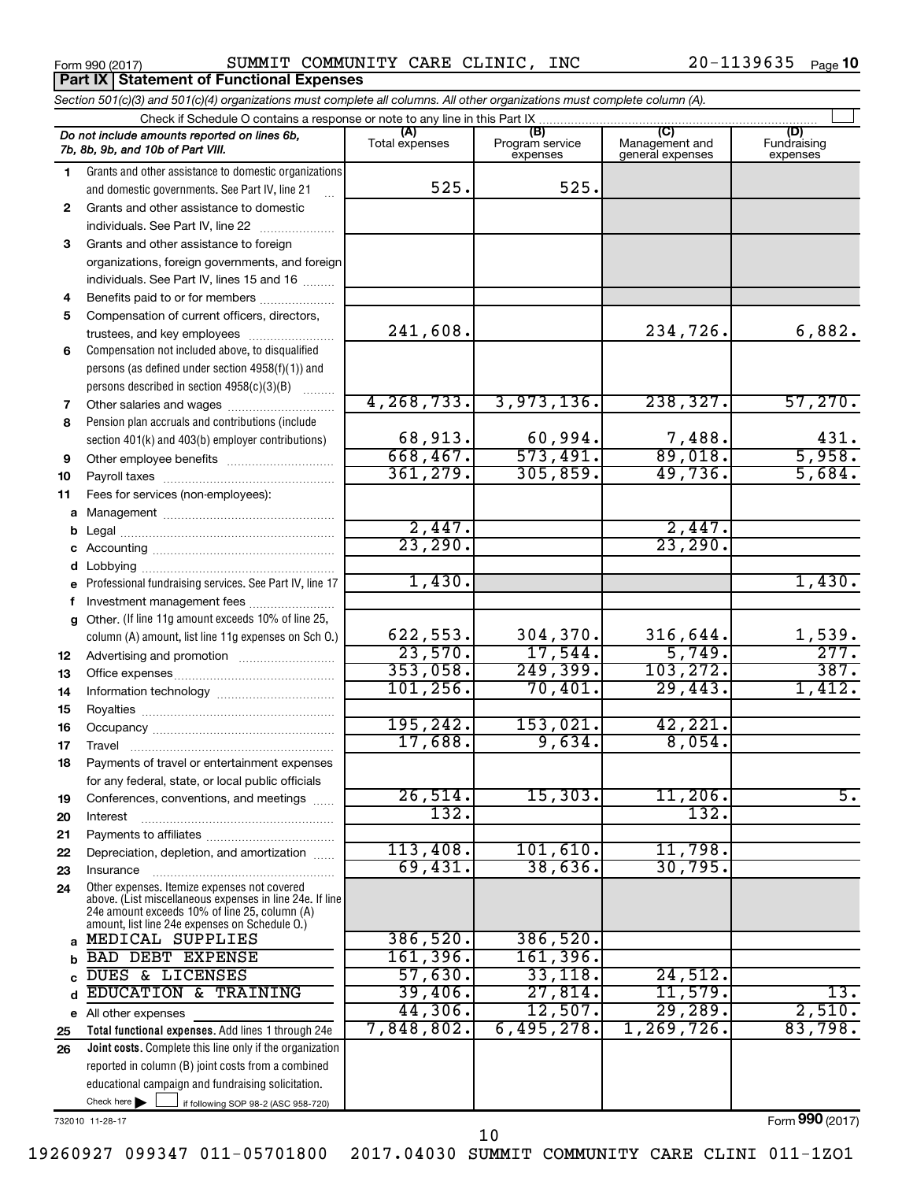Form 990 (2017) SUMMIT COMMUNITY CARE CLINIC, INC 20-1139635 Page **10**

**Part IX | Statement of Functional Expenses**

*Section 501(c)(3) and 501(c)(4) organizations must complete all columns. All other organizations must complete column (A).*

Check if Schedule O contains a response or note to any line in this Part IX ☐

| | *Do not include amounts reported on lines 6b, 7b, 8b, 9b, and 10b of Part VIII.* | (A) Total expenses | (B) Program service expenses | (C) Management and general expenses | (D) Fundraising expenses |
|---|---|---|---|---|---|
| 1 | Grants and other assistance to domestic organizations and domestic governments. See Part IV, line 21 | 525. | 525. | | |
| 2 | Grants and other assistance to domestic individuals. See Part IV, line 22 | | | | |
| 3 | Grants and other assistance to foreign organizations, foreign governments, and foreign individuals. See Part IV, lines 15 and 16 | | | | |
| 4 | Benefits paid to or for members | | | | |
| 5 | Compensation of current officers, directors, trustees, and key employees | 241,608. | | 234,726. | 6,882. |
| 6 | Compensation not included above, to disqualified persons (as defined under section 4958(f)(1)) and persons described in section 4958(c)(3)(B) | | | | |
| 7 | Other salaries and wages | 4,268,733. | 3,973,136. | 238,327. | 57,270. |
| 8 | Pension plan accruals and contributions (include section 401(k) and 403(b) employer contributions) | 68,913. | 60,994. | 7,488. | 431. |
| 9 | Other employee benefits | 668,467. | 573,491. | 89,018. | 5,958. |
| 10 | Payroll taxes | 361,279. | 305,859. | 49,736. | 5,684. |
| 11 | Fees for services (non-employees): | | | | |
| a | Management | | | | |
| b | Legal | 2,447. | | 2,447. | |
| c | Accounting | 23,290. | | 23,290. | |
| d | Lobbying | | | | |
| e | Professional fundraising services. See Part IV, line 17 | 1,430. | | | 1,430. |
| f | Investment management fees | | | | |
| g | Other. (If line 11g amount exceeds 10% of line 25, column (A) amount, list line 11g expenses on Sch O.) | 622,553. | 304,370. | 316,644. | 1,539. |
| 12 | Advertising and promotion | 23,570. | 17,544. | 5,749. | 277. |
| 13 | Office expenses | 353,058. | 249,399. | 103,272. | 387. |
| 14 | Information technology | 101,256. | 70,401. | 29,443. | 1,412. |
| 15 | Royalties | | | | |
| 16 | Occupancy | 195,242. | 153,021. | 42,221. | |
| 17 | Travel | 17,688. | 9,634. | 8,054. | |
| 18 | Payments of travel or entertainment expenses for any federal, state, or local public officials | | | | |
| 19 | Conferences, conventions, and meetings | 26,514. | 15,303. | 11,206. | 5. |
| 20 | Interest | 132. | | 132. | |
| 21 | Payments to affiliates | | | | |
| 22 | Depreciation, depletion, and amortization | 113,408. | 101,610. | 11,798. | |
| 23 | Insurance | 69,431. | 38,636. | 30,795. | |
| 24 | Other expenses. Itemize expenses not covered above. (List miscellaneous expenses in line 24e. If line 24e amount exceeds 10% of line 25, column (A) amount, list line 24e expenses on Schedule O.) | | | | |
| a | MEDICAL SUPPLIES | 386,520. | 386,520. | | |
| b | BAD DEBT EXPENSE | 161,396. | 161,396. | | |
| c | DUES & LICENSES | 57,630. | 33,118. | 24,512. | |
| d | EDUCATION & TRAINING | 39,406. | 27,814. | 11,579. | 13. |
| e | All other expenses | 44,306. | 12,507. | 29,289. | 2,510. |
| 25 | **Total functional expenses.** Add lines 1 through 24e | 7,848,802. | 6,495,278. | 1,269,726. | 83,798. |
| 26 | **Joint costs.** Complete this line only if the organization reported in column (B) joint costs from a combined educational campaign and fundraising solicitation. Check here ☐ if following SOP 98-2 (ASC 958-720) | | | | |

732010 11-28-17

Form **990** (2017)

19260927 099347 011-05701800 2017.04030 SUMMIT COMMUNITY CARE CLINI 011-1ZO1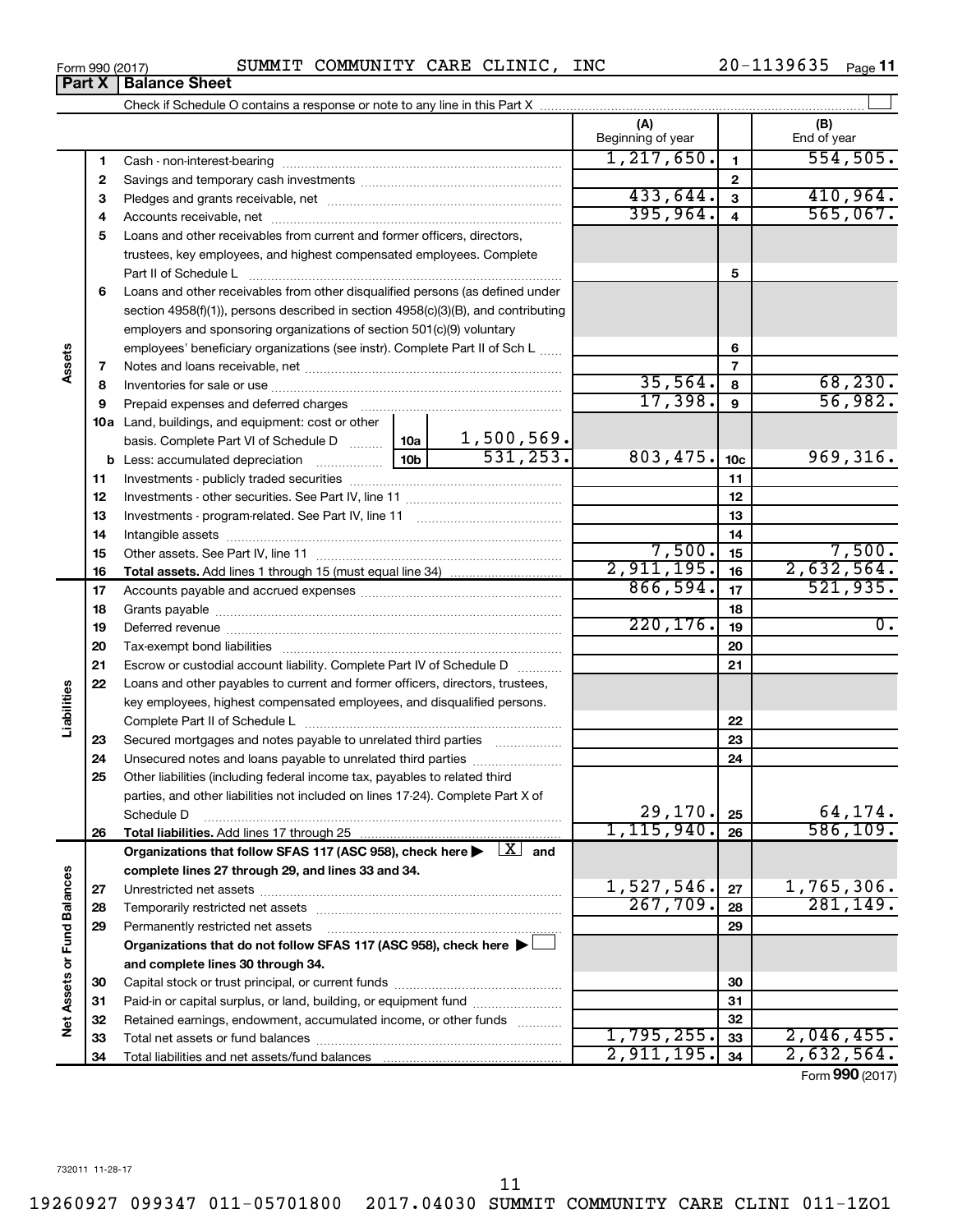Form 990 (2017) SUMMIT COMMUNITY CARE CLINIC, INC 20-1139635

## Part X | Balance Sheet

Check if Schedule O contains a response or note to any line in this Part X

| | | | | | (A) Beginning of year | | (B) End of year |
|---|---|---|---|---|---|---|---|
| **Assets** | 1 | Cash - non-interest-bearing | | | 1,217,650. | 1 | 554,505. |
| | 2 | Savings and temporary cash investments | | | | 2 | |
| | 3 | Pledges and grants receivable, net | | | 433,644. | 3 | 410,964. |
| | 4 | Accounts receivable, net | | | 395,964. | 4 | 565,067. |
| | 5 | Loans and other receivables from current and former officers, directors, trustees, key employees, and highest compensated employees. Complete Part II of Schedule L | | | | 5 | |
| | 6 | Loans and other receivables from other disqualified persons (as defined under section 4958(f)(1)), persons described in section 4958(c)(3)(B), and contributing employers and sponsoring organizations of section 501(c)(9) voluntary employees' beneficiary organizations (see instr). Complete Part II of Sch L | | | | 6 | |
| | 7 | Notes and loans receivable, net | | | | 7 | |
| | 8 | Inventories for sale or use | | | 35,564. | 8 | 68,230. |
| | 9 | Prepaid expenses and deferred charges | | | 17,398. | 9 | 56,982. |
| | 10a | Land, buildings, and equipment: cost or other basis. Complete Part VI of Schedule D | 10a | 1,500,569. | | | |
| | b | Less: accumulated depreciation | 10b | 531,253. | 803,475. | 10c | 969,316. |
| | 11 | Investments - publicly traded securities | | | | 11 | |
| | 12 | Investments - other securities. See Part IV, line 11 | | | | 12 | |
| | 13 | Investments - program-related. See Part IV, line 11 | | | | 13 | |
| | 14 | Intangible assets | | | | 14 | |
| | 15 | Other assets. See Part IV, line 11 | | | 7,500. | 15 | 7,500. |
| | 16 | **Total assets.** Add lines 1 through 15 (must equal line 34) | | | 2,911,195. | 16 | 2,632,564. |
| **Liabilities** | 17 | Accounts payable and accrued expenses | | | 866,594. | 17 | 521,935. |
| | 18 | Grants payable | | | | 18 | |
| | 19 | Deferred revenue | | | 220,176. | 19 | 0. |
| | 20 | Tax-exempt bond liabilities | | | | 20 | |
| | 21 | Escrow or custodial account liability. Complete Part IV of Schedule D | | | | 21 | |
| | 22 | Loans and other payables to current and former officers, directors, trustees, key employees, highest compensated employees, and disqualified persons. Complete Part II of Schedule L | | | | 22 | |
| | 23 | Secured mortgages and notes payable to unrelated third parties | | | | 23 | |
| | 24 | Unsecured notes and loans payable to unrelated third parties | | | | 24 | |
| | 25 | Other liabilities (including federal income tax, payables to related third parties, and other liabilities not included on lines 17-24). Complete Part X of Schedule D | | | 29,170. | 25 | 64,174. |
| | 26 | **Total liabilities.** Add lines 17 through 25 | | | 1,115,940. | 26 | 586,109. |
| **Net Assets or Fund Balances** | | **Organizations that follow SFAS 117 (ASC 958), check here ▶ [X] and complete lines 27 through 29, and lines 33 and 34.** | | | | | |
| | 27 | Unrestricted net assets | | | 1,527,546. | 27 | 1,765,306. |
| | 28 | Temporarily restricted net assets | | | 267,709. | 28 | 281,149. |
| | 29 | Permanently restricted net assets | | | | 29 | |
| | | **Organizations that do not follow SFAS 117 (ASC 958), check here ▶ [ ] and complete lines 30 through 34.** | | | | | |
| | 30 | Capital stock or trust principal, or current funds | | | | 30 | |
| | 31 | Paid-in or capital surplus, or land, building, or equipment fund | | | | 31 | |
| | 32 | Retained earnings, endowment, accumulated income, or other funds | | | | 32 | |
| | 33 | Total net assets or fund balances | | | 1,795,255. | 33 | 2,046,455. |
| | 34 | Total liabilities and net assets/fund balances | | | 2,911,195. | 34 | 2,632,564. |

Form **990** (2017)

732011 11-28-17

19260927 099347 011-05701800 2017.04030 SUMMIT COMMUNITY CARE CLINI 011-1ZO1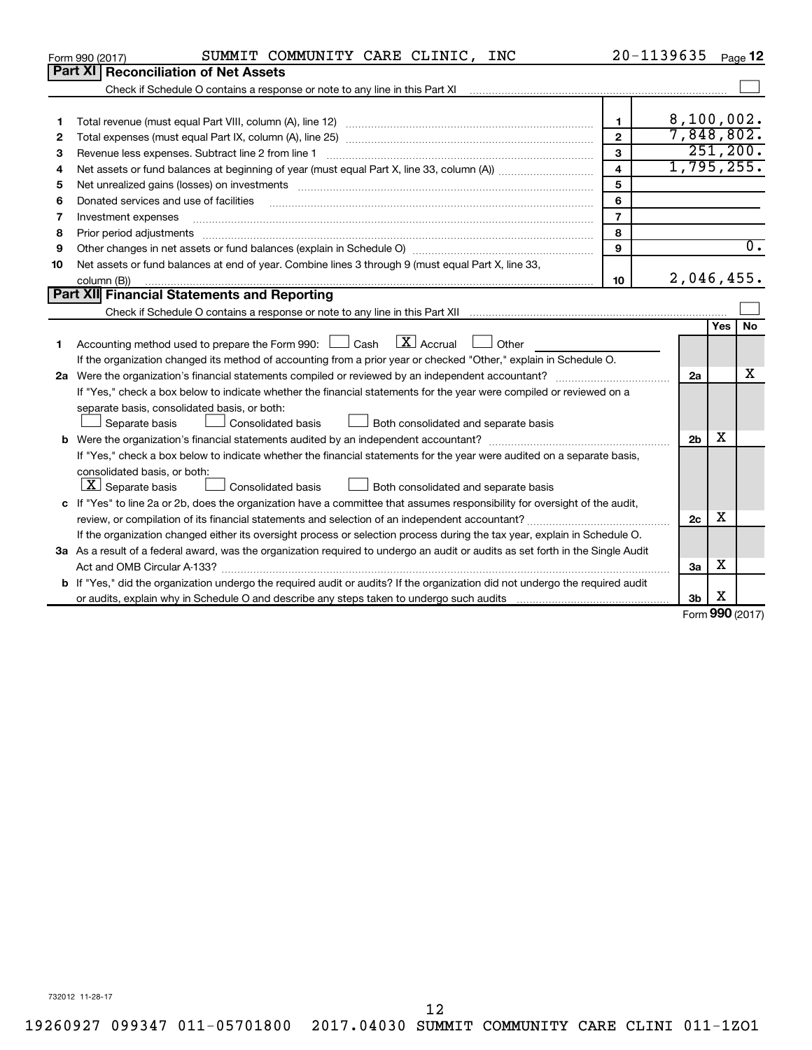Form 990 (2017) SUMMIT COMMUNITY CARE CLINIC, INC 20-1139635

## Part XI Reconciliation of Net Assets

Check if Schedule O contains a response or note to any line in this Part XI ☐

| | | | |
|---|---|---|---|
| 1 | Total revenue (must equal Part VIII, column (A), line 12) | 1 | 8,100,002. |
| 2 | Total expenses (must equal Part IX, column (A), line 25) | 2 | 7,848,802. |
| 3 | Revenue less expenses. Subtract line 2 from line 1 | 3 | 251,200. |
| 4 | Net assets or fund balances at beginning of year (must equal Part X, line 33, column (A)) | 4 | 1,795,255. |
| 5 | Net unrealized gains (losses) on investments | 5 | |
| 6 | Donated services and use of facilities | 6 | |
| 7 | Investment expenses | 7 | |
| 8 | Prior period adjustments | 8 | |
| 9 | Other changes in net assets or fund balances (explain in Schedule O) | 9 | 0. |
| 10 | Net assets or fund balances at end of year. Combine lines 3 through 9 (must equal Part X, line 33, column (B)) | 10 | 2,046,455. |

## Part XII Financial Statements and Reporting

Check if Schedule O contains a response or note to any line in this Part XII ☐

| | | | Yes | No |
|---|---|---|---|---|
| 1 | Accounting method used to prepare the Form 990: ☐ Cash ☒ Accrual ☐ Other<br>If the organization changed its method of accounting from a prior year or checked "Other," explain in Schedule O. | | | |
| 2a | Were the organization's financial statements compiled or reviewed by an independent accountant?<br>If "Yes," check a box below to indicate whether the financial statements for the year were compiled or reviewed on a separate basis, consolidated basis, or both:<br>☐ Separate basis ☐ Consolidated basis ☐ Both consolidated and separate basis | 2a | | X |
| b | Were the organization's financial statements audited by an independent accountant?<br>If "Yes," check a box below to indicate whether the financial statements for the year were audited on a separate basis, consolidated basis, or both:<br>☒ Separate basis ☐ Consolidated basis ☐ Both consolidated and separate basis | 2b | X | |
| c | If "Yes" to line 2a or 2b, does the organization have a committee that assumes responsibility for oversight of the audit, review, or compilation of its financial statements and selection of an independent accountant?<br>If the organization changed either its oversight process or selection process during the tax year, explain in Schedule O. | 2c | X | |
| 3a | As a result of a federal award, was the organization required to undergo an audit or audits as set forth in the Single Audit Act and OMB Circular A-133? | 3a | X | |
| b | If "Yes," did the organization undergo the required audit or audits? If the organization did not undergo the required audit or audits, explain why in Schedule O and describe any steps taken to undergo such audits | 3b | X | |

Form 990 (2017)

732012 11-28-17

19260927 099347 011-05701800 2017.04030 SUMMIT COMMUNITY CARE CLINI 011-1ZO1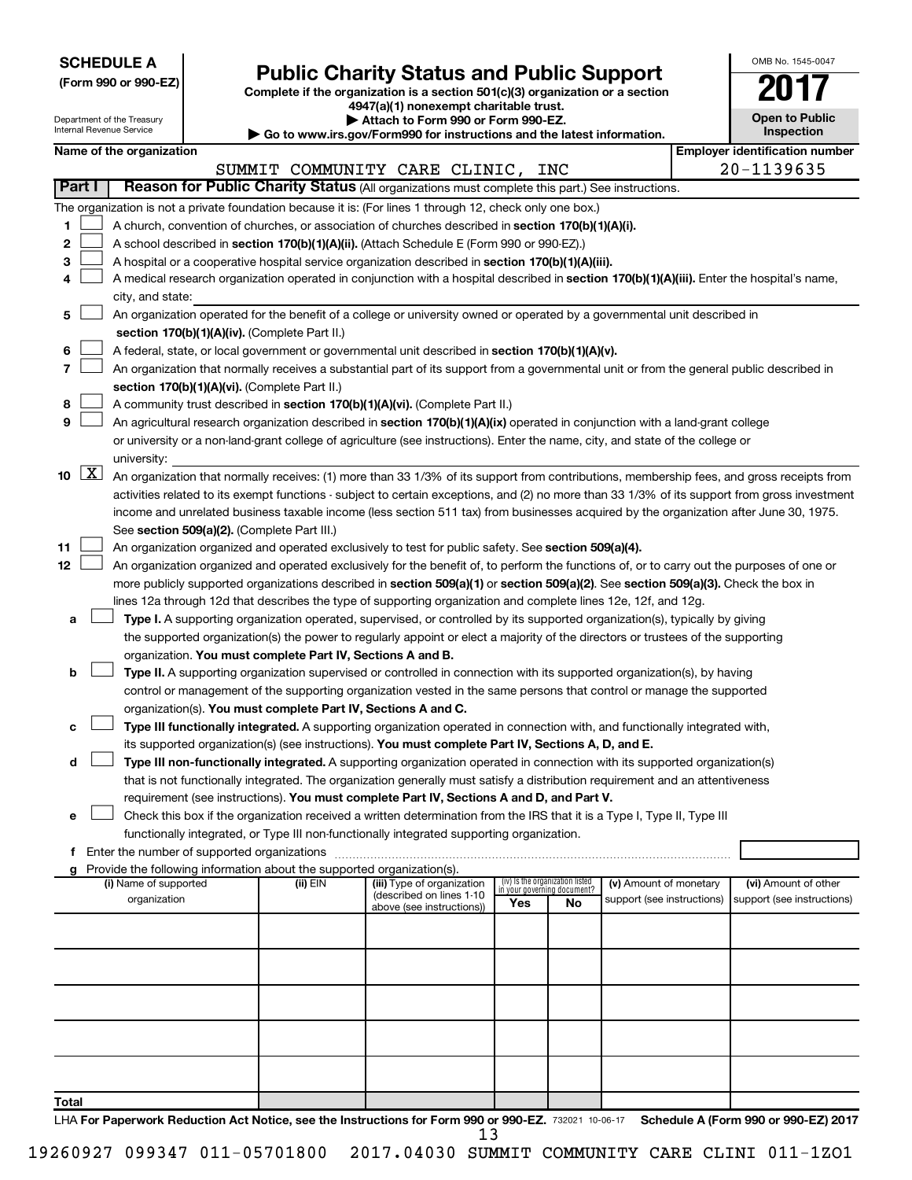**SCHEDULE A**
**(Form 990 or 990-EZ)**

Department of the Treasury
Internal Revenue Service

# Public Charity Status and Public Support

**Complete if the organization is a section 501(c)(3) organization or a section 4947(a)(1) nonexempt charitable trust.**
**▶ Attach to Form 990 or Form 990-EZ.**
**▶ Go to www.irs.gov/Form990 for instructions and the latest information.**

OMB No. 1545-0047

**2017**

**Open to Public Inspection**

| Name of the organization | Employer identification number |
|---|---|
| SUMMIT COMMUNITY CARE CLINIC, INC | 20-1139635 |

**Part I | Reason for Public Charity Status** (All organizations must complete this part.) See instructions.

The organization is not a private foundation because it is: (For lines 1 through 12, check only one box.)

1 ☐ A church, convention of churches, or association of churches described in **section 170(b)(1)(A)(i).**

2 ☐ A school described in **section 170(b)(1)(A)(ii).** (Attach Schedule E (Form 990 or 990-EZ).)

3 ☐ A hospital or a cooperative hospital service organization described in **section 170(b)(1)(A)(iii).**

4 ☐ A medical research organization operated in conjunction with a hospital described in **section 170(b)(1)(A)(iii).** Enter the hospital's name, city, and state:

5 ☐ An organization operated for the benefit of a college or university owned or operated by a governmental unit described in **section 170(b)(1)(A)(iv).** (Complete Part II.)

6 ☐ A federal, state, or local government or governmental unit described in **section 170(b)(1)(A)(v).**

7 ☐ An organization that normally receives a substantial part of its support from a governmental unit or from the general public described in **section 170(b)(1)(A)(vi).** (Complete Part II.)

8 ☐ A community trust described in **section 170(b)(1)(A)(vi).** (Complete Part II.)

9 ☐ An agricultural research organization described in **section 170(b)(1)(A)(ix)** operated in conjunction with a land-grant college or university or a non-land-grant college of agriculture (see instructions). Enter the name, city, and state of the college or university:

10 ☒ An organization that normally receives: (1) more than 33 1/3% of its support from contributions, membership fees, and gross receipts from activities related to its exempt functions - subject to certain exceptions, and (2) no more than 33 1/3% of its support from gross investment income and unrelated business taxable income (less section 511 tax) from businesses acquired by the organization after June 30, 1975. See **section 509(a)(2).** (Complete Part III.)

11 ☐ An organization organized and operated exclusively to test for public safety. See **section 509(a)(4).**

12 ☐ An organization organized and operated exclusively for the benefit of, to perform the functions of, or to carry out the purposes of one or more publicly supported organizations described in **section 509(a)(1)** or **section 509(a)(2)**. See **section 509(a)(3).** Check the box in lines 12a through 12d that describes the type of supporting organization and complete lines 12e, 12f, and 12g.

a ☐ **Type I.** A supporting organization operated, supervised, or controlled by its supported organization(s), typically by giving the supported organization(s) the power to regularly appoint or elect a majority of the directors or trustees of the supporting organization. **You must complete Part IV, Sections A and B.**

b ☐ **Type II.** A supporting organization supervised or controlled in connection with its supported organization(s), by having control or management of the supporting organization vested in the same persons that control or manage the supported organization(s). **You must complete Part IV, Sections A and C.**

c ☐ **Type III functionally integrated.** A supporting organization operated in connection with, and functionally integrated with, its supported organization(s) (see instructions). **You must complete Part IV, Sections A, D, and E.**

d ☐ **Type III non-functionally integrated.** A supporting organization operated in connection with its supported organization(s) that is not functionally integrated. The organization generally must satisfy a distribution requirement and an attentiveness requirement (see instructions). **You must complete Part IV, Sections A and D, and Part V.**

e ☐ Check this box if the organization received a written determination from the IRS that it is a Type I, Type II, Type III functionally integrated, or Type III non-functionally integrated supporting organization.

f Enter the number of supported organizations

g Provide the following information about the supported organization(s).

| (i) Name of supported organization | (ii) EIN | (iii) Type of organization (described on lines 1-10 above (see instructions)) | (iv) Is the organization listed in your governing document? Yes | No | (v) Amount of monetary support (see instructions) | (vi) Amount of other support (see instructions) |
|---|---|---|---|---|---|---|
| | | | | | | |
| | | | | | | |
| | | | | | | |
| | | | | | | |
| | | | | | | |
| **Total** | | | | | | |

LHA **For Paperwork Reduction Act Notice, see the Instructions for Form 990 or 990-EZ.** 732021 10-06-17 **Schedule A (Form 990 or 990-EZ) 2017**

19260927 099347 011-05701800 2017.04030 SUMMIT COMMUNITY CARE CLINI 011-1ZO1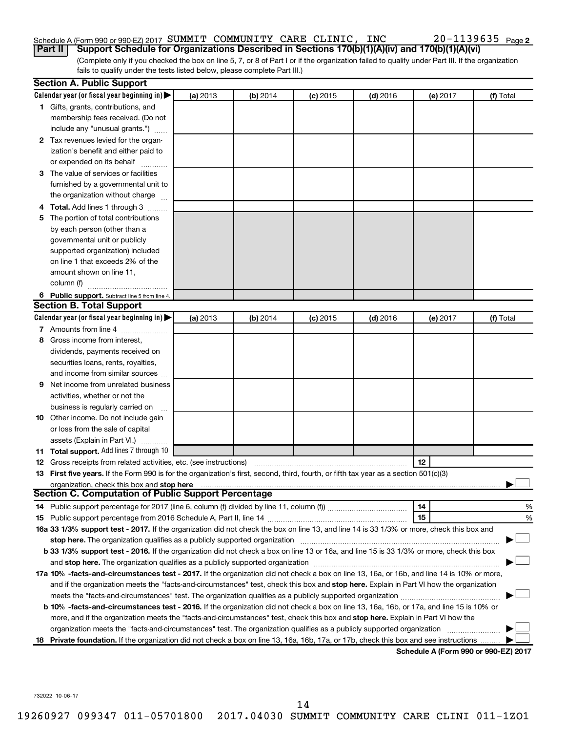Schedule A (Form 990 or 990-EZ) 2017 SUMMIT COMMUNITY CARE CLINIC, INC 20-1139635 Page 2

**Part II** **Support Schedule for Organizations Described in Sections 170(b)(1)(A)(iv) and 170(b)(1)(A)(vi)**

(Complete only if you checked the box on line 5, 7, or 8 of Part I or if the organization failed to qualify under Part III. If the organization fails to qualify under the tests listed below, please complete Part III.)

## Section A. Public Support

| Calendar year (or fiscal year beginning in) ▶ | (a) 2013 | (b) 2014 | (c) 2015 | (d) 2016 | (e) 2017 | (f) Total |
|---|---|---|---|---|---|---|
| **1** Gifts, grants, contributions, and membership fees received. (Do not include any "unusual grants.") | | | | | | |
| **2** Tax revenues levied for the organization's benefit and either paid to or expended on its behalf | | | | | | |
| **3** The value of services or facilities furnished by a governmental unit to the organization without charge | | | | | | |
| **4** **Total.** Add lines 1 through 3 | | | | | | |
| **5** The portion of total contributions by each person (other than a governmental unit or publicly supported organization) included on line 1 that exceeds 2% of the amount shown on line 11, column (f) | | | | | | |
| **6** **Public support.** Subtract line 5 from line 4. | | | | | | |

## Section B. Total Support

| Calendar year (or fiscal year beginning in) ▶ | (a) 2013 | (b) 2014 | (c) 2015 | (d) 2016 | (e) 2017 | (f) Total |
|---|---|---|---|---|---|---|
| **7** Amounts from line 4 | | | | | | |
| **8** Gross income from interest, dividends, payments received on securities loans, rents, royalties, and income from similar sources | | | | | | |
| **9** Net income from unrelated business activities, whether or not the business is regularly carried on | | | | | | |
| **10** Other income. Do not include gain or loss from the sale of capital assets (Explain in Part VI.) | | | | | | |
| **11** **Total support.** Add lines 7 through 10 | | | | | | |

**12** Gross receipts from related activities, etc. (see instructions) | **12** |

**13** **First five years.** If the Form 990 is for the organization's first, second, third, fourth, or fifth tax year as a section 501(c)(3) organization, check this box and **stop here** ▶ ☐

## Section C. Computation of Public Support Percentage

**14** Public support percentage for 2017 (line 6, column (f) divided by line 11, column (f)) | **14** | %

**15** Public support percentage from 2016 Schedule A, Part II, line 14 | **15** | %

**16a** **33 1/3% support test - 2017.** If the organization did not check the box on line 13, and line 14 is 33 1/3% or more, check this box and **stop here.** The organization qualifies as a publicly supported organization ▶ ☐

**b** **33 1/3% support test - 2016.** If the organization did not check a box on line 13 or 16a, and line 15 is 33 1/3% or more, check this box and **stop here.** The organization qualifies as a publicly supported organization ▶ ☐

**17a** **10% -facts-and-circumstances test - 2017.** If the organization did not check a box on line 13, 16a, or 16b, and line 14 is 10% or more, and if the organization meets the "facts-and-circumstances" test, check this box and **stop here.** Explain in Part VI how the organization meets the "facts-and-circumstances" test. The organization qualifies as a publicly supported organization ▶ ☐

**b** **10% -facts-and-circumstances test - 2016.** If the organization did not check a box on line 13, 16a, 16b, or 17a, and line 15 is 10% or more, and if the organization meets the "facts-and-circumstances" test, check this box and **stop here.** Explain in Part VI how the organization meets the "facts-and-circumstances" test. The organization qualifies as a publicly supported organization ▶ ☐

**18** **Private foundation.** If the organization did not check a box on line 13, 16a, 16b, 17a, or 17b, check this box and see instructions ▶ ☐

**Schedule A (Form 990 or 990-EZ) 2017**

732022 10-06-17

19260927 099347 011-05701800 2017.04030 SUMMIT COMMUNITY CARE CLINI 011-1ZO1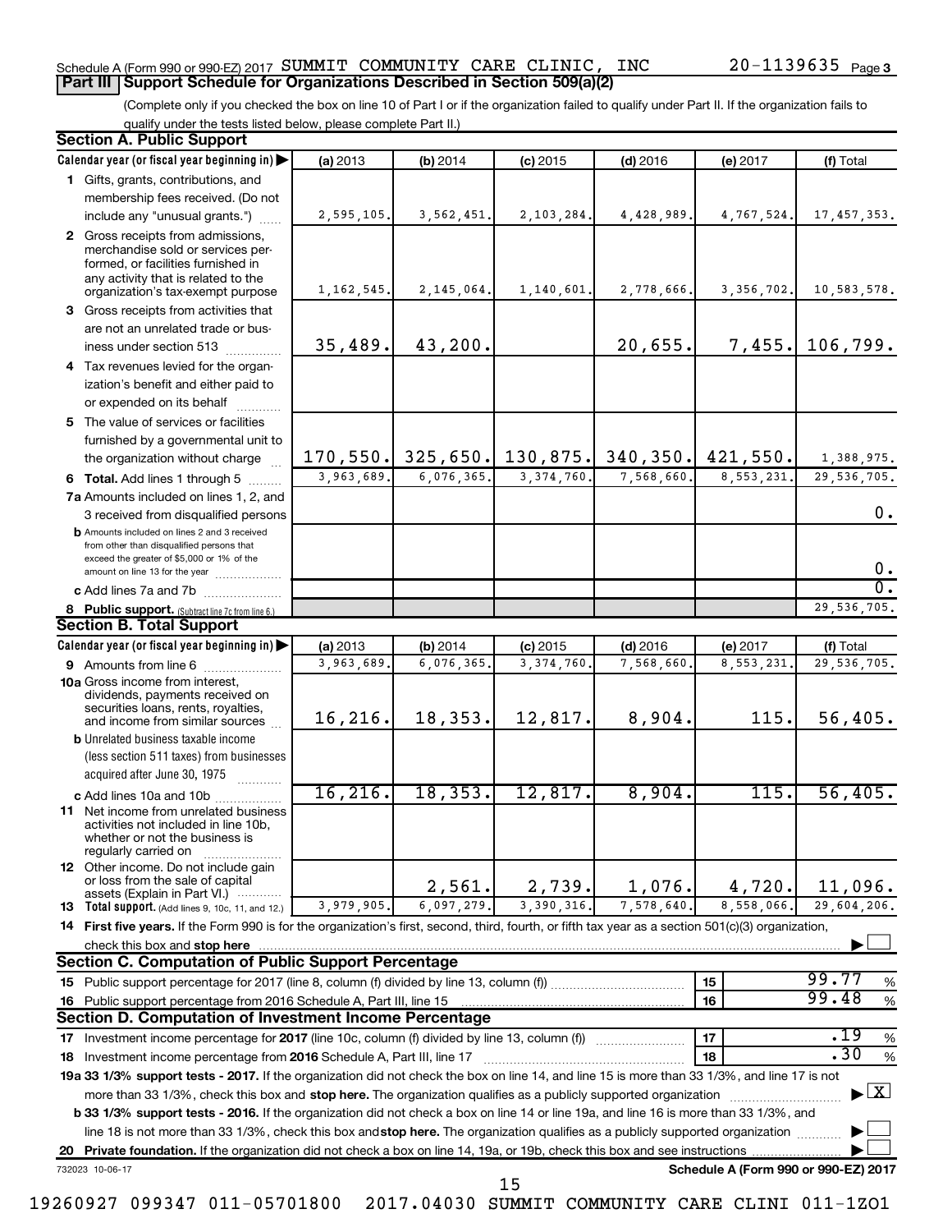Schedule A (Form 990 or 990-EZ) 2017 SUMMIT COMMUNITY CARE CLINIC, INC 20-1139635 Page 3

## Part III Support Schedule for Organizations Described in Section 509(a)(2)

(Complete only if you checked the box on line 10 of Part I or if the organization failed to qualify under Part II. If the organization fails to qualify under the tests listed below, please complete Part II.)

### Section A. Public Support

| Calendar year (or fiscal year beginning in) | (a) 2013 | (b) 2014 | (c) 2015 | (d) 2016 | (e) 2017 | (f) Total |
|---|---|---|---|---|---|---|
| 1 Gifts, grants, contributions, and membership fees received. (Do not include any "unusual grants.") | 2,595,105. | 3,562,451. | 2,103,284. | 4,428,989. | 4,767,524. | 17,457,353. |
| 2 Gross receipts from admissions, merchandise sold or services performed, or facilities furnished in any activity that is related to the organization's tax-exempt purpose | 1,162,545. | 2,145,064. | 1,140,601. | 2,778,666. | 3,356,702. | 10,583,578. |
| 3 Gross receipts from activities that are not an unrelated trade or business under section 513 | 35,489. | 43,200. | | 20,655. | 7,455. | 106,799. |
| 4 Tax revenues levied for the organization's benefit and either paid to or expended on its behalf | | | | | | |
| 5 The value of services or facilities furnished by a governmental unit to the organization without charge | 170,550. | 325,650. | 130,875. | 340,350. | 421,550. | 1,388,975. |
| 6 Total. Add lines 1 through 5 | 3,963,689. | 6,076,365. | 3,374,760. | 7,568,660. | 8,553,231. | 29,536,705. |
| 7a Amounts included on lines 1, 2, and 3 received from disqualified persons | | | | | | 0. |
| b Amounts included on lines 2 and 3 received from other than disqualified persons that exceed the greater of $5,000 or 1% of the amount on line 13 for the year | | | | | | 0. |
| c Add lines 7a and 7b | | | | | | 0. |
| 8 Public support. (Subtract line 7c from line 6.) | | | | | | 29,536,705. |

### Section B. Total Support

| Calendar year (or fiscal year beginning in) | (a) 2013 | (b) 2014 | (c) 2015 | (d) 2016 | (e) 2017 | (f) Total |
|---|---|---|---|---|---|---|
| 9 Amounts from line 6 | 3,963,689. | 6,076,365. | 3,374,760. | 7,568,660. | 8,553,231. | 29,536,705. |
| 10a Gross income from interest, dividends, payments received on securities loans, rents, royalties, and income from similar sources | 16,216. | 18,353. | 12,817. | 8,904. | 115. | 56,405. |
| b Unrelated business taxable income (less section 511 taxes) from businesses acquired after June 30, 1975 | | | | | | |
| c Add lines 10a and 10b | 16,216. | 18,353. | 12,817. | 8,904. | 115. | 56,405. |
| 11 Net income from unrelated business activities not included in line 10b, whether or not the business is regularly carried on | | | | | | |
| 12 Other income. Do not include gain or loss from the sale of capital assets (Explain in Part VI.) | | 2,561. | 2,739. | 1,076. | 4,720. | 11,096. |
| 13 Total support. (Add lines 9, 10c, 11, and 12.) | 3,979,905. | 6,097,279. | 3,390,316. | 7,578,640. | 8,558,066. | 29,604,206. |

14 First five years. If the Form 990 is for the organization's first, second, third, fourth, or fifth tax year as a section 501(c)(3) organization, check this box and stop here ☐

### Section C. Computation of Public Support Percentage

| | | |
|---|---|---|
| 15 Public support percentage for 2017 (line 8, column (f) divided by line 13, column (f)) | 15 | 99.77 % |
| 16 Public support percentage from 2016 Schedule A, Part III, line 15 | 16 | 99.48 % |

### Section D. Computation of Investment Income Percentage

| | | |
|---|---|---|
| 17 Investment income percentage for 2017 (line 10c, column (f) divided by line 13, column (f)) | 17 | .19 % |
| 18 Investment income percentage from 2016 Schedule A, Part III, line 17 | 18 | .30 % |

19a 33 1/3% support tests - 2017. If the organization did not check the box on line 14, and line 15 is more than 33 1/3%, and line 17 is not more than 33 1/3%, check this box and stop here. The organization qualifies as a publicly supported organization ☒

b 33 1/3% support tests - 2016. If the organization did not check a box on line 14 or line 19a, and line 16 is more than 33 1/3%, and line 18 is not more than 33 1/3%, check this box and stop here. The organization qualifies as a publicly supported organization ☐

20 Private foundation. If the organization did not check a box on line 14, 19a, or 19b, check this box and see instructions ☐

732023 10-06-17 Schedule A (Form 990 or 990-EZ) 2017

19260927 099347 011-05701800 2017.04030 SUMMIT COMMUNITY CARE CLINI 011-1ZO1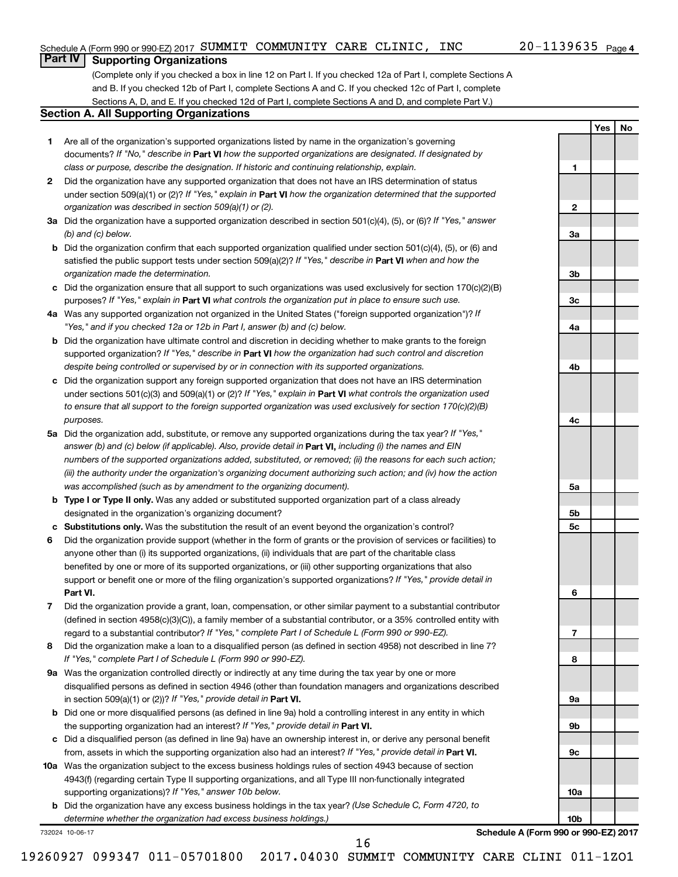Schedule A (Form 990 or 990-EZ) 2017 SUMMIT COMMUNITY CARE CLINIC, INC 20-1139635 Page 4

## Part IV Supporting Organizations

(Complete only if you checked a box in line 12 on Part I. If you checked 12a of Part I, complete Sections A and B. If you checked 12b of Part I, complete Sections A and C. If you checked 12c of Part I, complete Sections A, D, and E. If you checked 12d of Part I, complete Sections A and D, and complete Part V.)

### Section A. All Supporting Organizations

| | | Line | Yes | No |
|---|---|---|---|---|
| 1 | Are all of the organization's supported organizations listed by name in the organization's governing documents? *If "No," describe in* **Part VI** *how the supported organizations are designated. If designated by class or purpose, describe the designation. If historic and continuing relationship, explain.* | 1 | | |
| 2 | Did the organization have any supported organization that does not have an IRS determination of status under section 509(a)(1) or (2)? *If "Yes," explain in* **Part VI** *how the organization determined that the supported organization was described in section 509(a)(1) or (2).* | 2 | | |
| 3a | Did the organization have a supported organization described in section 501(c)(4), (5), or (6)? *If "Yes," answer (b) and (c) below.* | 3a | | |
| b | Did the organization confirm that each supported organization qualified under section 501(c)(4), (5), or (6) and satisfied the public support tests under section 509(a)(2)? *If "Yes," describe in* **Part VI** *when and how the organization made the determination.* | 3b | | |
| c | Did the organization ensure that all support to such organizations was used exclusively for section 170(c)(2)(B) purposes? *If "Yes," explain in* **Part VI** *what controls the organization put in place to ensure such use.* | 3c | | |
| 4a | Was any supported organization not organized in the United States ("foreign supported organization")? *If "Yes," and if you checked 12a or 12b in Part I, answer (b) and (c) below.* | 4a | | |
| b | Did the organization have ultimate control and discretion in deciding whether to make grants to the foreign supported organization? *If "Yes," describe in* **Part VI** *how the organization had such control and discretion despite being controlled or supervised by or in connection with its supported organizations.* | 4b | | |
| c | Did the organization support any foreign supported organization that does not have an IRS determination under sections 501(c)(3) and 509(a)(1) or (2)? *If "Yes," explain in* **Part VI** *what controls the organization used to ensure that all support to the foreign supported organization was used exclusively for section 170(c)(2)(B) purposes.* | 4c | | |
| 5a | Did the organization add, substitute, or remove any supported organizations during the tax year? *If "Yes," answer (b) and (c) below (if applicable). Also, provide detail in* **Part VI,** *including (i) the names and EIN numbers of the supported organizations added, substituted, or removed; (ii) the reasons for each such action; (iii) the authority under the organization's organizing document authorizing such action; and (iv) how the action was accomplished (such as by amendment to the organizing document).* | 5a | | |
| b | **Type I or Type II only.** Was any added or substituted supported organization part of a class already designated in the organization's organizing document? | 5b | | |
| c | **Substitutions only.** Was the substitution the result of an event beyond the organization's control? | 5c | | |
| 6 | Did the organization provide support (whether in the form of grants or the provision of services or facilities) to anyone other than (i) its supported organizations, (ii) individuals that are part of the charitable class benefited by one or more of its supported organizations, or (iii) other supporting organizations that also support or benefit one or more of the filing organization's supported organizations? *If "Yes," provide detail in* **Part VI.** | 6 | | |
| 7 | Did the organization provide a grant, loan, compensation, or other similar payment to a substantial contributor (defined in section 4958(c)(3)(C)), a family member of a substantial contributor, or a 35% controlled entity with regard to a substantial contributor? *If "Yes," complete Part I of Schedule L (Form 990 or 990-EZ).* | 7 | | |
| 8 | Did the organization make a loan to a disqualified person (as defined in section 4958) not described in line 7? *If "Yes," complete Part I of Schedule L (Form 990 or 990-EZ).* | 8 | | |
| 9a | Was the organization controlled directly or indirectly at any time during the tax year by one or more disqualified persons as defined in section 4946 (other than foundation managers and organizations described in section 509(a)(1) or (2))? *If "Yes," provide detail in* **Part VI.** | 9a | | |
| b | Did one or more disqualified persons (as defined in line 9a) hold a controlling interest in any entity in which the supporting organization had an interest? *If "Yes," provide detail in* **Part VI.** | 9b | | |
| c | Did a disqualified person (as defined in line 9a) have an ownership interest in, or derive any personal benefit from, assets in which the supporting organization also had an interest? *If "Yes," provide detail in* **Part VI.** | 9c | | |
| 10a | Was the organization subject to the excess business holdings rules of section 4943 because of section 4943(f) (regarding certain Type II supporting organizations, and all Type III non-functionally integrated supporting organizations)? *If "Yes," answer 10b below.* | 10a | | |
| b | Did the organization have any excess business holdings in the tax year? *(Use Schedule C, Form 4720, to determine whether the organization had excess business holdings.)* | 10b | | |

732024 10-06-17 **Schedule A (Form 990 or 990-EZ) 2017**

19260927 099347 011-05701800 2017.04030 SUMMIT COMMUNITY CARE CLINI 011-1ZO1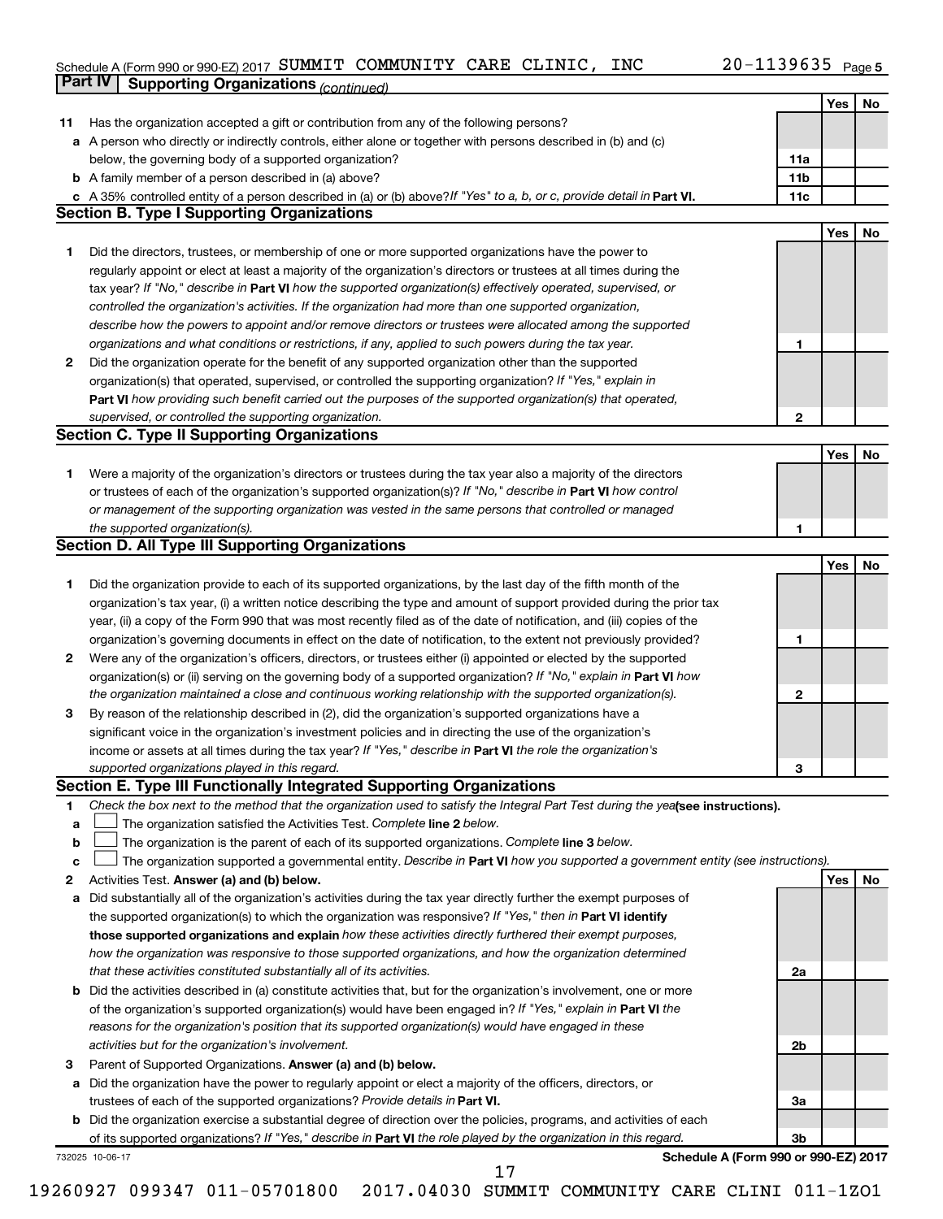Schedule A (Form 990 or 990-EZ) 2017 SUMMIT COMMUNITY CARE CLINIC, INC 20-1139635 Page 5

## Part IV Supporting Organizations *(continued)*

| | | | Yes | No |
|---|---|---|---|---|
| **11** | Has the organization accepted a gift or contribution from any of the following persons? | | | |
| **a** | A person who directly or indirectly controls, either alone or together with persons described in (b) and (c) below, the governing body of a supported organization? | 11a | | |
| **b** | A family member of a person described in (a) above? | 11b | | |
| **c** | A 35% controlled entity of a person described in (a) or (b) above? *If "Yes" to a, b, or c, provide detail in* **Part VI.** | 11c | | |

### Section B. Type I Supporting Organizations

| | | | Yes | No |
|---|---|---|---|---|
| **1** | Did the directors, trustees, or membership of one or more supported organizations have the power to regularly appoint or elect at least a majority of the organization's directors or trustees at all times during the tax year? *If "No," describe in* **Part VI** *how the supported organization(s) effectively operated, supervised, or controlled the organization's activities. If the organization had more than one supported organization, describe how the powers to appoint and/or remove directors or trustees were allocated among the supported organizations and what conditions or restrictions, if any, applied to such powers during the tax year.* | 1 | | |
| **2** | Did the organization operate for the benefit of any supported organization other than the supported organization(s) that operated, supervised, or controlled the supporting organization? *If "Yes," explain in* **Part VI** *how providing such benefit carried out the purposes of the supported organization(s) that operated, supervised, or controlled the supporting organization.* | 2 | | |

### Section C. Type II Supporting Organizations

| | | | Yes | No |
|---|---|---|---|---|
| **1** | Were a majority of the organization's directors or trustees during the tax year also a majority of the directors or trustees of each of the organization's supported organization(s)? *If "No," describe in* **Part VI** *how control or management of the supporting organization was vested in the same persons that controlled or managed the supported organization(s).* | 1 | | |

### Section D. All Type III Supporting Organizations

| | | | Yes | No |
|---|---|---|---|---|
| **1** | Did the organization provide to each of its supported organizations, by the last day of the fifth month of the organization's tax year, (i) a written notice describing the type and amount of support provided during the prior tax year, (ii) a copy of the Form 990 that was most recently filed as of the date of notification, and (iii) copies of the organization's governing documents in effect on the date of notification, to the extent not previously provided? | 1 | | |
| **2** | Were any of the organization's officers, directors, or trustees either (i) appointed or elected by the supported organization(s) or (ii) serving on the governing body of a supported organization? *If "No," explain in* **Part VI** *how the organization maintained a close and continuous working relationship with the supported organization(s).* | 2 | | |
| **3** | By reason of the relationship described in (2), did the organization's supported organizations have a significant voice in the organization's investment policies and in directing the use of the organization's income or assets at all times during the tax year? *If "Yes," describe in* **Part VI** *the role the organization's supported organizations played in this regard.* | 3 | | |

### Section E. Type III Functionally Integrated Supporting Organizations

**1** *Check the box next to the method that the organization used to satisfy the Integral Part Test during the year* **(see instructions).**

- **a** ☐ The organization satisfied the Activities Test. *Complete* **line 2** *below.*
- **b** ☐ The organization is the parent of each of its supported organizations. *Complete* **line 3** *below.*
- **c** ☐ The organization supported a governmental entity. *Describe in* **Part VI** *how you supported a government entity (see instructions).*

| | | | Yes | No |
|---|---|---|---|---|
| **2** | Activities Test. **Answer (a) and (b) below.** | | | |
| **a** | Did substantially all of the organization's activities during the tax year directly further the exempt purposes of the supported organization(s) to which the organization was responsive? *If "Yes," then in* **Part VI identify those supported organizations and explain** *how these activities directly furthered their exempt purposes, how the organization was responsive to those supported organizations, and how the organization determined that these activities constituted substantially all of its activities.* | 2a | | |
| **b** | Did the activities described in (a) constitute activities that, but for the organization's involvement, one or more of the organization's supported organization(s) would have been engaged in? *If "Yes," explain in* **Part VI** *the reasons for the organization's position that its supported organization(s) would have engaged in these activities but for the organization's involvement.* | 2b | | |
| **3** | Parent of Supported Organizations. **Answer (a) and (b) below.** | | | |
| **a** | Did the organization have the power to regularly appoint or elect a majority of the officers, directors, or trustees of each of the supported organizations? *Provide details in* **Part VI.** | 3a | | |
| **b** | Did the organization exercise a substantial degree of direction over the policies, programs, and activities of each of its supported organizations? *If "Yes," describe in* **Part VI** *the role played by the organization in this regard.* | 3b | | |

732025 10-06-17 **Schedule A (Form 990 or 990-EZ) 2017**

19260927 099347 011-05701800 2017.04030 SUMMIT COMMUNITY CARE CLINI 011-1ZO1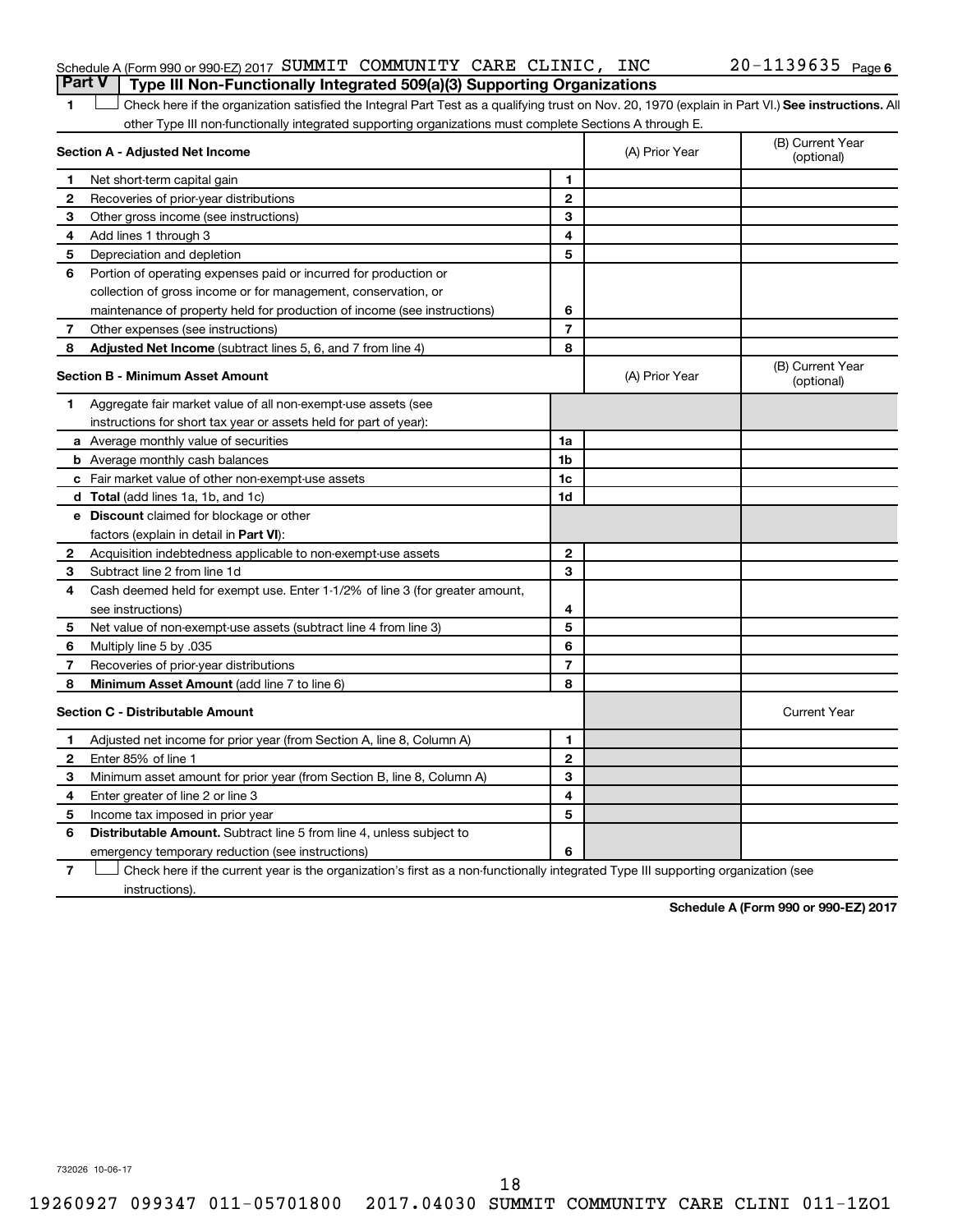Schedule A (Form 990 or 990-EZ) 2017 SUMMIT COMMUNITY CARE CLINIC, INC 20-1139635 Page 6

## Part V Type III Non-Functionally Integrated 509(a)(3) Supporting Organizations

1 ☐ Check here if the organization satisfied the Integral Part Test as a qualifying trust on Nov. 20, 1970 (explain in Part VI.) **See instructions.** All other Type III non-functionally integrated supporting organizations must complete Sections A through E.

| **Section A - Adjusted Net Income** | | (A) Prior Year | (B) Current Year (optional) |
|---|---|---|---|
| 1 Net short-term capital gain | 1 | | |
| 2 Recoveries of prior-year distributions | 2 | | |
| 3 Other gross income (see instructions) | 3 | | |
| 4 Add lines 1 through 3 | 4 | | |
| 5 Depreciation and depletion | 5 | | |
| 6 Portion of operating expenses paid or incurred for production or collection of gross income or for management, conservation, or maintenance of property held for production of income (see instructions) | 6 | | |
| 7 Other expenses (see instructions) | 7 | | |
| 8 **Adjusted Net Income** (subtract lines 5, 6, and 7 from line 4) | 8 | | |

| **Section B - Minimum Asset Amount** | | (A) Prior Year | (B) Current Year (optional) |
|---|---|---|---|
| 1 Aggregate fair market value of all non-exempt-use assets (see instructions for short tax year or assets held for part of year): | | | |
| a Average monthly value of securities | 1a | | |
| b Average monthly cash balances | 1b | | |
| c Fair market value of other non-exempt-use assets | 1c | | |
| d **Total** (add lines 1a, 1b, and 1c) | 1d | | |
| e **Discount** claimed for blockage or other factors (explain in detail in **Part VI**): | | | |
| 2 Acquisition indebtedness applicable to non-exempt-use assets | 2 | | |
| 3 Subtract line 2 from line 1d | 3 | | |
| 4 Cash deemed held for exempt use. Enter 1-1/2% of line 3 (for greater amount, see instructions) | 4 | | |
| 5 Net value of non-exempt-use assets (subtract line 4 from line 3) | 5 | | |
| 6 Multiply line 5 by .035 | 6 | | |
| 7 Recoveries of prior-year distributions | 7 | | |
| 8 **Minimum Asset Amount** (add line 7 to line 6) | 8 | | |

| **Section C - Distributable Amount** | | | Current Year |
|---|---|---|---|
| 1 Adjusted net income for prior year (from Section A, line 8, Column A) | 1 | | |
| 2 Enter 85% of line 1 | 2 | | |
| 3 Minimum asset amount for prior year (from Section B, line 8, Column A) | 3 | | |
| 4 Enter greater of line 2 or line 3 | 4 | | |
| 5 Income tax imposed in prior year | 5 | | |
| 6 **Distributable Amount.** Subtract line 5 from line 4, unless subject to emergency temporary reduction (see instructions) | 6 | | |

7 ☐ Check here if the current year is the organization's first as a non-functionally integrated Type III supporting organization (see instructions).

**Schedule A (Form 990 or 990-EZ) 2017**

732026 10-06-17

19260927 099347 011-05701800 2017.04030 SUMMIT COMMUNITY CARE CLINI 011-1ZO1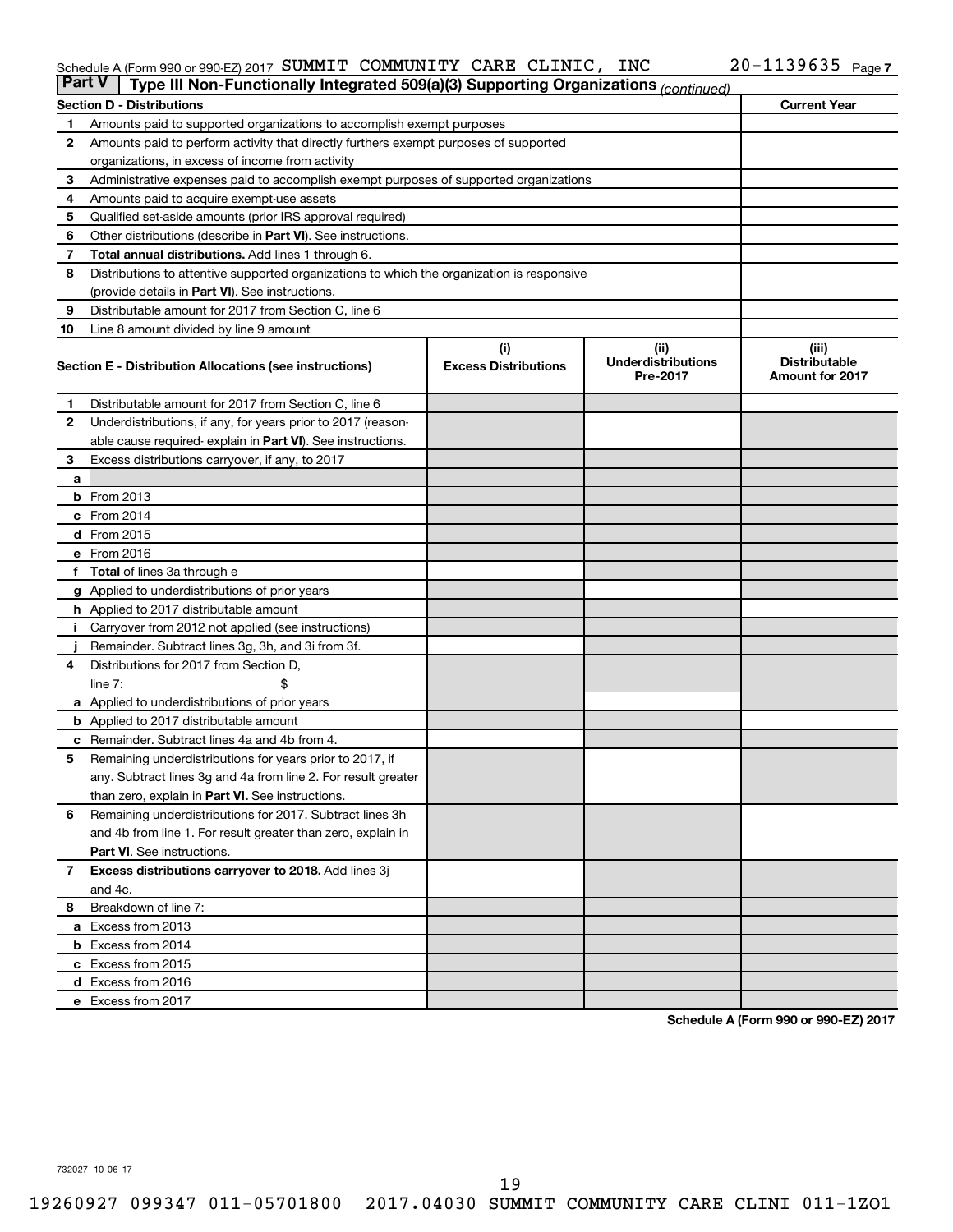Schedule A (Form 990 or 990-EZ) 2017 SUMMIT COMMUNITY CARE CLINIC, INC 20-1139635 Page 7

## Part V | Type III Non-Functionally Integrated 509(a)(3) Supporting Organizations *(continued)*

| | Section D - Distributions | Current Year |
|---|---|---|
| 1 | Amounts paid to supported organizations to accomplish exempt purposes | |
| 2 | Amounts paid to perform activity that directly furthers exempt purposes of supported organizations, in excess of income from activity | |
| 3 | Administrative expenses paid to accomplish exempt purposes of supported organizations | |
| 4 | Amounts paid to acquire exempt-use assets | |
| 5 | Qualified set-aside amounts (prior IRS approval required) | |
| 6 | Other distributions (describe in **Part VI**). See instructions. | |
| 7 | **Total annual distributions.** Add lines 1 through 6. | |
| 8 | Distributions to attentive supported organizations to which the organization is responsive (provide details in **Part VI**). See instructions. | |
| 9 | Distributable amount for 2017 from Section C, line 6 | |
| 10 | Line 8 amount divided by line 9 amount | |

| | Section E - Distribution Allocations (see instructions) | (i) Excess Distributions | (ii) Underdistributions Pre-2017 | (iii) Distributable Amount for 2017 |
|---|---|---|---|---|
| 1 | Distributable amount for 2017 from Section C, line 6 | | | |
| 2 | Underdistributions, if any, for years prior to 2017 (reasonable cause required- explain in **Part VI**). See instructions. | | | |
| 3 | Excess distributions carryover, if any, to 2017 | | | |
| a | | | | |
| b | From 2013 | | | |
| c | From 2014 | | | |
| d | From 2015 | | | |
| e | From 2016 | | | |
| f | **Total** of lines 3a through e | | | |
| g | Applied to underdistributions of prior years | | | |
| h | Applied to 2017 distributable amount | | | |
| i | Carryover from 2012 not applied (see instructions) | | | |
| j | Remainder. Subtract lines 3g, 3h, and 3i from 3f. | | | |
| 4 | Distributions for 2017 from Section D, line 7: $ | | | |
| a | Applied to underdistributions of prior years | | | |
| b | Applied to 2017 distributable amount | | | |
| c | Remainder. Subtract lines 4a and 4b from 4. | | | |
| 5 | Remaining underdistributions for years prior to 2017, if any. Subtract lines 3g and 4a from line 2. For result greater than zero, explain in **Part VI.** See instructions. | | | |
| 6 | Remaining underdistributions for 2017. Subtract lines 3h and 4b from line 1. For result greater than zero, explain in **Part VI**. See instructions. | | | |
| 7 | **Excess distributions carryover to 2018.** Add lines 3j and 4c. | | | |
| 8 | Breakdown of line 7: | | | |
| a | Excess from 2013 | | | |
| b | Excess from 2014 | | | |
| c | Excess from 2015 | | | |
| d | Excess from 2016 | | | |
| e | Excess from 2017 | | | |

**Schedule A (Form 990 or 990-EZ) 2017**

732027 10-06-17

19260927 099347 011-05701800 2017.04030 SUMMIT COMMUNITY CARE CLINI 011-1ZO1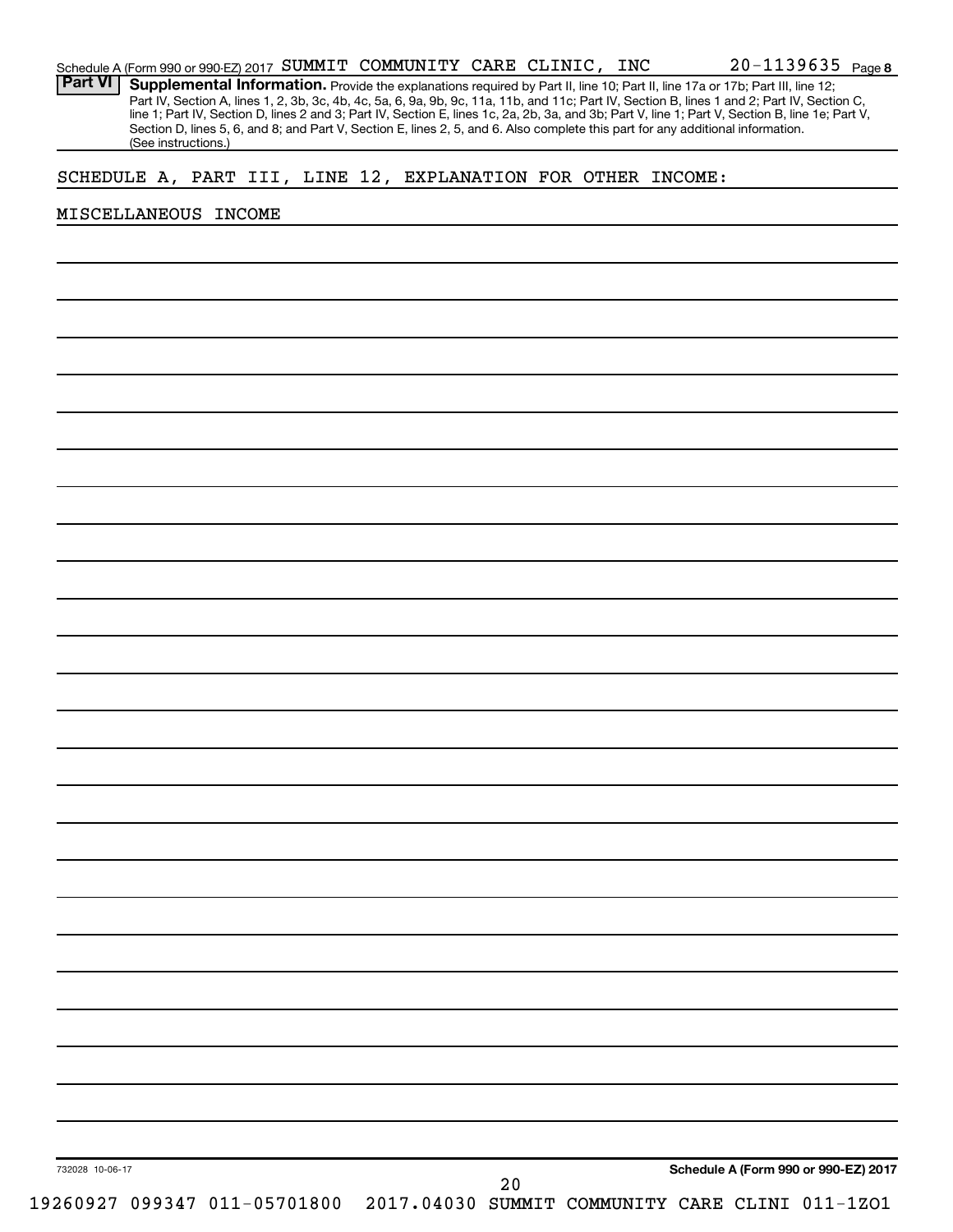Schedule A (Form 990 or 990-EZ) 2017 SUMMIT COMMUNITY CARE CLINIC, INC 20-1139635 Page 8

**Part VI** **Supplemental Information.** Provide the explanations required by Part II, line 10; Part II, line 17a or 17b; Part III, line 12; Part IV, Section A, lines 1, 2, 3b, 3c, 4b, 4c, 5a, 6, 9a, 9b, 9c, 11a, 11b, and 11c; Part IV, Section B, lines 1 and 2; Part IV, Section C, line 1; Part IV, Section D, lines 2 and 3; Part IV, Section E, lines 1c, 2a, 2b, 3a, and 3b; Part V, line 1; Part V, Section B, line 1e; Part V, Section D, lines 5, 6, and 8; and Part V, Section E, lines 2, 5, and 6. Also complete this part for any additional information. (See instructions.)

SCHEDULE A, PART III, LINE 12, EXPLANATION FOR OTHER INCOME:

MISCELLANEOUS INCOME

Schedule A (Form 990 or 990-EZ) 2017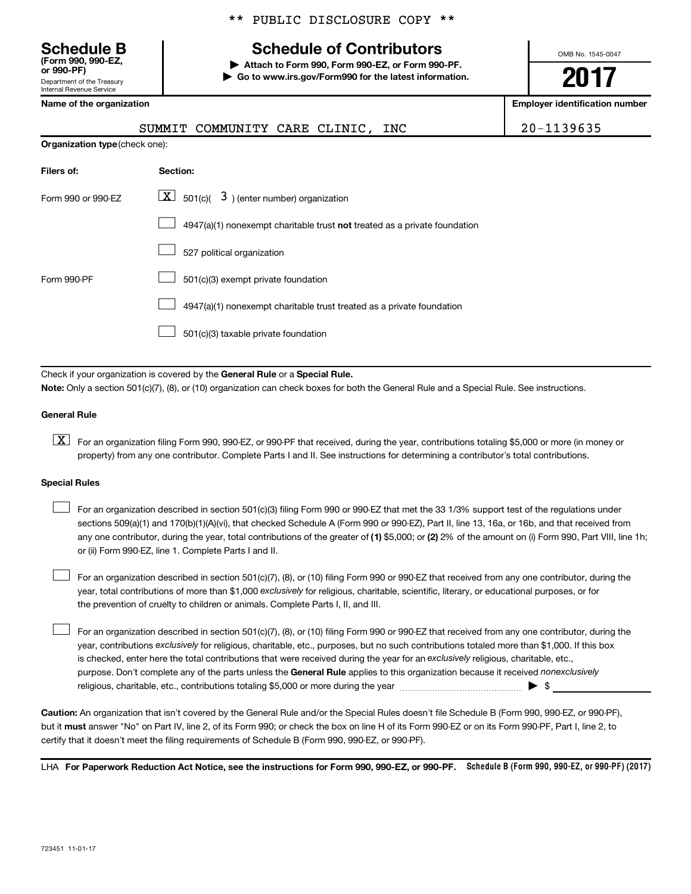\*\* PUBLIC DISCLOSURE COPY \*\*

**Schedule B**
**(Form 990, 990-EZ, or 990-PF)**
Department of the Treasury
Internal Revenue Service

# Schedule of Contributors

▶ **Attach to Form 990, Form 990-EZ, or Form 990-PF.**
▶ **Go to www.irs.gov/Form990 for the latest information.**

OMB No. 1545-0047

**2017**

| **Name of the organization** | **Employer identification number** |
|---|---|
| SUMMIT COMMUNITY CARE CLINIC, INC | 20-1139635 |

**Organization type** (check one):

| **Filers of:** | **Section:** |
|---|---|
| Form 990 or 990-EZ | [X] 501(c)( 3 ) (enter number) organization |
| | [ ] 4947(a)(1) nonexempt charitable trust **not** treated as a private foundation |
| | [ ] 527 political organization |
| Form 990-PF | [ ] 501(c)(3) exempt private foundation |
| | [ ] 4947(a)(1) nonexempt charitable trust treated as a private foundation |
| | [ ] 501(c)(3) taxable private foundation |

Check if your organization is covered by the **General Rule** or a **Special Rule.**

**Note:** Only a section 501(c)(7), (8), or (10) organization can check boxes for both the General Rule and a Special Rule. See instructions.

**General Rule**

[X] For an organization filing Form 990, 990-EZ, or 990-PF that received, during the year, contributions totaling $5,000 or more (in money or property) from any one contributor. Complete Parts I and II. See instructions for determining a contributor's total contributions.

**Special Rules**

[ ] For an organization described in section 501(c)(3) filing Form 990 or 990-EZ that met the 33 1/3% support test of the regulations under sections 509(a)(1) and 170(b)(1)(A)(vi), that checked Schedule A (Form 990 or 990-EZ), Part II, line 13, 16a, or 16b, and that received from any one contributor, during the year, total contributions of the greater of **(1)** $5,000; or **(2)** 2% of the amount on (i) Form 990, Part VIII, line 1h; or (ii) Form 990-EZ, line 1. Complete Parts I and II.

[ ] For an organization described in section 501(c)(7), (8), or (10) filing Form 990 or 990-EZ that received from any one contributor, during the year, total contributions of more than $1,000 *exclusively* for religious, charitable, scientific, literary, or educational purposes, or for the prevention of cruelty to children or animals. Complete Parts I, II, and III.

[ ] For an organization described in section 501(c)(7), (8), or (10) filing Form 990 or 990-EZ that received from any one contributor, during the year, contributions *exclusively* for religious, charitable, etc., purposes, but no such contributions totaled more than $1,000. If this box is checked, enter here the total contributions that were received during the year for an *exclusively* religious, charitable, etc., purpose. Don't complete any of the parts unless the **General Rule** applies to this organization because it received *nonexclusively* religious, charitable, etc., contributions totaling $5,000 or more during the year ▶ $

**Caution:** An organization that isn't covered by the General Rule and/or the Special Rules doesn't file Schedule B (Form 990, 990-EZ, or 990-PF), but it **must** answer "No" on Part IV, line 2, of its Form 990; or check the box on line H of its Form 990-EZ or on its Form 990-PF, Part I, line 2, to certify that it doesn't meet the filing requirements of Schedule B (Form 990, 990-EZ, or 990-PF).

LHA **For Paperwork Reduction Act Notice, see the instructions for Form 990, 990-EZ, or 990-PF.** **Schedule B (Form 990, 990-EZ, or 990-PF) (2017)**

723451 11-01-17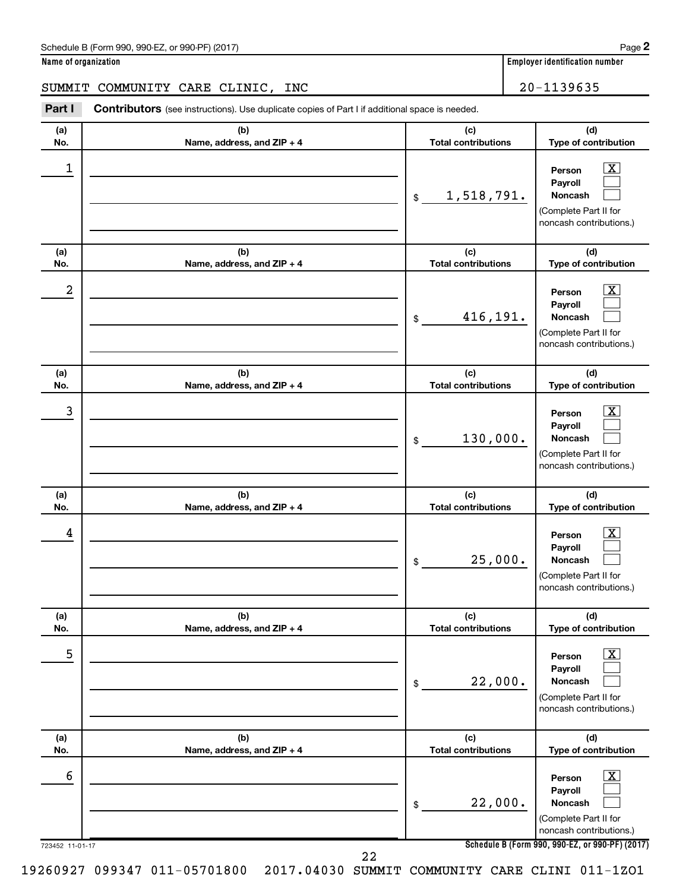Schedule B (Form 990, 990-EZ, or 990-PF) (2017)

**Name of organization**

SUMMIT COMMUNITY CARE CLINIC, INC

**Employer identification number**

20-1139635

**Part I** **Contributors** (see instructions). Use duplicate copies of Part I if additional space is needed.

| (a) No. | (b) Name, address, and ZIP + 4 | (c) Total contributions | (d) Type of contribution |
|---|---|---|---|
| 1 | | $ 1,518,791. | Person [X] Payroll [ ] Noncash [ ] (Complete Part II for noncash contributions.) |
| 2 | | $ 416,191. | Person [X] Payroll [ ] Noncash [ ] (Complete Part II for noncash contributions.) |
| 3 | | $ 130,000. | Person [X] Payroll [ ] Noncash [ ] (Complete Part II for noncash contributions.) |
| 4 | | $ 25,000. | Person [X] Payroll [ ] Noncash [ ] (Complete Part II for noncash contributions.) |
| 5 | | $ 22,000. | Person [X] Payroll [ ] Noncash [ ] (Complete Part II for noncash contributions.) |
| 6 | | $ 22,000. | Person [X] Payroll [ ] Noncash [ ] (Complete Part II for noncash contributions.) |

723452 11-01-17

**Schedule B (Form 990, 990-EZ, or 990-PF) (2017)**

19260927 099347 011-05701800 2017.04030 SUMMIT COMMUNITY CARE CLINI 011-1ZO1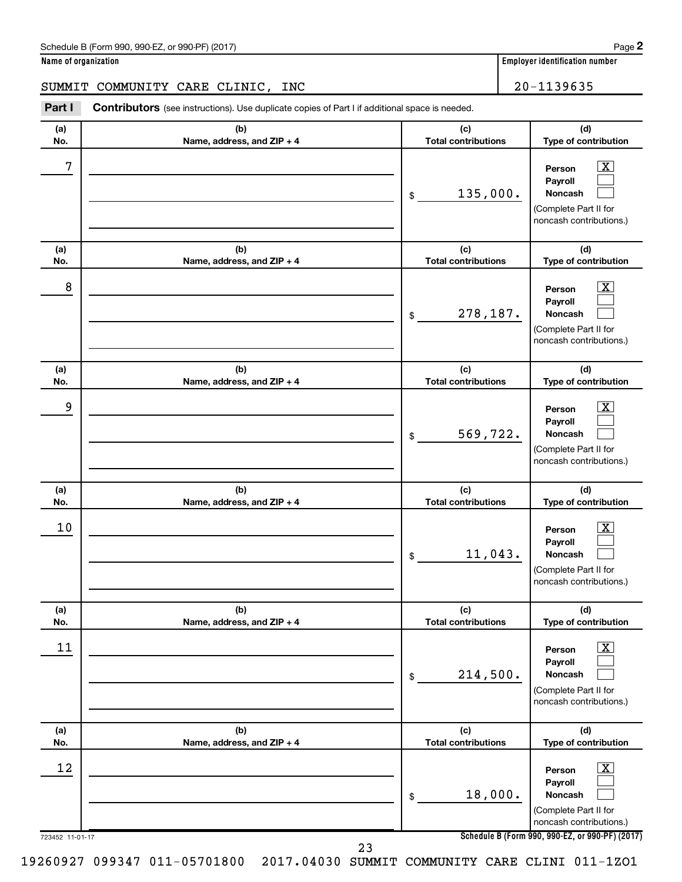Schedule B (Form 990, 990-EZ, or 990-PF) (2017)

**Name of organization**

SUMMIT COMMUNITY CARE CLINIC, INC

**Employer identification number**

20-1139635

**Part I** **Contributors** (see instructions). Use duplicate copies of Part I if additional space is needed.

| (a) No. | (b) Name, address, and ZIP + 4 | (c) Total contributions | (d) Type of contribution |
|---|---|---|---|
| 7 | | $ 135,000. | Person [X] Payroll [ ] Noncash [ ] (Complete Part II for noncash contributions.) |
| 8 | | $ 278,187. | Person [X] Payroll [ ] Noncash [ ] (Complete Part II for noncash contributions.) |
| 9 | | $ 569,722. | Person [X] Payroll [ ] Noncash [ ] (Complete Part II for noncash contributions.) |
| 10 | | $ 11,043. | Person [X] Payroll [ ] Noncash [ ] (Complete Part II for noncash contributions.) |
| 11 | | $ 214,500. | Person [X] Payroll [ ] Noncash [ ] (Complete Part II for noncash contributions.) |
| 12 | | $ 18,000. | Person [X] Payroll [ ] Noncash [ ] (Complete Part II for noncash contributions.) |

723452 11-01-17

**Schedule B (Form 990, 990-EZ, or 990-PF) (2017)**

19260927 099347 011-05701800 2017.04030 SUMMIT COMMUNITY CARE CLINI 011-1ZO1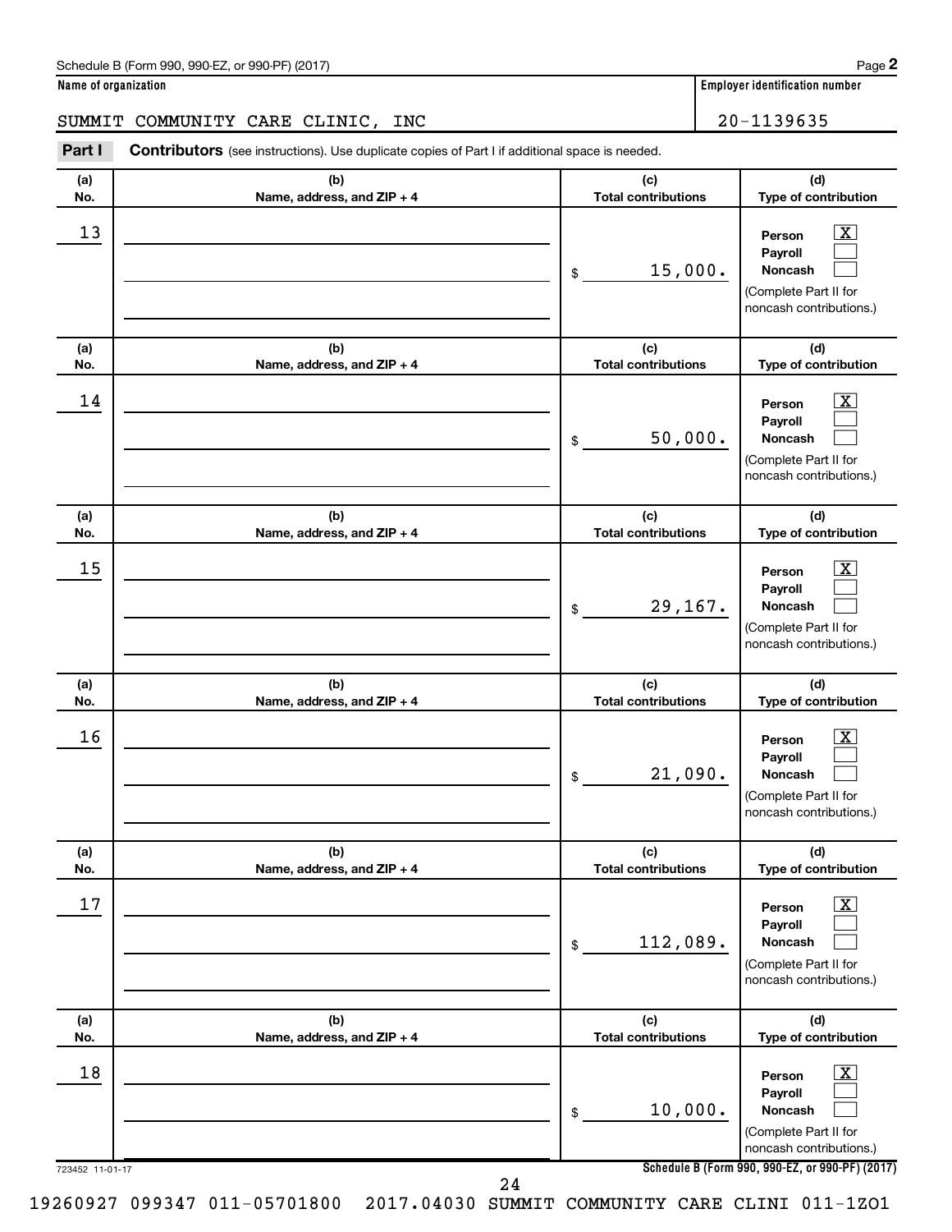Schedule B (Form 990, 990-EZ, or 990-PF) (2017)

**Name of organization**

SUMMIT COMMUNITY CARE CLINIC, INC

**Employer identification number**

20-1139635

**Part I** **Contributors** (see instructions). Use duplicate copies of Part I if additional space is needed.

| (a) No. | (b) Name, address, and ZIP + 4 | (c) Total contributions | (d) Type of contribution |
|---|---|---|---|
| 13 | | $ 15,000. | Person [X] Payroll [ ] Noncash [ ] (Complete Part II for noncash contributions.) |
| 14 | | $ 50,000. | Person [X] Payroll [ ] Noncash [ ] (Complete Part II for noncash contributions.) |
| 15 | | $ 29,167. | Person [X] Payroll [ ] Noncash [ ] (Complete Part II for noncash contributions.) |
| 16 | | $ 21,090. | Person [X] Payroll [ ] Noncash [ ] (Complete Part II for noncash contributions.) |
| 17 | | $ 112,089. | Person [X] Payroll [ ] Noncash [ ] (Complete Part II for noncash contributions.) |
| 18 | | $ 10,000. | Person [X] Payroll [ ] Noncash [ ] (Complete Part II for noncash contributions.) |

723452 11-01-17

**Schedule B (Form 990, 990-EZ, or 990-PF) (2017)**

19260927 099347 011-05701800 2017.04030 SUMMIT COMMUNITY CARE CLINI 011-1ZO1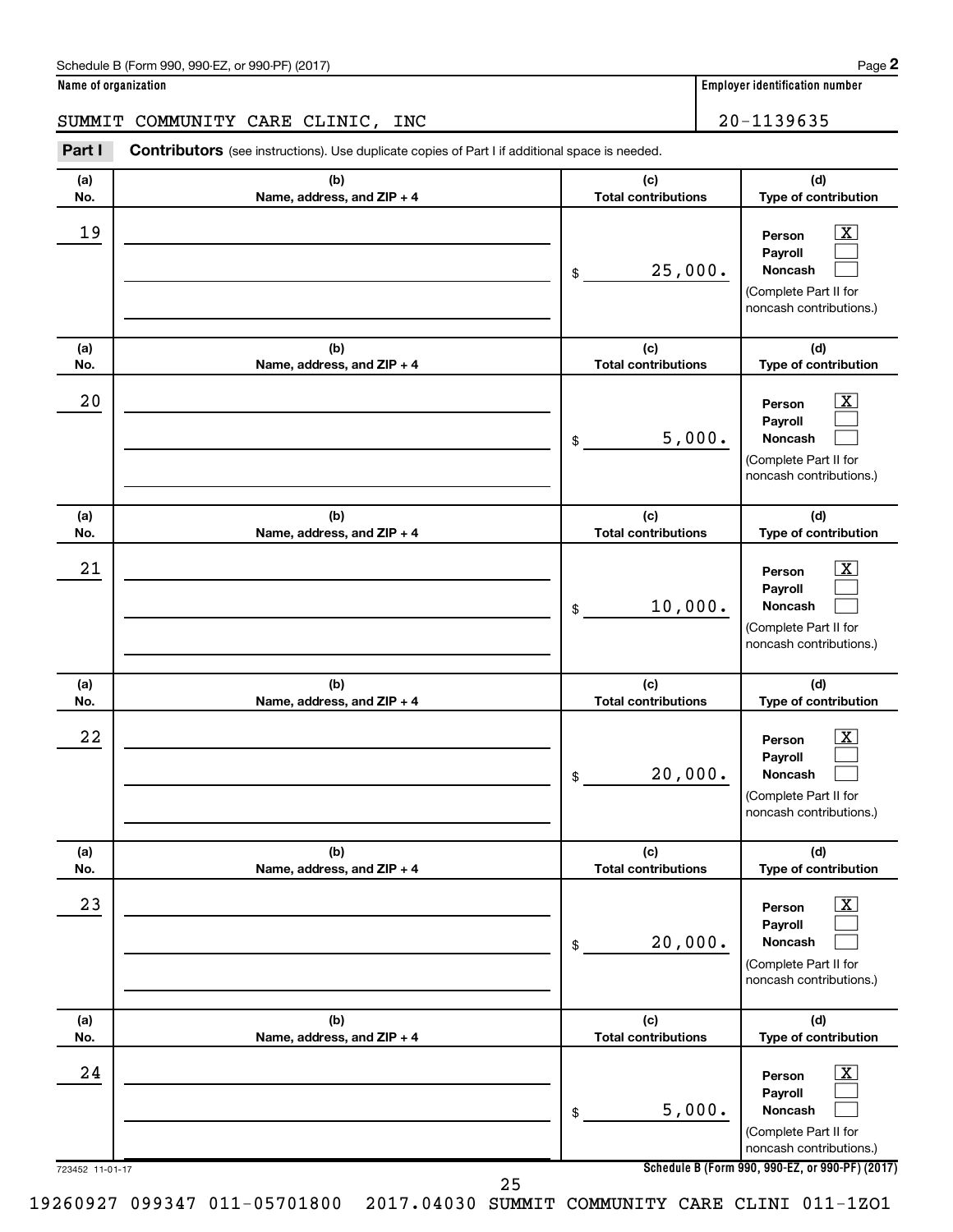Schedule B (Form 990, 990-EZ, or 990-PF) (2017) Page **2**

**Name of organization**

SUMMIT COMMUNITY CARE CLINIC, INC

**Employer identification number**

20-1139635

**Part I** **Contributors** (see instructions). Use duplicate copies of Part I if additional space is needed.

| (a) No. | (b) Name, address, and ZIP + 4 | (c) Total contributions | (d) Type of contribution |
|---|---|---|---|
| 19 | | $ 25,000. | Person [X] Payroll [ ] Noncash [ ] (Complete Part II for noncash contributions.) |
| 20 | | $ 5,000. | Person [X] Payroll [ ] Noncash [ ] (Complete Part II for noncash contributions.) |
| 21 | | $ 10,000. | Person [X] Payroll [ ] Noncash [ ] (Complete Part II for noncash contributions.) |
| 22 | | $ 20,000. | Person [X] Payroll [ ] Noncash [ ] (Complete Part II for noncash contributions.) |
| 23 | | $ 20,000. | Person [X] Payroll [ ] Noncash [ ] (Complete Part II for noncash contributions.) |
| 24 | | $ 5,000. | Person [X] Payroll [ ] Noncash [ ] (Complete Part II for noncash contributions.) |

723452 11-01-17 **Schedule B (Form 990, 990-EZ, or 990-PF) (2017)**

19260927 099347 011-05701800 2017.04030 SUMMIT COMMUNITY CARE CLINI 011-1ZO1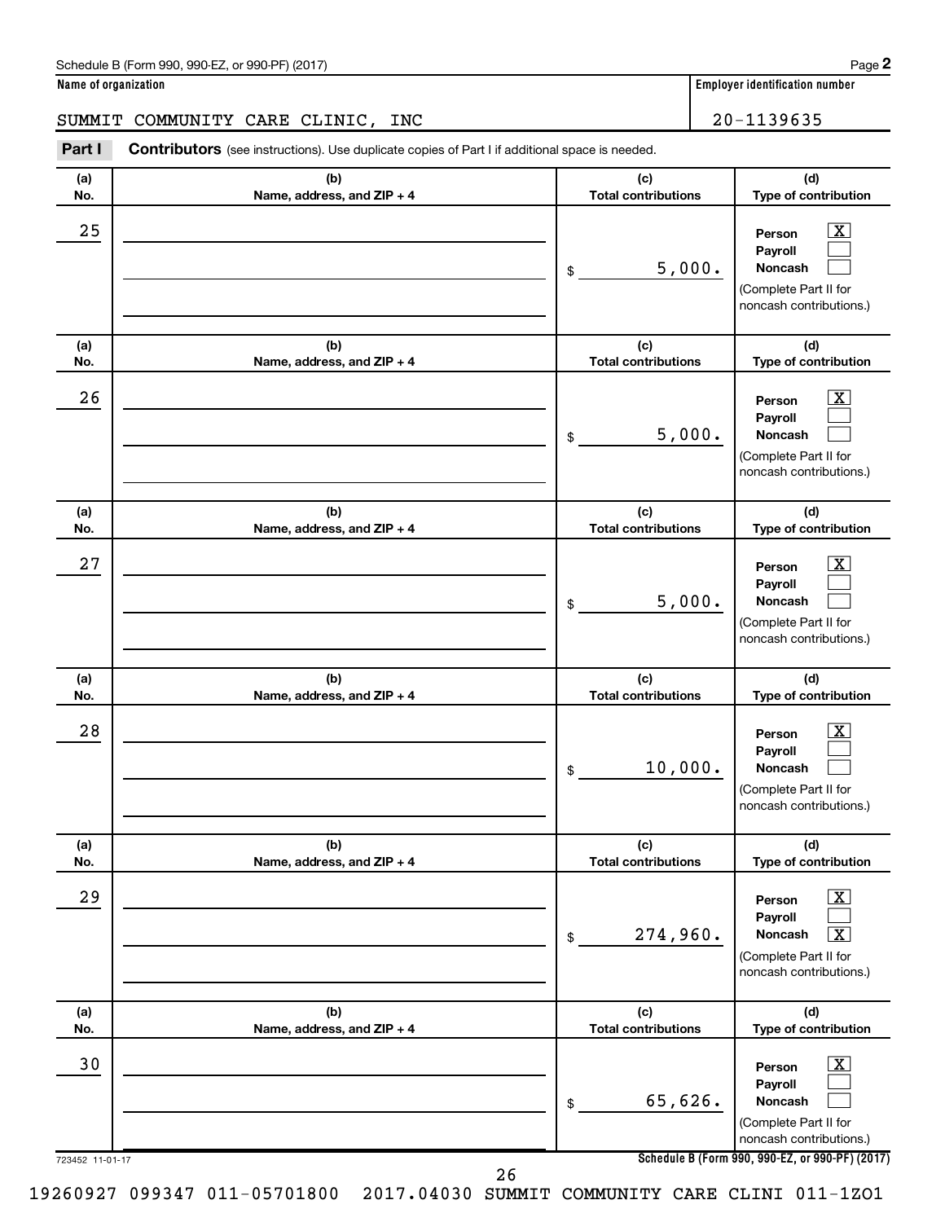Schedule B (Form 990, 990-EZ, or 990-PF) (2017)

**Name of organization**

SUMMIT COMMUNITY CARE CLINIC, INC

**Employer identification number**

20-1139635

**Part I** **Contributors** (see instructions). Use duplicate copies of Part I if additional space is needed.

| (a) No. | (b) Name, address, and ZIP + 4 | (c) Total contributions | (d) Type of contribution |
|---|---|---|---|
| 25 | | $ 5,000. | Person [X] Payroll [ ] Noncash [ ] (Complete Part II for noncash contributions.) |
| 26 | | $ 5,000. | Person [X] Payroll [ ] Noncash [ ] (Complete Part II for noncash contributions.) |
| 27 | | $ 5,000. | Person [X] Payroll [ ] Noncash [ ] (Complete Part II for noncash contributions.) |
| 28 | | $ 10,000. | Person [X] Payroll [ ] Noncash [ ] (Complete Part II for noncash contributions.) |
| 29 | | $ 274,960. | Person [X] Payroll [ ] Noncash [X] (Complete Part II for noncash contributions.) |
| 30 | | $ 65,626. | Person [X] Payroll [ ] Noncash [ ] (Complete Part II for noncash contributions.) |

723452 11-01-17

**Schedule B (Form 990, 990-EZ, or 990-PF) (2017)**

19260927 099347 011-05701800 2017.04030 SUMMIT COMMUNITY CARE CLINI 011-1ZO1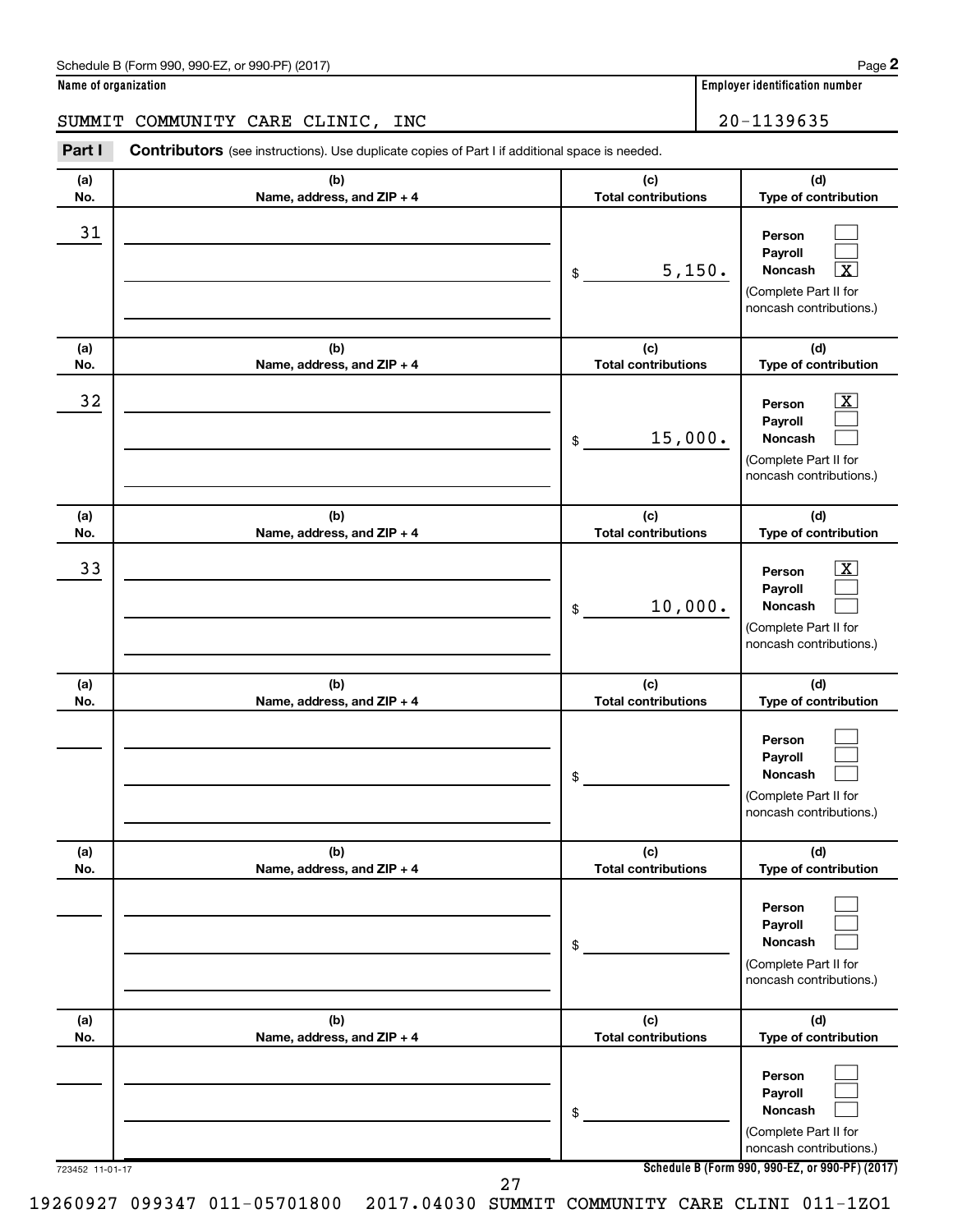Schedule B (Form 990, 990-EZ, or 990-PF) (2017)

**Name of organization**

SUMMIT COMMUNITY CARE CLINIC, INC

**Employer identification number**

20-1139635

**Part I** **Contributors** (see instructions). Use duplicate copies of Part I if additional space is needed.

| (a) No. | (b) Name, address, and ZIP + 4 | (c) Total contributions | (d) Type of contribution |
|---|---|---|---|
| 31 | | $ 5,150. | Person [ ] Payroll [ ] Noncash [X] (Complete Part II for noncash contributions.) |
| 32 | | $ 15,000. | Person [X] Payroll [ ] Noncash [ ] (Complete Part II for noncash contributions.) |
| 33 | | $ 10,000. | Person [X] Payroll [ ] Noncash [ ] (Complete Part II for noncash contributions.) |
| | | $ | Person [ ] Payroll [ ] Noncash [ ] (Complete Part II for noncash contributions.) |
| | | $ | Person [ ] Payroll [ ] Noncash [ ] (Complete Part II for noncash contributions.) |
| | | $ | Person [ ] Payroll [ ] Noncash [ ] (Complete Part II for noncash contributions.) |

723452 11-01-17

**Schedule B (Form 990, 990-EZ, or 990-PF) (2017)**

19260927 099347 011-05701800 2017.04030 SUMMIT COMMUNITY CARE CLINI 011-1ZO1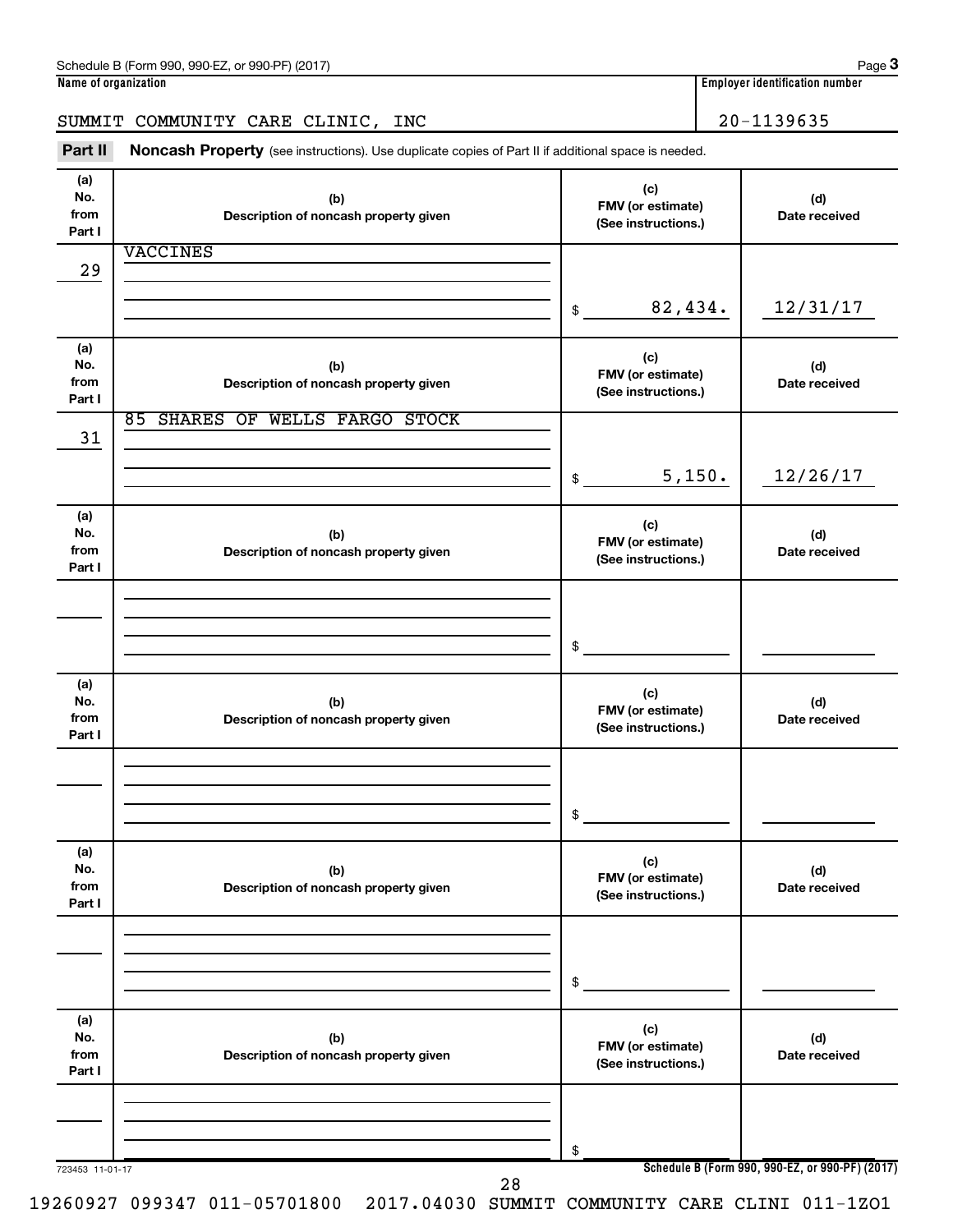Schedule B (Form 990, 990-EZ, or 990-PF) (2017) Page **3**

**Name of organization**

SUMMIT COMMUNITY CARE CLINIC, INC

**Employer identification number**

20-1139635

**Part II** **Noncash Property** (see instructions). Use duplicate copies of Part II if additional space is needed.

| (a) No. from Part I | (b) Description of noncash property given | (c) FMV (or estimate) (See instructions.) | (d) Date received |
|---|---|---|---|
| 29 | VACCINES | $ 82,434. | 12/31/17 |
| 31 | 85 SHARES OF WELLS FARGO STOCK | $ 5,150. | 12/26/17 |
| | | $ | |
| | | $ | |
| | | $ | |
| | | $ | |

723453 11-01-17 **Schedule B (Form 990, 990-EZ, or 990-PF) (2017)**

19260927 099347 011-05701800 2017.04030 SUMMIT COMMUNITY CARE CLINI 011-1ZO1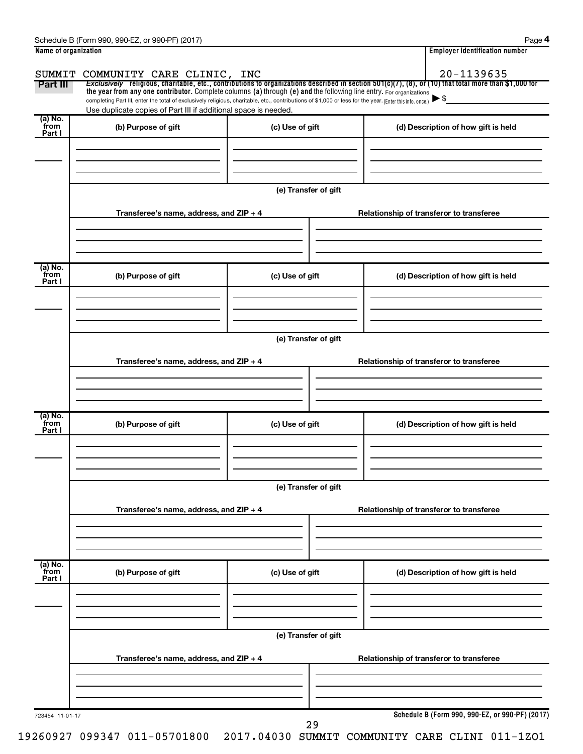Name of organization: SUMMIT COMMUNITY CARE CLINIC, INC

Employer identification number: 20-1139635

**Part III** *Exclusively* religious, charitable, etc., contributions to organizations described in section 501(c)(7), (8), or (10) that total more than $1,000 for the year from any one contributor. Complete columns (a) through (e) and the following line entry. For organizations completing Part III, enter the total of exclusively religious, charitable, etc., contributions of $1,000 or less for the year. (Enter this info. once.) ▶ $

Use duplicate copies of Part III if additional space is needed.

| (a) No. from Part I | (b) Purpose of gift | (c) Use of gift | (d) Description of how gift is held |
|---|---|---|---|
| | | | |

(e) Transfer of gift

| Transferee's name, address, and ZIP + 4 | Relationship of transferor to transferee |
|---|---|
| | |

| (a) No. from Part I | (b) Purpose of gift | (c) Use of gift | (d) Description of how gift is held |
|---|---|---|---|
| | | | |

(e) Transfer of gift

| Transferee's name, address, and ZIP + 4 | Relationship of transferor to transferee |
|---|---|
| | |

| (a) No. from Part I | (b) Purpose of gift | (c) Use of gift | (d) Description of how gift is held |
|---|---|---|---|
| | | | |

(e) Transfer of gift

| Transferee's name, address, and ZIP + 4 | Relationship of transferor to transferee |
|---|---|
| | |

| (a) No. from Part I | (b) Purpose of gift | (c) Use of gift | (d) Description of how gift is held |
|---|---|---|---|
| | | | |

(e) Transfer of gift

| Transferee's name, address, and ZIP + 4 | Relationship of transferor to transferee |
|---|---|
| | |

723454 11-01-17

**Schedule B (Form 990, 990-EZ, or 990-PF) (2017)**

19260927 099347 011-05701800 2017.04030 SUMMIT COMMUNITY CARE CLINI 011-1ZO1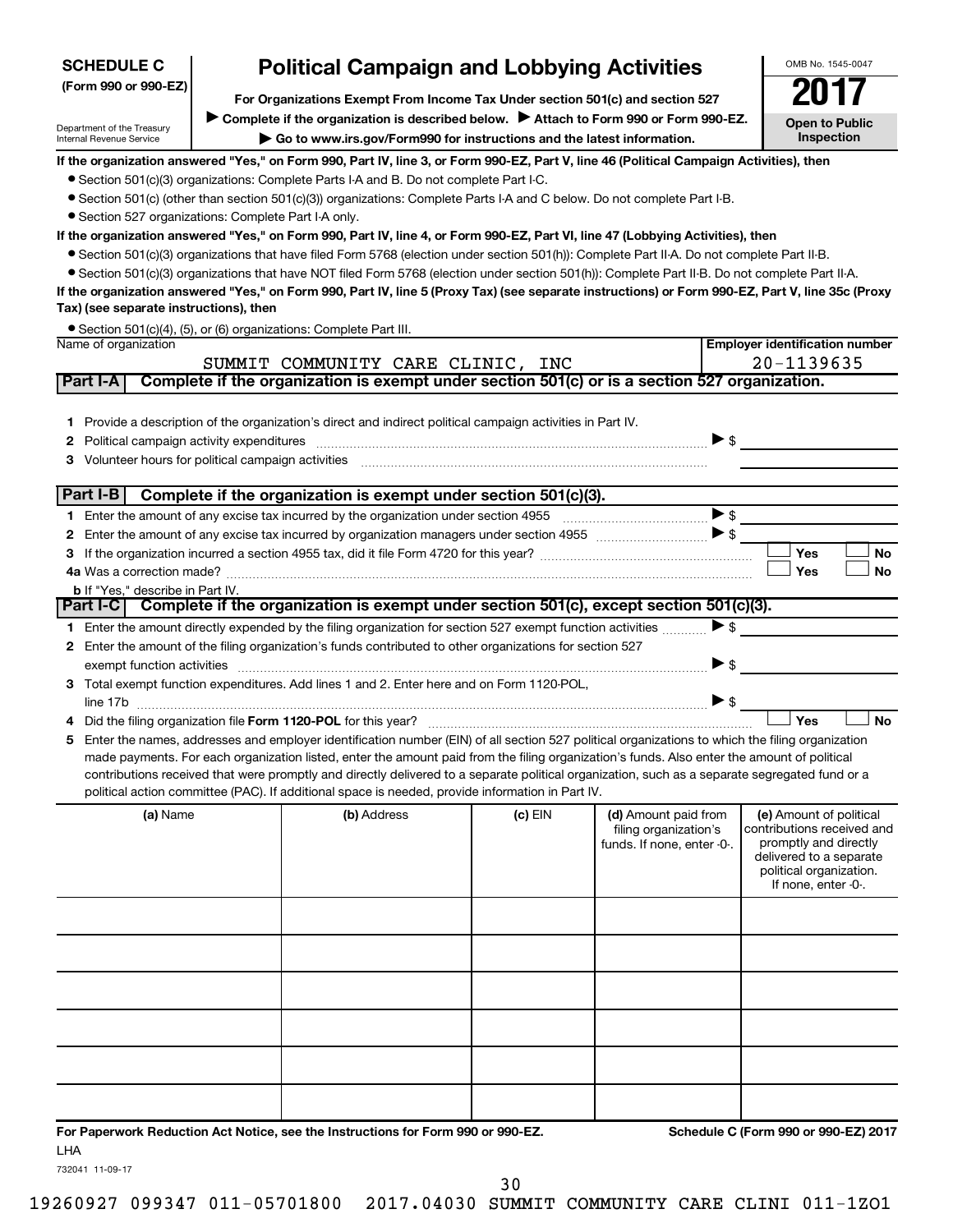**SCHEDULE C**
**(Form 990 or 990-EZ)**

Department of the Treasury
Internal Revenue Service

# Political Campaign and Lobbying Activities

**For Organizations Exempt From Income Tax Under section 501(c) and section 527**

▶ **Complete if the organization is described below.** ▶ **Attach to Form 990 or Form 990-EZ.**

▶ **Go to www.irs.gov/Form990 for instructions and the latest information.**

OMB No. 1545-0047

**2017**

**Open to Public Inspection**

**If the organization answered "Yes," on Form 990, Part IV, line 3, or Form 990-EZ, Part V, line 46 (Political Campaign Activities), then**

- Section 501(c)(3) organizations: Complete Parts I-A and B. Do not complete Part I-C.
- Section 501(c) (other than section 501(c)(3)) organizations: Complete Parts I-A and C below. Do not complete Part I-B.
- Section 527 organizations: Complete Part I-A only.

**If the organization answered "Yes," on Form 990, Part IV, line 4, or Form 990-EZ, Part VI, line 47 (Lobbying Activities), then**

- Section 501(c)(3) organizations that have filed Form 5768 (election under section 501(h)): Complete Part II-A. Do not complete Part II-B.
- Section 501(c)(3) organizations that have NOT filed Form 5768 (election under section 501(h)): Complete Part II-B. Do not complete Part II-A.

**If the organization answered "Yes," on Form 990, Part IV, line 5 (Proxy Tax) (see separate instructions) or Form 990-EZ, Part V, line 35c (Proxy Tax) (see separate instructions), then**

- Section 501(c)(4), (5), or (6) organizations: Complete Part III.

| Name of organization | Employer identification number |
|---|---|
| SUMMIT COMMUNITY CARE CLINIC, INC | 20-1139635 |

## Part I-A Complete if the organization is exempt under section 501(c) or is a section 527 organization.

1 Provide a description of the organization's direct and indirect political campaign activities in Part IV.

2 Political campaign activity expenditures ▶ $

3 Volunteer hours for political campaign activities

## Part I-B Complete if the organization is exempt under section 501(c)(3).

1 Enter the amount of any excise tax incurred by the organization under section 4955 ▶ $

2 Enter the amount of any excise tax incurred by organization managers under section 4955 ▶ $

3 If the organization incurred a section 4955 tax, did it file Form 4720 for this year? ☐ Yes ☐ No

4a Was a correction made? ☐ Yes ☐ No

b If "Yes," describe in Part IV.

## Part I-C Complete if the organization is exempt under section 501(c), except section 501(c)(3).

1 Enter the amount directly expended by the filing organization for section 527 exempt function activities ▶ $

2 Enter the amount of the filing organization's funds contributed to other organizations for section 527 exempt function activities ▶ $

3 Total exempt function expenditures. Add lines 1 and 2. Enter here and on Form 1120-POL, line 17b ▶ $

4 Did the filing organization file **Form 1120-POL** for this year? ☐ Yes ☐ No

5 Enter the names, addresses and employer identification number (EIN) of all section 527 political organizations to which the filing organization made payments. For each organization listed, enter the amount paid from the filing organization's funds. Also enter the amount of political contributions received that were promptly and directly delivered to a separate political organization, such as a separate segregated fund or a political action committee (PAC). If additional space is needed, provide information in Part IV.

| (a) Name | (b) Address | (c) EIN | (d) Amount paid from filing organization's funds. If none, enter -0-. | (e) Amount of political contributions received and promptly and directly delivered to a separate political organization. If none, enter -0-. |
|---|---|---|---|---|
| | | | | |
| | | | | |
| | | | | |
| | | | | |
| | | | | |
| | | | | |

**For Paperwork Reduction Act Notice, see the Instructions for Form 990 or 990-EZ.** LHA

**Schedule C (Form 990 or 990-EZ) 2017**

732041 11-09-17

19260927 099347 011-05701800 2017.04030 SUMMIT COMMUNITY CARE CLINI 011-1ZO1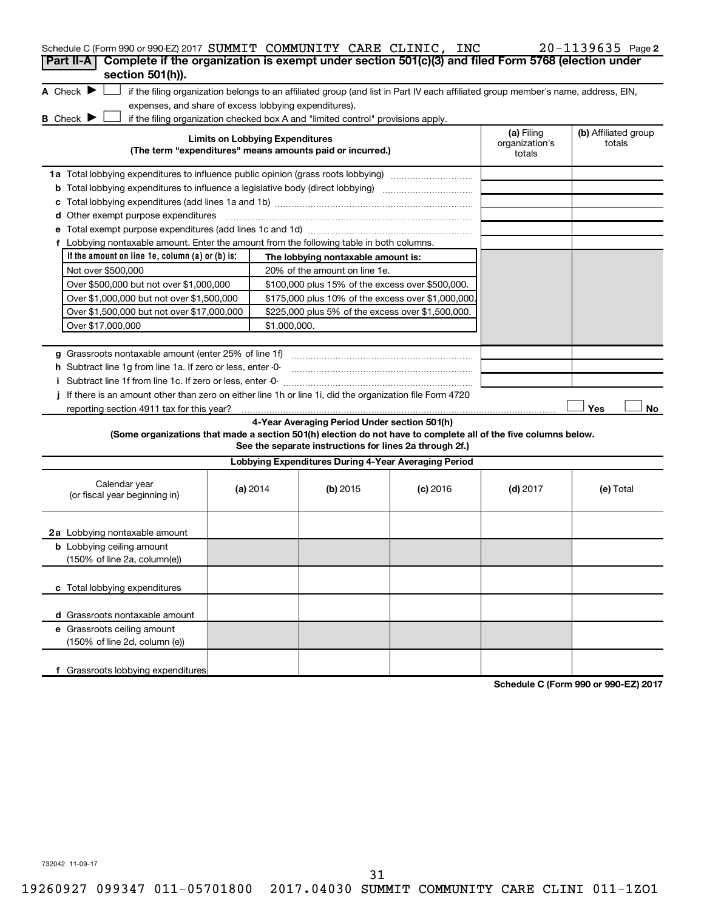Schedule C (Form 990 or 990-EZ) 2017 SUMMIT COMMUNITY CARE CLINIC, INC 20-1139635 Page 2

## Part II-A Complete if the organization is exempt under section 501(c)(3) and filed Form 5768 (election under section 501(h)).

**A** Check ▶ ☐ if the filing organization belongs to an affiliated group (and list in Part IV each affiliated group member's name, address, EIN, expenses, and share of excess lobbying expenditures).

**B** Check ▶ ☐ if the filing organization checked box A and "limited control" provisions apply.

| Limits on Lobbying Expenditures (The term "expenditures" means amounts paid or incurred.) | (a) Filing organization's totals | (b) Affiliated group totals |
|---|---|---|
| **1a** Total lobbying expenditures to influence public opinion (grass roots lobbying) | | |
| **b** Total lobbying expenditures to influence a legislative body (direct lobbying) | | |
| **c** Total lobbying expenditures (add lines 1a and 1b) | | |
| **d** Other exempt purpose expenditures | | |
| **e** Total exempt purpose expenditures (add lines 1c and 1d) | | |
| **f** Lobbying nontaxable amount. Enter the amount from the following table in both columns. | | |

| If the amount on line 1e, column (a) or (b) is: | The lobbying nontaxable amount is: |
|---|---|
| Not over $500,000 | 20% of the amount on line 1e. |
| Over $500,000 but not over $1,000,000 | $100,000 plus 15% of the excess over $500,000. |
| Over $1,000,000 but not over $1,500,000 | $175,000 plus 10% of the excess over $1,000,000. |
| Over $1,500,000 but not over $17,000,000 | $225,000 plus 5% of the excess over $1,500,000. |
| Over $17,000,000 | $1,000,000. |

| | (a) | (b) |
|---|---|---|
| **g** Grassroots nontaxable amount (enter 25% of line 1f) | | |
| **h** Subtract line 1g from line 1a. If zero or less, enter -0- | | |
| **i** Subtract line 1f from line 1c. If zero or less, enter -0- | | |

**j** If there is an amount other than zero on either line 1h or line 1i, did the organization file Form 4720 reporting section 4911 tax for this year? ☐ Yes ☐ No

### 4-Year Averaging Period Under section 501(h)

**(Some organizations that made a section 501(h) election do not have to complete all of the five columns below. See the separate instructions for lines 2a through 2f.)**

| Lobbying Expenditures During 4-Year Averaging Period | | | | | |
|---|---|---|---|---|---|
| Calendar year (or fiscal year beginning in) | (a) 2014 | (b) 2015 | (c) 2016 | (d) 2017 | (e) Total |
| **2a** Lobbying nontaxable amount | | | | | |
| **b** Lobbying ceiling amount (150% of line 2a, column(e)) | | | | | |
| **c** Total lobbying expenditures | | | | | |
| **d** Grassroots nontaxable amount | | | | | |
| **e** Grassroots ceiling amount (150% of line 2d, column (e)) | | | | | |
| **f** Grassroots lobbying expenditures | | | | | |

**Schedule C (Form 990 or 990-EZ) 2017**

732042 11-09-17

19260927 099347 011-05701800 2017.04030 SUMMIT COMMUNITY CARE CLINI 011-1ZO1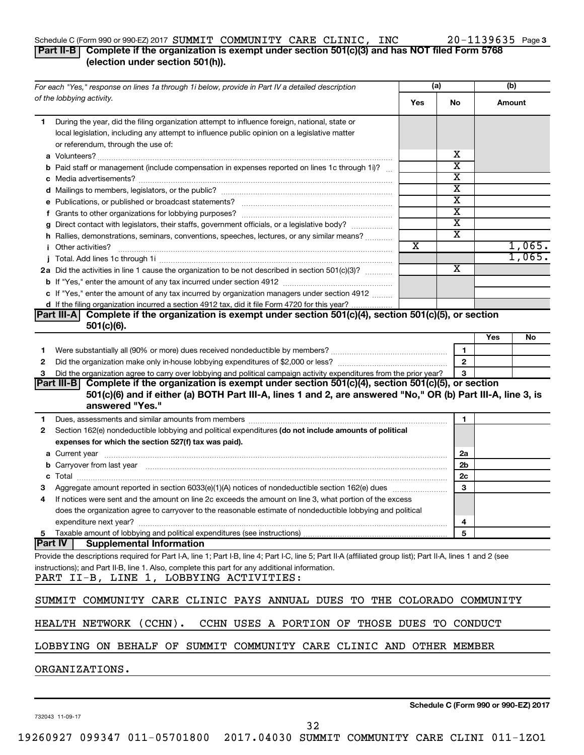Schedule C (Form 990 or 990-EZ) 2017 SUMMIT COMMUNITY CARE CLINIC, INC 20-1139635 Page 3

## Part II-B Complete if the organization is exempt under section 501(c)(3) and has NOT filed Form 5768 (election under section 501(h)).

| For each "Yes," response on lines 1a through 1i below, provide in Part IV a detailed description of the lobbying activity. | (a) Yes | (a) No | (b) Amount |
|---|---|---|---|
| **1** During the year, did the filing organization attempt to influence foreign, national, state or local legislation, including any attempt to influence public opinion on a legislative matter or referendum, through the use of: | | | |
| **a** Volunteers? | | X | |
| **b** Paid staff or management (include compensation in expenses reported on lines 1c through 1i)? | | X | |
| **c** Media advertisements? | | X | |
| **d** Mailings to members, legislators, or the public? | | X | |
| **e** Publications, or published or broadcast statements? | | X | |
| **f** Grants to other organizations for lobbying purposes? | | X | |
| **g** Direct contact with legislators, their staffs, government officials, or a legislative body? | | X | |
| **h** Rallies, demonstrations, seminars, conventions, speeches, lectures, or any similar means? | | X | |
| **i** Other activities? | X | | 1,065. |
| **j** Total. Add lines 1c through 1i | | | 1,065. |
| **2a** Did the activities in line 1 cause the organization to be not described in section 501(c)(3)? | | X | |
| **b** If "Yes," enter the amount of any tax incurred under section 4912 | | | |
| **c** If "Yes," enter the amount of any tax incurred by organization managers under section 4912 | | | |
| **d** If the filing organization incurred a section 4912 tax, did it file Form 4720 for this year? | | | |

## Part III-A Complete if the organization is exempt under section 501(c)(4), section 501(c)(5), or section 501(c)(6).

| | | | Yes | No |
|---|---|---|---|---|
| **1** | Were substantially all (90% or more) dues received nondeductible by members? | 1 | | |
| **2** | Did the organization make only in-house lobbying expenditures of $2,000 or less? | 2 | | |
| **3** | Did the organization agree to carry over lobbying and political campaign activity expenditures from the prior year? | 3 | | |

## Part III-B Complete if the organization is exempt under section 501(c)(4), section 501(c)(5), or section 501(c)(6) and if either (a) BOTH Part III-A, lines 1 and 2, are answered "No," OR (b) Part III-A, line 3, is answered "Yes."

| | | | |
|---|---|---|---|
| **1** | Dues, assessments and similar amounts from members | 1 | |
| **2** | Section 162(e) nondeductible lobbying and political expenditures **(do not include amounts of political expenses for which the section 527(f) tax was paid).** | | |
| **a** | Current year | 2a | |
| **b** | Carryover from last year | 2b | |
| **c** | Total | 2c | |
| **3** | Aggregate amount reported in section 6033(e)(1)(A) notices of nondeductible section 162(e) dues | 3 | |
| **4** | If notices were sent and the amount on line 2c exceeds the amount on line 3, what portion of the excess does the organization agree to carryover to the reasonable estimate of nondeductible lobbying and political expenditure next year? | 4 | |
| **5** | Taxable amount of lobbying and political expenditures (see instructions) | 5 | |

## Part IV Supplemental Information

Provide the descriptions required for Part I-A, line 1; Part I-B, line 4; Part I-C, line 5; Part II-A (affiliated group list); Part II-A, lines 1 and 2 (see instructions); and Part II-B, line 1. Also, complete this part for any additional information.

PART II-B, LINE 1, LOBBYING ACTIVITIES:

SUMMIT COMMUNITY CARE CLINIC PAYS ANNUAL DUES TO THE COLORADO COMMUNITY HEALTH NETWORK (CCHN). CCHN USES A PORTION OF THOSE DUES TO CONDUCT LOBBYING ON BEHALF OF SUMMIT COMMUNITY CARE CLINIC AND OTHER MEMBER ORGANIZATIONS.

Schedule C (Form 990 or 990-EZ) 2017

732043 11-09-17

19260927 099347 011-05701800 2017.04030 SUMMIT COMMUNITY CARE CLINI 011-1ZO1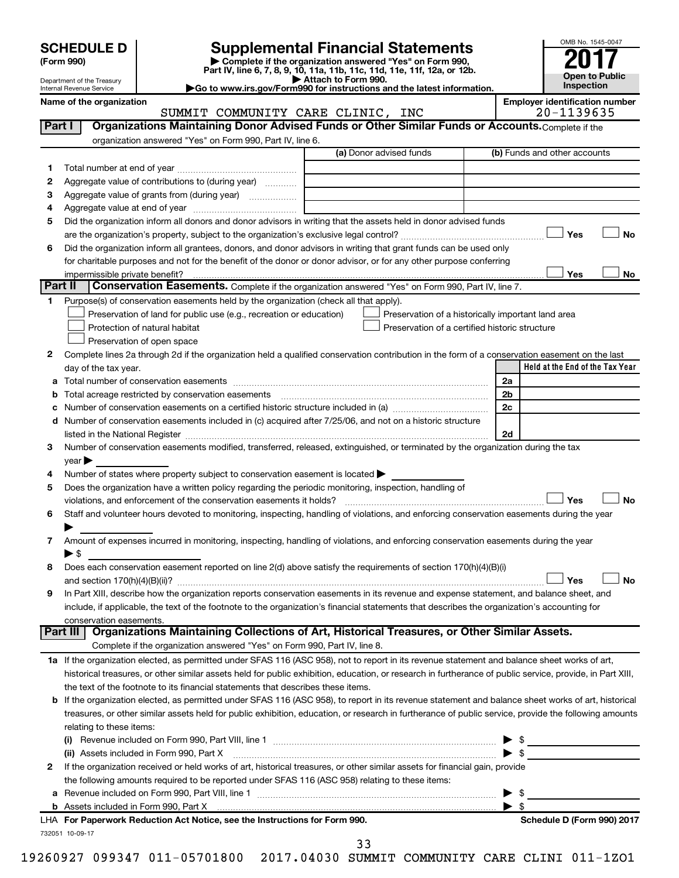**SCHEDULE D**
**(Form 990)**

Department of the Treasury
Internal Revenue Service

# Supplemental Financial Statements

▶ Complete if the organization answered "Yes" on Form 990, Part IV, line 6, 7, 8, 9, 10, 11a, 11b, 11c, 11d, 11e, 11f, 12a, or 12b.
▶ Attach to Form 990.
▶Go to www.irs.gov/Form990 for instructions and the latest information.

OMB No. 1545-0047

**2017**

**Open to Public Inspection**

**Name of the organization**
SUMMIT COMMUNITY CARE CLINIC, INC

**Employer identification number**
20-1139635

## Part I — Organizations Maintaining Donor Advised Funds or Other Similar Funds or Accounts.
Complete if the organization answered "Yes" on Form 990, Part IV, line 6.

| | | (a) Donor advised funds | (b) Funds and other accounts |
|---|---|---|---|
| 1 | Total number at end of year | | |
| 2 | Aggregate value of contributions to (during year) | | |
| 3 | Aggregate value of grants from (during year) | | |
| 4 | Aggregate value at end of year | | |

5 Did the organization inform all donors and donor advisors in writing that the assets held in donor advised funds are the organization's property, subject to the organization's exclusive legal control? ☐ Yes ☐ No

6 Did the organization inform all grantees, donors, and donor advisors in writing that grant funds can be used only for charitable purposes and not for the benefit of the donor or donor advisor, or for any other purpose conferring impermissible private benefit? ☐ Yes ☐ No

## Part II — Conservation Easements.
Complete if the organization answered "Yes" on Form 990, Part IV, line 7.

1 Purpose(s) of conservation easements held by the organization (check all that apply).

☐ Preservation of land for public use (e.g., recreation or education)
☐ Protection of natural habitat
☐ Preservation of open space
☐ Preservation of a historically important land area
☐ Preservation of a certified historic structure

2 Complete lines 2a through 2d if the organization held a qualified conservation contribution in the form of a conservation easement on the last day of the tax year.

| | | | Held at the End of the Tax Year |
|---|---|---|---|
| a | Total number of conservation easements | 2a | |
| b | Total acreage restricted by conservation easements | 2b | |
| c | Number of conservation easements on a certified historic structure included in (a) | 2c | |
| d | Number of conservation easements included in (c) acquired after 7/25/06, and not on a historic structure listed in the National Register | 2d | |

3 Number of conservation easements modified, transferred, released, extinguished, or terminated by the organization during the tax year ▶

4 Number of states where property subject to conservation easement is located ▶

5 Does the organization have a written policy regarding the periodic monitoring, inspection, handling of violations, and enforcement of the conservation easements it holds? ☐ Yes ☐ No

6 Staff and volunteer hours devoted to monitoring, inspecting, handling of violations, and enforcing conservation easements during the year ▶

7 Amount of expenses incurred in monitoring, inspecting, handling of violations, and enforcing conservation easements during the year ▶ $

8 Does each conservation easement reported on line 2(d) above satisfy the requirements of section 170(h)(4)(B)(i) and section 170(h)(4)(B)(ii)? ☐ Yes ☐ No

9 In Part XIII, describe how the organization reports conservation easements in its revenue and expense statement, and balance sheet, and include, if applicable, the text of the footnote to the organization's financial statements that describes the organization's accounting for conservation easements.

## Part III — Organizations Maintaining Collections of Art, Historical Treasures, or Other Similar Assets.
Complete if the organization answered "Yes" on Form 990, Part IV, line 8.

**1a** If the organization elected, as permitted under SFAS 116 (ASC 958), not to report in its revenue statement and balance sheet works of art, historical treasures, or other similar assets held for public exhibition, education, or research in furtherance of public service, provide, in Part XIII, the text of the footnote to its financial statements that describes these items.

**b** If the organization elected, as permitted under SFAS 116 (ASC 958), to report in its revenue statement and balance sheet works of art, historical treasures, or other similar assets held for public exhibition, education, or research in furtherance of public service, provide the following amounts relating to these items:

(i) Revenue included on Form 990, Part VIII, line 1 ▶ $

(ii) Assets included in Form 990, Part X ▶ $

**2** If the organization received or held works of art, historical treasures, or other similar assets for financial gain, provide the following amounts required to be reported under SFAS 116 (ASC 958) relating to these items:

a Revenue included on Form 990, Part VIII, line 1 ▶ $

b Assets included in Form 990, Part X ▶ $

**LHA For Paperwork Reduction Act Notice, see the Instructions for Form 990.** **Schedule D (Form 990) 2017**

732051 10-09-17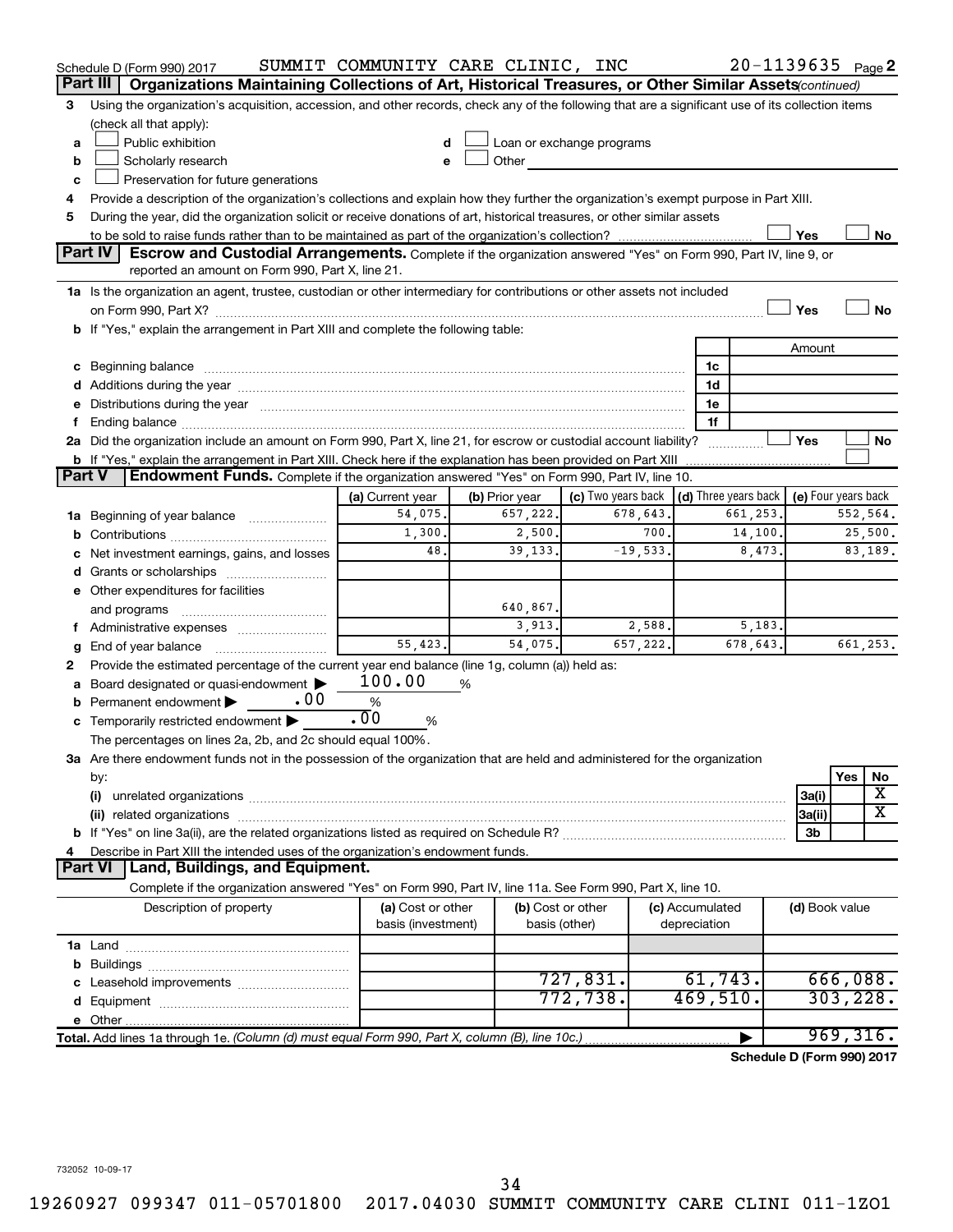Schedule D (Form 990) 2017 SUMMIT COMMUNITY CARE CLINIC, INC 20-1139635 Page 2

## Part III Organizations Maintaining Collections of Art, Historical Treasures, or Other Similar Assets *(continued)*

**3** Using the organization's acquisition, accession, and other records, check any of the following that are a significant use of its collection items (check all that apply):

- **a** ☐ Public exhibition
- **b** ☐ Scholarly research
- **c** ☐ Preservation for future generations
- **d** ☐ Loan or exchange programs
- **e** ☐ Other

**4** Provide a description of the organization's collections and explain how they further the organization's exempt purpose in Part XIII.

**5** During the year, did the organization solicit or receive donations of art, historical treasures, or other similar assets to be sold to raise funds rather than to be maintained as part of the organization's collection? ☐ Yes ☐ No

## Part IV Escrow and Custodial Arrangements.

Complete if the organization answered "Yes" on Form 990, Part IV, line 9, or reported an amount on Form 990, Part X, line 21.

**1a** Is the organization an agent, trustee, custodian or other intermediary for contributions or other assets not included on Form 990, Part X? ☐ Yes ☐ No

**b** If "Yes," explain the arrangement in Part XIII and complete the following table:

| | | Amount |
|---|---|---|
| **c** Beginning balance | 1c | |
| **d** Additions during the year | 1d | |
| **e** Distributions during the year | 1e | |
| **f** Ending balance | 1f | |

**2a** Did the organization include an amount on Form 990, Part X, line 21, for escrow or custodial account liability? ☐ Yes ☐ No

**b** If "Yes," explain the arrangement in Part XIII. Check here if the explanation has been provided on Part XIII ☐

## Part V Endowment Funds.

Complete if the organization answered "Yes" on Form 990, Part IV, line 10.

| | (a) Current year | (b) Prior year | (c) Two years back | (d) Three years back | (e) Four years back |
|---|---|---|---|---|---|
| **1a** Beginning of year balance | 54,075. | 657,222. | 678,643. | 661,253. | 552,564. |
| **b** Contributions | 1,300. | 2,500. | 700. | 14,100. | 25,500. |
| **c** Net investment earnings, gains, and losses | 48. | 39,133. | -19,533. | 8,473. | 83,189. |
| **d** Grants or scholarships | | | | | |
| **e** Other expenditures for facilities and programs | | 640,867. | | | |
| **f** Administrative expenses | | 3,913. | 2,588. | 5,183. | |
| **g** End of year balance | 55,423. | 54,075. | 657,222. | 678,643. | 661,253. |

**2** Provide the estimated percentage of the current year end balance (line 1g, column (a)) held as:

- **a** Board designated or quasi-endowment ▶ 100.00 %
- **b** Permanent endowment ▶ .00 %
- **c** Temporarily restricted endowment ▶ .00 %

The percentages on lines 2a, 2b, and 2c should equal 100%.

**3a** Are there endowment funds not in the possession of the organization that are held and administered for the organization by:

| | | Yes | No |
|---|---|---|---|
| **(i)** unrelated organizations | 3a(i) | | X |
| **(ii)** related organizations | 3a(ii) | | X |
| **b** If "Yes" on line 3a(ii), are the related organizations listed as required on Schedule R? | 3b | | |

**4** Describe in Part XIII the intended uses of the organization's endowment funds.

## Part VI Land, Buildings, and Equipment.

Complete if the organization answered "Yes" on Form 990, Part IV, line 11a. See Form 990, Part X, line 10.

| Description of property | (a) Cost or other basis (investment) | (b) Cost or other basis (other) | (c) Accumulated depreciation | (d) Book value |
|---|---|---|---|---|
| **1a** Land | | | | |
| **b** Buildings | | | | |
| **c** Leasehold improvements | | 727,831. | 61,743. | 666,088. |
| **d** Equipment | | 772,738. | 469,510. | 303,228. |
| **e** Other | | | | |
| **Total.** Add lines 1a through 1e. *(Column (d) must equal Form 990, Part X, column (B), line 10c.)* | | | ▶ | 969,316. |

**Schedule D (Form 990) 2017**

732052 10-09-17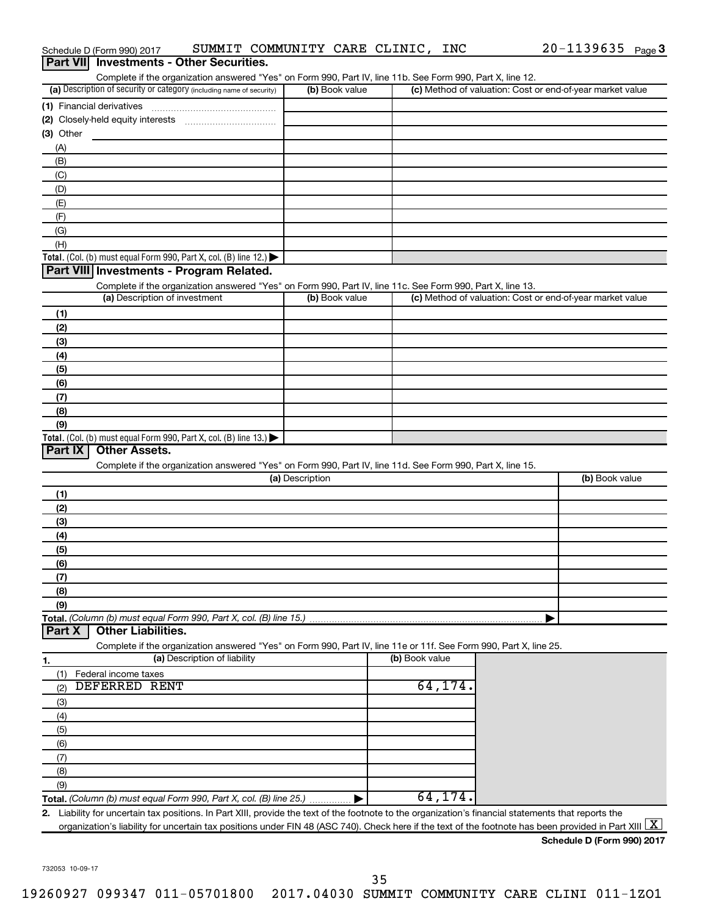Schedule D (Form 990) 2017 SUMMIT COMMUNITY CARE CLINIC, INC 20-1139635 Page 3

## Part VII Investments - Other Securities.

Complete if the organization answered "Yes" on Form 990, Part IV, line 11b. See Form 990, Part X, line 12.

| (a) Description of security or category (including name of security) | (b) Book value | (c) Method of valuation: Cost or end-of-year market value |
|---|---|---|
| (1) Financial derivatives | | |
| (2) Closely-held equity interests | | |
| (3) Other | | |
| (A) | | |
| (B) | | |
| (C) | | |
| (D) | | |
| (E) | | |
| (F) | | |
| (G) | | |
| (H) | | |
| **Total.** (Col. (b) must equal Form 990, Part X, col. (B) line 12.) | | |

## Part VIII Investments - Program Related.

Complete if the organization answered "Yes" on Form 990, Part IV, line 11c. See Form 990, Part X, line 13.

| (a) Description of investment | (b) Book value | (c) Method of valuation: Cost or end-of-year market value |
|---|---|---|
| (1) | | |
| (2) | | |
| (3) | | |
| (4) | | |
| (5) | | |
| (6) | | |
| (7) | | |
| (8) | | |
| (9) | | |
| **Total.** (Col. (b) must equal Form 990, Part X, col. (B) line 13.) | | |

## Part IX Other Assets.

Complete if the organization answered "Yes" on Form 990, Part IV, line 11d. See Form 990, Part X, line 15.

| (a) Description | (b) Book value |
|---|---|
| (1) | |
| (2) | |
| (3) | |
| (4) | |
| (5) | |
| (6) | |
| (7) | |
| (8) | |
| (9) | |
| **Total.** *(Column (b) must equal Form 990, Part X, col. (B) line 15.)* | |

## Part X Other Liabilities.

Complete if the organization answered "Yes" on Form 990, Part IV, line 11e or 11f. See Form 990, Part X, line 25.

| 1. (a) Description of liability | (b) Book value |
|---|---|
| (1) Federal income taxes | |
| (2) DEFERRED RENT | 64,174. |
| (3) | |
| (4) | |
| (5) | |
| (6) | |
| (7) | |
| (8) | |
| (9) | |
| **Total.** *(Column (b) must equal Form 990, Part X, col. (B) line 25.)* | 64,174. |

**2.** Liability for uncertain tax positions. In Part XIII, provide the text of the footnote to the organization's financial statements that reports the organization's liability for uncertain tax positions under FIN 48 (ASC 740). Check here if the text of the footnote has been provided in Part XIII [X]

**Schedule D (Form 990) 2017**

732053 10-09-17

19260927 099347 011-05701800 2017.04030 SUMMIT COMMUNITY CARE CLINI 011-1ZO1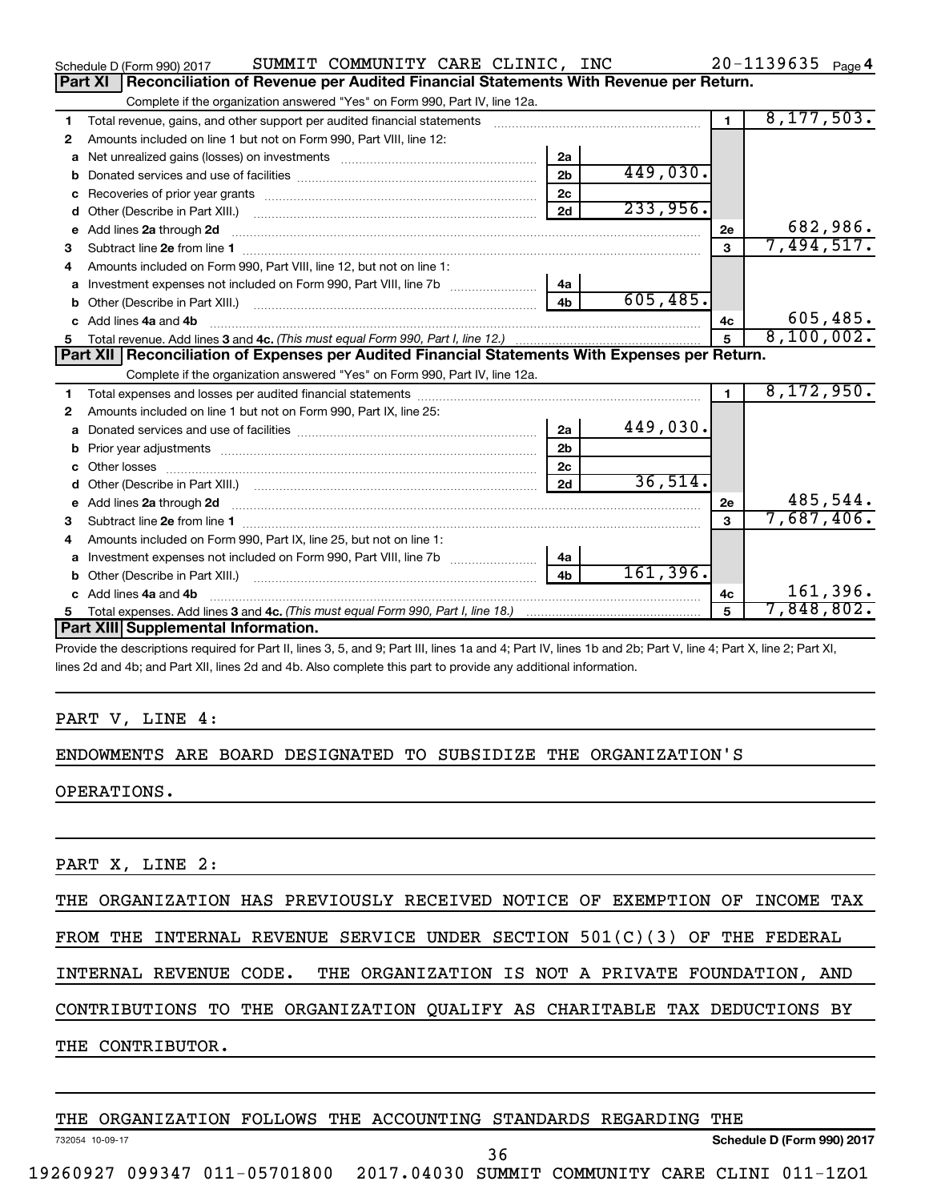Schedule D (Form 990) 2017 SUMMIT COMMUNITY CARE CLINIC, INC 20-1139635 Page 4

**Part XI Reconciliation of Revenue per Audited Financial Statements With Revenue per Return.**

Complete if the organization answered "Yes" on Form 990, Part IV, line 12a.

| | | | | | |
|---|---|---|---|---|---|
| 1 | Total revenue, gains, and other support per audited financial statements | | | 1 | 8,177,503. |
| 2 | Amounts included on line 1 but not on Form 990, Part VIII, line 12: | | | | |
| a | Net unrealized gains (losses) on investments | 2a | | | |
| b | Donated services and use of facilities | 2b | 449,030. | | |
| c | Recoveries of prior year grants | 2c | | | |
| d | Other (Describe in Part XIII.) | 2d | 233,956. | | |
| e | Add lines 2a through 2d | | | 2e | 682,986. |
| 3 | Subtract line 2e from line 1 | | | 3 | 7,494,517. |
| 4 | Amounts included on Form 990, Part VIII, line 12, but not on line 1: | | | | |
| a | Investment expenses not included on Form 990, Part VIII, line 7b | 4a | | | |
| b | Other (Describe in Part XIII.) | 4b | 605,485. | | |
| c | Add lines 4a and 4b | | | 4c | 605,485. |
| 5 | Total revenue. Add lines 3 and 4c. *(This must equal Form 990, Part I, line 12.)* | | | 5 | 8,100,002. |

**Part XII Reconciliation of Expenses per Audited Financial Statements With Expenses per Return.**

Complete if the organization answered "Yes" on Form 990, Part IV, line 12a.

| | | | | | |
|---|---|---|---|---|---|
| 1 | Total expenses and losses per audited financial statements | | | 1 | 8,172,950. |
| 2 | Amounts included on line 1 but not on Form 990, Part IX, line 25: | | | | |
| a | Donated services and use of facilities | 2a | 449,030. | | |
| b | Prior year adjustments | 2b | | | |
| c | Other losses | 2c | | | |
| d | Other (Describe in Part XIII.) | 2d | 36,514. | | |
| e | Add lines 2a through 2d | | | 2e | 485,544. |
| 3 | Subtract line 2e from line 1 | | | 3 | 7,687,406. |
| 4 | Amounts included on Form 990, Part IX, line 25, but not on line 1: | | | | |
| a | Investment expenses not included on Form 990, Part VIII, line 7b | 4a | | | |
| b | Other (Describe in Part XIII.) | 4b | 161,396. | | |
| c | Add lines 4a and 4b | | | 4c | 161,396. |
| 5 | Total expenses. Add lines 3 and 4c. *(This must equal Form 990, Part I, line 18.)* | | | 5 | 7,848,802. |

**Part XIII Supplemental Information.**

Provide the descriptions required for Part II, lines 3, 5, and 9; Part III, lines 1a and 4; Part IV, lines 1b and 2b; Part V, line 4; Part X, line 2; Part XI, lines 2d and 4b; and Part XII, lines 2d and 4b. Also complete this part to provide any additional information.

PART V, LINE 4:

ENDOWMENTS ARE BOARD DESIGNATED TO SUBSIDIZE THE ORGANIZATION'S OPERATIONS.

PART X, LINE 2:

THE ORGANIZATION HAS PREVIOUSLY RECEIVED NOTICE OF EXEMPTION OF INCOME TAX FROM THE INTERNAL REVENUE SERVICE UNDER SECTION 501(C)(3) OF THE FEDERAL INTERNAL REVENUE CODE. THE ORGANIZATION IS NOT A PRIVATE FOUNDATION, AND CONTRIBUTIONS TO THE ORGANIZATION QUALIFY AS CHARITABLE TAX DEDUCTIONS BY THE CONTRIBUTOR.

THE ORGANIZATION FOLLOWS THE ACCOUNTING STANDARDS REGARDING THE

732054 10-09-17 Schedule D (Form 990) 2017

19260927 099347 011-05701800 2017.04030 SUMMIT COMMUNITY CARE CLINI 011-1ZO1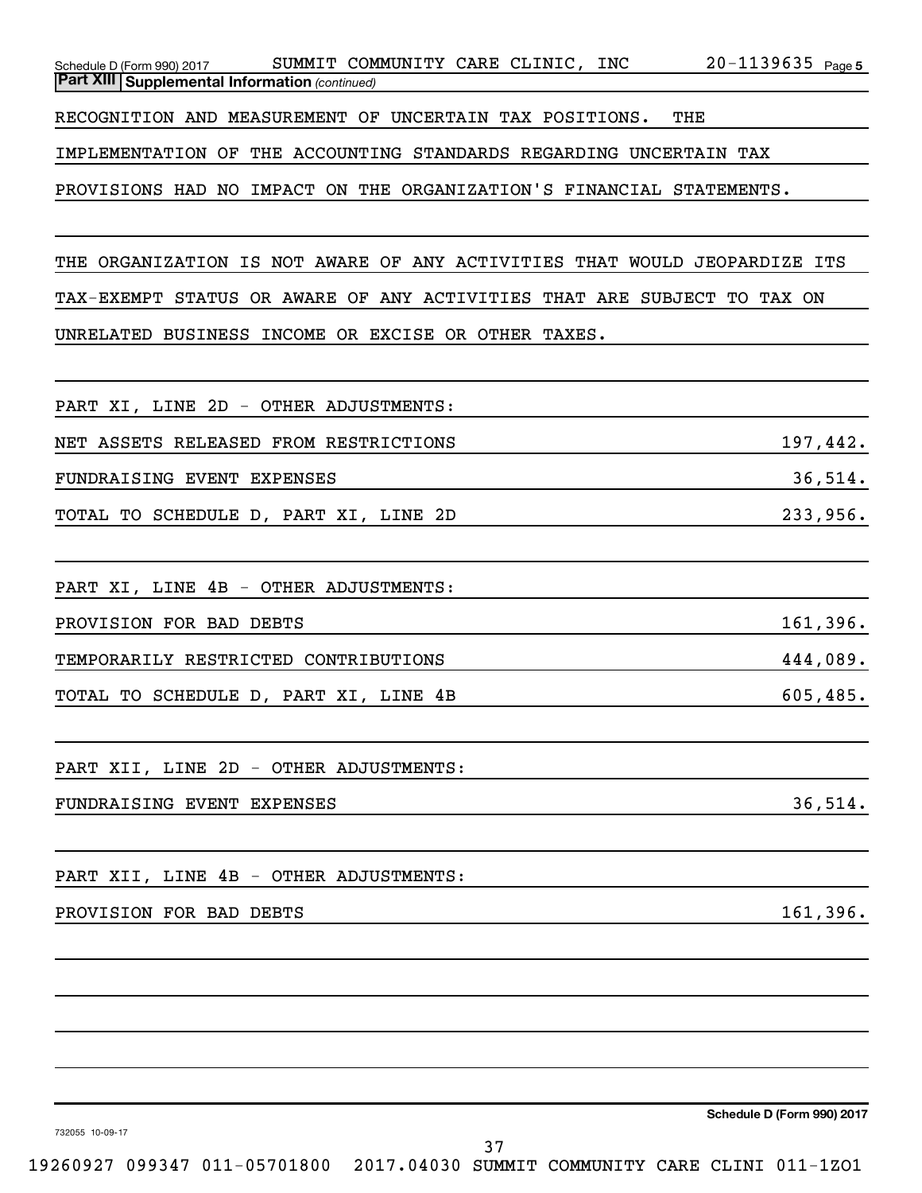**Part XIII | Supplemental Information** *(continued)*

RECOGNITION AND MEASUREMENT OF UNCERTAIN TAX POSITIONS. THE IMPLEMENTATION OF THE ACCOUNTING STANDARDS REGARDING UNCERTAIN TAX PROVISIONS HAD NO IMPACT ON THE ORGANIZATION'S FINANCIAL STATEMENTS.

THE ORGANIZATION IS NOT AWARE OF ANY ACTIVITIES THAT WOULD JEOPARDIZE ITS TAX-EXEMPT STATUS OR AWARE OF ANY ACTIVITIES THAT ARE SUBJECT TO TAX ON UNRELATED BUSINESS INCOME OR EXCISE OR OTHER TAXES.

PART XI, LINE 2D - OTHER ADJUSTMENTS:

| | |
|---|---|
| NET ASSETS RELEASED FROM RESTRICTIONS | 197,442. |
| FUNDRAISING EVENT EXPENSES | 36,514. |
| TOTAL TO SCHEDULE D, PART XI, LINE 2D | 233,956. |

PART XI, LINE 4B - OTHER ADJUSTMENTS:

| | |
|---|---|
| PROVISION FOR BAD DEBTS | 161,396. |
| TEMPORARILY RESTRICTED CONTRIBUTIONS | 444,089. |
| TOTAL TO SCHEDULE D, PART XI, LINE 4B | 605,485. |

PART XII, LINE 2D - OTHER ADJUSTMENTS:

| | |
|---|---|
| FUNDRAISING EVENT EXPENSES | 36,514. |

PART XII, LINE 4B - OTHER ADJUSTMENTS:

| | |
|---|---|
| PROVISION FOR BAD DEBTS | 161,396. |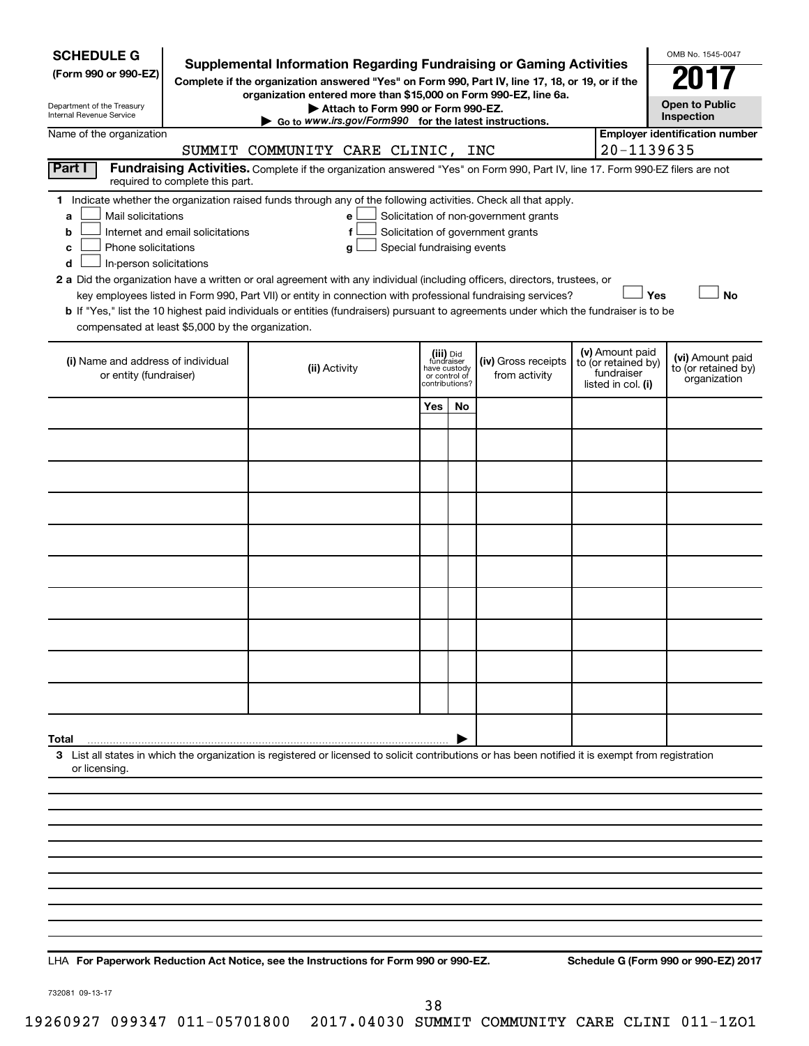**SCHEDULE G**
**(Form 990 or 990-EZ)**

Department of the Treasury
Internal Revenue Service

# Supplemental Information Regarding Fundraising or Gaming Activities

**Complete if the organization answered "Yes" on Form 990, Part IV, line 17, 18, or 19, or if the organization entered more than $15,000 on Form 990-EZ, line 6a.**

**▶ Attach to Form 990 or Form 990-EZ.**

**▶ Go to *www.irs.gov/Form990* for the latest instructions.**

OMB No. 1545-0047

**2017**

**Open to Public Inspection**

Name of the organization: SUMMIT COMMUNITY CARE CLINIC, INC

**Employer identification number:** 20-1139635

**Part I** **Fundraising Activities.** Complete if the organization answered "Yes" on Form 990, Part IV, line 17. Form 990-EZ filers are not required to complete this part.

**1** Indicate whether the organization raised funds through any of the following activities. Check all that apply.

- **a** ☐ Mail solicitations
- **b** ☐ Internet and email solicitations
- **c** ☐ Phone solicitations
- **d** ☐ In-person solicitations
- **e** ☐ Solicitation of non-government grants
- **f** ☐ Solicitation of government grants
- **g** ☐ Special fundraising events

**2 a** Did the organization have a written or oral agreement with any individual (including officers, directors, trustees, or key employees listed in Form 990, Part VII) or entity in connection with professional fundraising services? ☐ **Yes** ☐ **No**

**b** If "Yes," list the 10 highest paid individuals or entities (fundraisers) pursuant to agreements under which the fundraiser is to be compensated at least $5,000 by the organization.

| (i) Name and address of individual or entity (fundraiser) | (ii) Activity | (iii) Did fundraiser have custody or control of contributions? | | (iv) Gross receipts from activity | (v) Amount paid to (or retained by) fundraiser listed in col. (i) | (vi) Amount paid to (or retained by) organization |
|---|---|---|---|---|---|---|
| | | Yes | No | | | |
| | | | | | | |
| | | | | | | |
| | | | | | | |
| | | | | | | |
| | | | | | | |
| | | | | | | |
| | | | | | | |
| | | | | | | |
| | | | | | | |
| | | | | | | |
| **Total** ▶ | | | | | | |

**3** List all states in which the organization is registered or licensed to solicit contributions or has been notified it is exempt from registration or licensing.

LHA **For Paperwork Reduction Act Notice, see the Instructions for Form 990 or 990-EZ.** **Schedule G (Form 990 or 990-EZ) 2017**

732081 09-13-17

19260927 099347 011-05701800 2017.04030 SUMMIT COMMUNITY CARE CLINI 011-1ZO1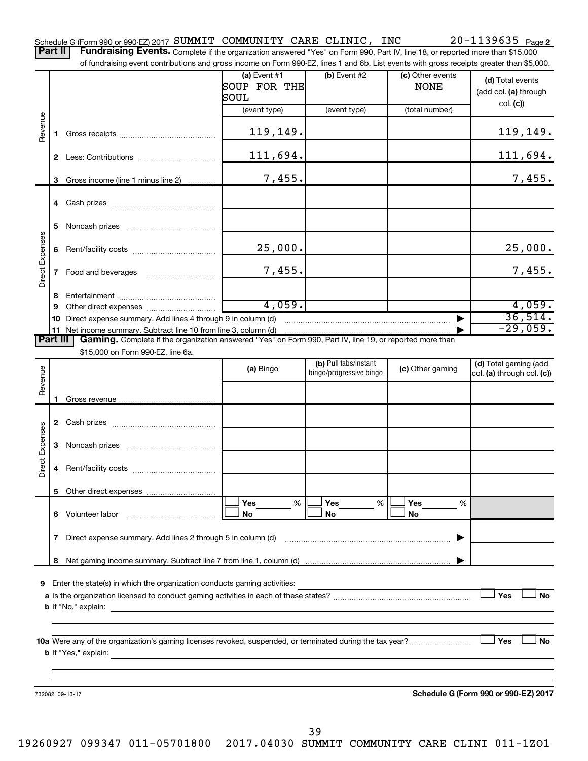Schedule G (Form 990 or 990-EZ) 2017 SUMMIT COMMUNITY CARE CLINIC, INC 20-1139635 Page 2

**Part II** **Fundraising Events.** Complete if the organization answered "Yes" on Form 990, Part IV, line 18, or reported more than $15,000 of fundraising event contributions and gross income on Form 990-EZ, lines 1 and 6b. List events with gross receipts greater than $5,000.

| | | (a) Event #1 SOUP FOR THE SOUL (event type) | (b) Event #2 (event type) | (c) Other events NONE (total number) | (d) Total events (add col. (a) through col. (c)) |
|---|---|---|---|---|---|
| Revenue | 1 Gross receipts | 119,149. | | | 119,149. |
| | 2 Less: Contributions | 111,694. | | | 111,694. |
| | 3 Gross income (line 1 minus line 2) | 7,455. | | | 7,455. |
| Direct Expenses | 4 Cash prizes | | | | |
| | 5 Noncash prizes | | | | |
| | 6 Rent/facility costs | 25,000. | | | 25,000. |
| | 7 Food and beverages | 7,455. | | | 7,455. |
| | 8 Entertainment | | | | |
| | 9 Other direct expenses | 4,059. | | | 4,059. |
| | 10 Direct expense summary. Add lines 4 through 9 in column (d) | | | ▶ | 36,514. |
| | 11 Net income summary. Subtract line 10 from line 3, column (d) | | | ▶ | -29,059. |

**Part III** **Gaming.** Complete if the organization answered "Yes" on Form 990, Part IV, line 19, or reported more than $15,000 on Form 990-EZ, line 6a.

| | | (a) Bingo | (b) Pull tabs/instant bingo/progressive bingo | (c) Other gaming | (d) Total gaming (add col. (a) through col. (c)) |
|---|---|---|---|---|---|
| Revenue | 1 Gross revenue | | | | |
| Direct Expenses | 2 Cash prizes | | | | |
| | 3 Noncash prizes | | | | |
| | 4 Rent/facility costs | | | | |
| | 5 Other direct expenses | | | | |
| | 6 Volunteer labor | ☐ Yes ___% ☐ No | ☐ Yes ___% ☐ No | ☐ Yes ___% ☐ No | |
| | 7 Direct expense summary. Add lines 2 through 5 in column (d) | | | ▶ | |
| | 8 Net gaming income summary. Subtract line 7 from line 1, column (d) | | | ▶ | |

9 Enter the state(s) in which the organization conducts gaming activities:

a Is the organization licensed to conduct gaming activities in each of these states? ☐ Yes ☐ No

b If "No," explain:

10a Were any of the organization's gaming licenses revoked, suspended, or terminated during the tax year? ☐ Yes ☐ No

b If "Yes," explain:

732082 09-13-17 **Schedule G (Form 990 or 990-EZ) 2017**

19260927 099347 011-05701800 2017.04030 SUMMIT COMMUNITY CARE CLINI 011-1ZO1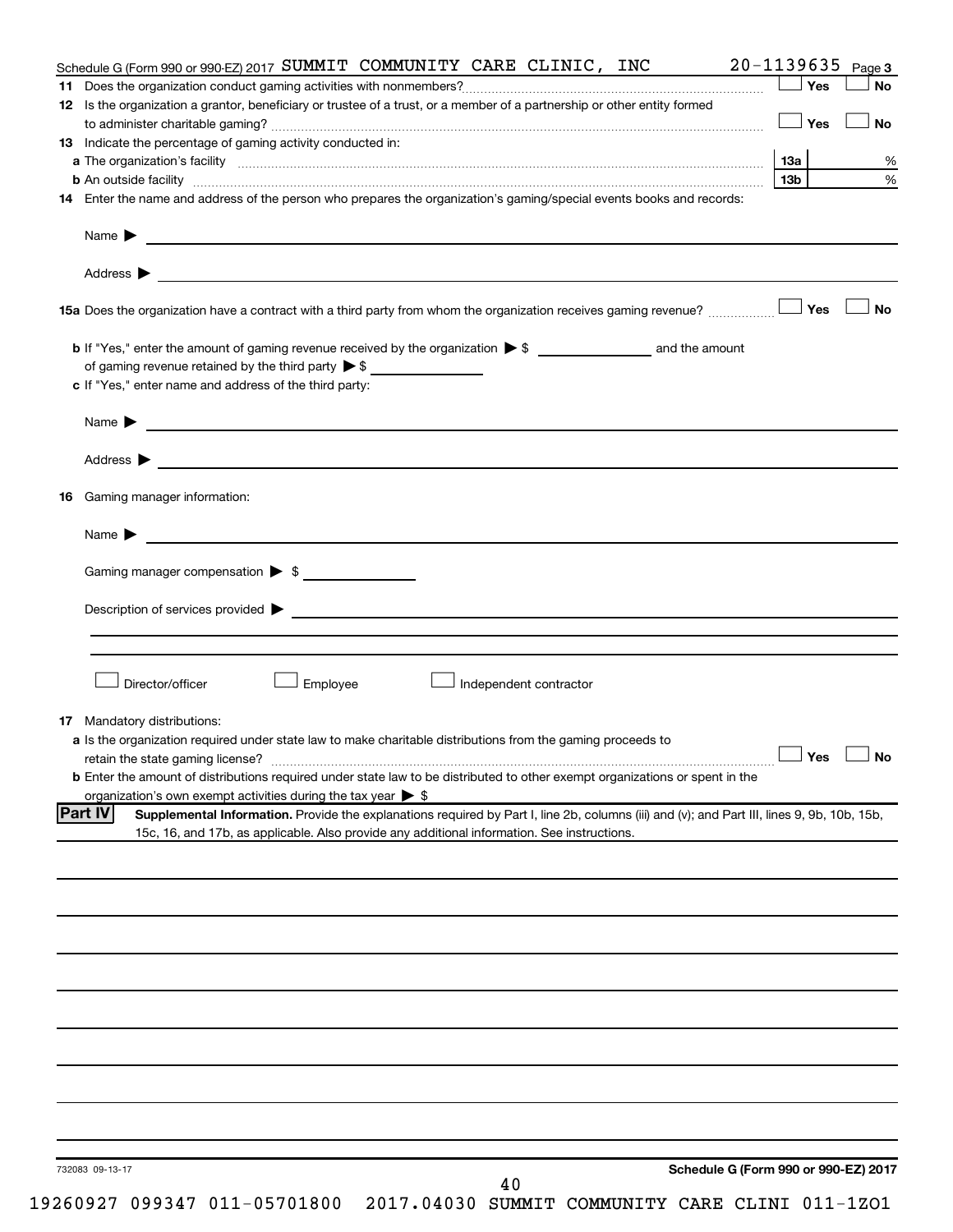Schedule G (Form 990 or 990-EZ) 2017 SUMMIT COMMUNITY CARE CLINIC, INC 20-1139635 Page 3

**11** Does the organization conduct gaming activities with nonmembers? ☐ Yes ☐ No

**12** Is the organization a grantor, beneficiary or trustee of a trust, or a member of a partnership or other entity formed to administer charitable gaming? ☐ Yes ☐ No

**13** Indicate the percentage of gaming activity conducted in:

**a** The organization's facility **13a** %

**b** An outside facility **13b** %

**14** Enter the name and address of the person who prepares the organization's gaming/special events books and records:

Name ▶

Address ▶

**15a** Does the organization have a contract with a third party from whom the organization receives gaming revenue? ☐ Yes ☐ No

**b** If "Yes," enter the amount of gaming revenue received by the organization ▶ $ ______ and the amount of gaming revenue retained by the third party ▶ $ ______

**c** If "Yes," enter name and address of the third party:

Name ▶

Address ▶

**16** Gaming manager information:

Name ▶

Gaming manager compensation ▶ $ ______

Description of services provided ▶

☐ Director/officer ☐ Employee ☐ Independent contractor

**17** Mandatory distributions:

**a** Is the organization required under state law to make charitable distributions from the gaming proceeds to retain the state gaming license? ☐ Yes ☐ No

**b** Enter the amount of distributions required under state law to be distributed to other exempt organizations or spent in the organization's own exempt activities during the tax year ▶ $

**Part IV** **Supplemental Information.** Provide the explanations required by Part I, line 2b, columns (iii) and (v); and Part III, lines 9, 9b, 10b, 15b, 15c, 16, and 17b, as applicable. Also provide any additional information. See instructions.

732083 09-13-17 **Schedule G (Form 990 or 990-EZ) 2017**

19260927 099347 011-05701800 2017.04030 SUMMIT COMMUNITY CARE CLINI 011-1ZO1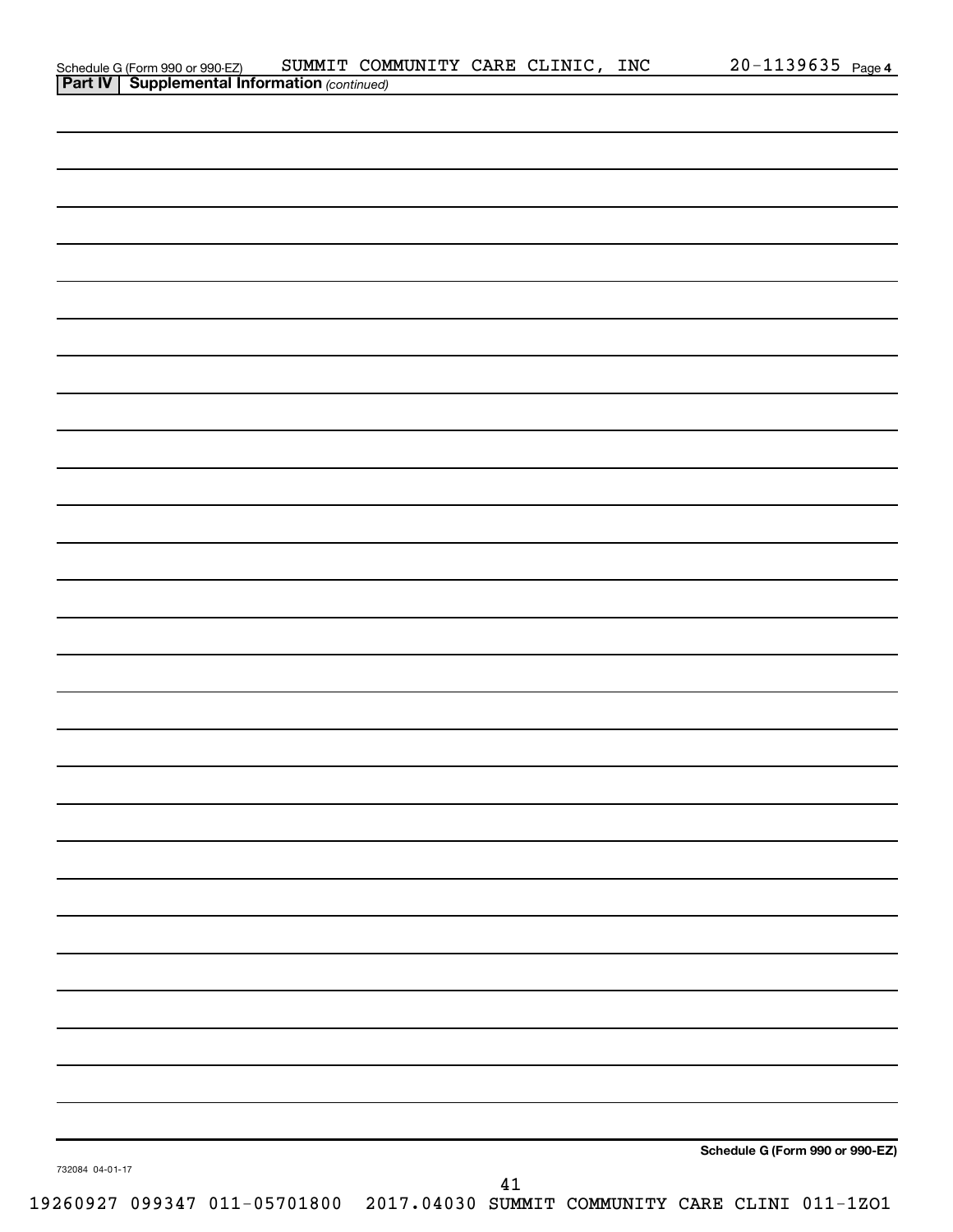Schedule G (Form 990 or 990-EZ) SUMMIT COMMUNITY CARE CLINIC, INC 20-1139635 Page 4

**Part IV | Supplemental Information** *(continued)*

**Schedule G (Form 990 or 990-EZ)**

732084 04-01-17

19260927 099347 011-05701800 2017.04030 SUMMIT COMMUNITY CARE CLINI 011-1ZO1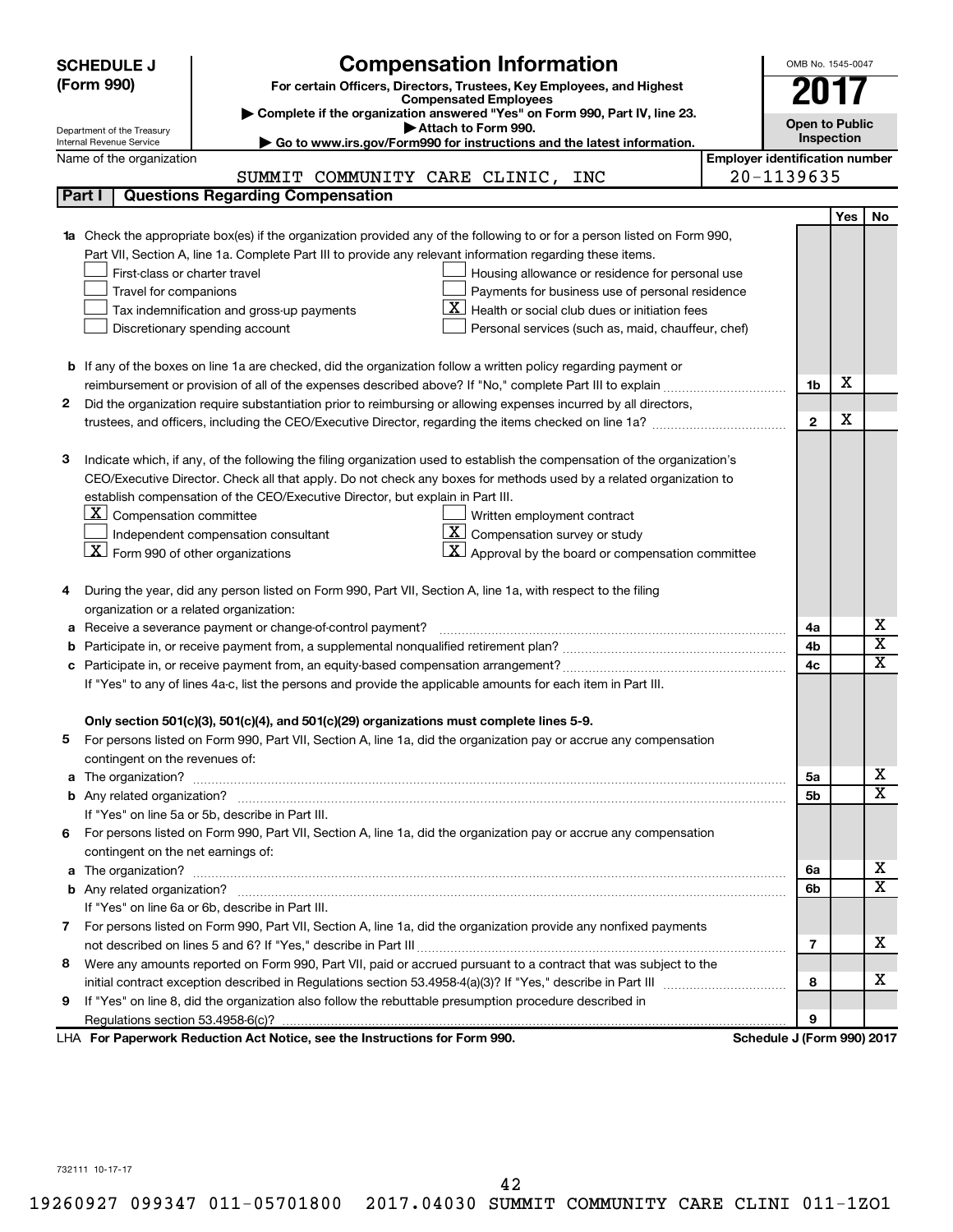**SCHEDULE J (Form 990)**

Department of the Treasury
Internal Revenue Service

# Compensation Information

**For certain Officers, Directors, Trustees, Key Employees, and Highest Compensated Employees**

▶ Complete if the organization answered "Yes" on Form 990, Part IV, line 23.

▶ Attach to Form 990.

▶ Go to www.irs.gov/Form990 for instructions and the latest information.

OMB No. 1545-0047

**2017**

**Open to Public Inspection**

Name of the organization: SUMMIT COMMUNITY CARE CLINIC, INC

**Employer identification number:** 20-1139635

## Part I Questions Regarding Compensation

| | | | Yes | No |
|---|---|---|---|---|
| **1a** | Check the appropriate box(es) if the organization provided any of the following to or for a person listed on Form 990, Part VII, Section A, line 1a. Complete Part III to provide any relevant information regarding these items.<br>☐ First-class or charter travel<br>☐ Travel for companions<br>☐ Tax indemnification and gross-up payments<br>☐ Discretionary spending account<br>☐ Housing allowance or residence for personal use<br>☐ Payments for business use of personal residence<br>☒ Health or social club dues or initiation fees<br>☐ Personal services (such as, maid, chauffeur, chef) | | | |
| **b** | If any of the boxes on line 1a are checked, did the organization follow a written policy regarding payment or reimbursement or provision of all of the expenses described above? If "No," complete Part III to explain | 1b | X | |
| **2** | Did the organization require substantiation prior to reimbursing or allowing expenses incurred by all directors, trustees, and officers, including the CEO/Executive Director, regarding the items checked on line 1a? | 2 | X | |
| **3** | Indicate which, if any, of the following the filing organization used to establish the compensation of the organization's CEO/Executive Director. Check all that apply. Do not check any boxes for methods used by a related organization to establish compensation of the CEO/Executive Director, but explain in Part III.<br>☒ Compensation committee<br>☐ Independent compensation consultant<br>☒ Form 990 of other organizations<br>☐ Written employment contract<br>☒ Compensation survey or study<br>☒ Approval by the board or compensation committee | | | |
| **4** | During the year, did any person listed on Form 990, Part VII, Section A, line 1a, with respect to the filing organization or a related organization: | | | |
| **a** | Receive a severance payment or change-of-control payment? | 4a | | X |
| **b** | Participate in, or receive payment from, a supplemental nonqualified retirement plan? | 4b | | X |
| **c** | Participate in, or receive payment from, an equity-based compensation arrangement? | 4c | | X |
| | If "Yes" to any of lines 4a-c, list the persons and provide the applicable amounts for each item in Part III. | | | |
| | **Only section 501(c)(3), 501(c)(4), and 501(c)(29) organizations must complete lines 5-9.** | | | |
| **5** | For persons listed on Form 990, Part VII, Section A, line 1a, did the organization pay or accrue any compensation contingent on the revenues of: | | | |
| **a** | The organization? | 5a | | X |
| **b** | Any related organization? | 5b | | X |
| | If "Yes" on line 5a or 5b, describe in Part III. | | | |
| **6** | For persons listed on Form 990, Part VII, Section A, line 1a, did the organization pay or accrue any compensation contingent on the net earnings of: | | | |
| **a** | The organization? | 6a | | X |
| **b** | Any related organization? | 6b | | X |
| | If "Yes" on line 6a or 6b, describe in Part III. | | | |
| **7** | For persons listed on Form 990, Part VII, Section A, line 1a, did the organization provide any nonfixed payments not described on lines 5 and 6? If "Yes," describe in Part III | 7 | | X |
| **8** | Were any amounts reported on Form 990, Part VII, paid or accrued pursuant to a contract that was subject to the initial contract exception described in Regulations section 53.4958-4(a)(3)? If "Yes," describe in Part III | 8 | | X |
| **9** | If "Yes" on line 8, did the organization also follow the rebuttable presumption procedure described in Regulations section 53.4958-6(c)? | 9 | | |

LHA **For Paperwork Reduction Act Notice, see the Instructions for Form 990.** **Schedule J (Form 990) 2017**

732111 10-17-17

19260927 099347 011-05701800 2017.04030 SUMMIT COMMUNITY CARE CLINI 011-1ZO1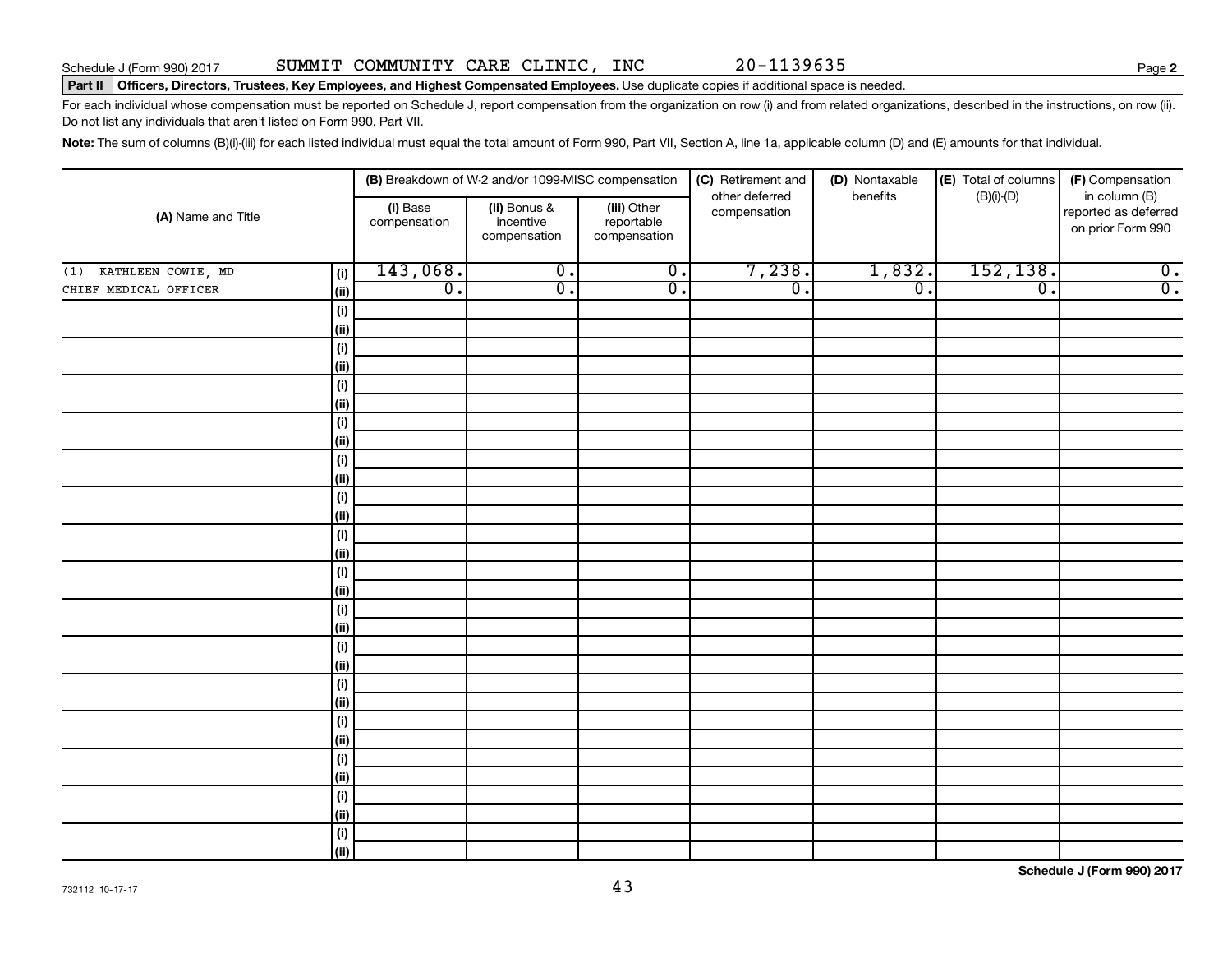Schedule J (Form 990) 2017 SUMMIT COMMUNITY CARE CLINIC, INC 20-1139635 Page **2**

**Part II** **Officers, Directors, Trustees, Key Employees, and Highest Compensated Employees.** Use duplicate copies if additional space is needed.

For each individual whose compensation must be reported on Schedule J, report compensation from the organization on row (i) and from related organizations, described in the instructions, on row (ii). Do not list any individuals that aren't listed on Form 990, Part VII.

**Note:** The sum of columns (B)(i)-(iii) for each listed individual must equal the total amount of Form 990, Part VII, Section A, line 1a, applicable column (D) and (E) amounts for that individual.

| (A) Name and Title | | (B) Breakdown of W-2 and/or 1099-MISC compensation | | | (C) Retirement and other deferred compensation | (D) Nontaxable benefits | (E) Total of columns (B)(i)-(D) | (F) Compensation in column (B) reported as deferred on prior Form 990 |
|---|---|---|---|---|---|---|---|---|
| | | (i) Base compensation | (ii) Bonus & incentive compensation | (iii) Other reportable compensation | | | | |
| (1) KATHLEEN COWIE, MD | (i) | 143,068. | 0. | 0. | 7,238. | 1,832. | 152,138. | 0. |
| CHIEF MEDICAL OFFICER | (ii) | 0. | 0. | 0. | 0. | 0. | 0. | 0. |
| | (i) | | | | | | | |
| | (ii) | | | | | | | |
| | (i) | | | | | | | |
| | (ii) | | | | | | | |
| | (i) | | | | | | | |
| | (ii) | | | | | | | |
| | (i) | | | | | | | |
| | (ii) | | | | | | | |
| | (i) | | | | | | | |
| | (ii) | | | | | | | |
| | (i) | | | | | | | |
| | (ii) | | | | | | | |
| | (i) | | | | | | | |
| | (ii) | | | | | | | |
| | (i) | | | | | | | |
| | (ii) | | | | | | | |
| | (i) | | | | | | | |
| | (ii) | | | | | | | |
| | (i) | | | | | | | |
| | (ii) | | | | | | | |
| | (i) | | | | | | | |
| | (ii) | | | | | | | |
| | (i) | | | | | | | |
| | (ii) | | | | | | | |
| | (i) | | | | | | | |
| | (ii) | | | | | | | |
| | (i) | | | | | | | |
| | (ii) | | | | | | | |
| | (i) | | | | | | | |
| | (ii) | | | | | | | |

732112 10-17-17

**Schedule J (Form 990) 2017**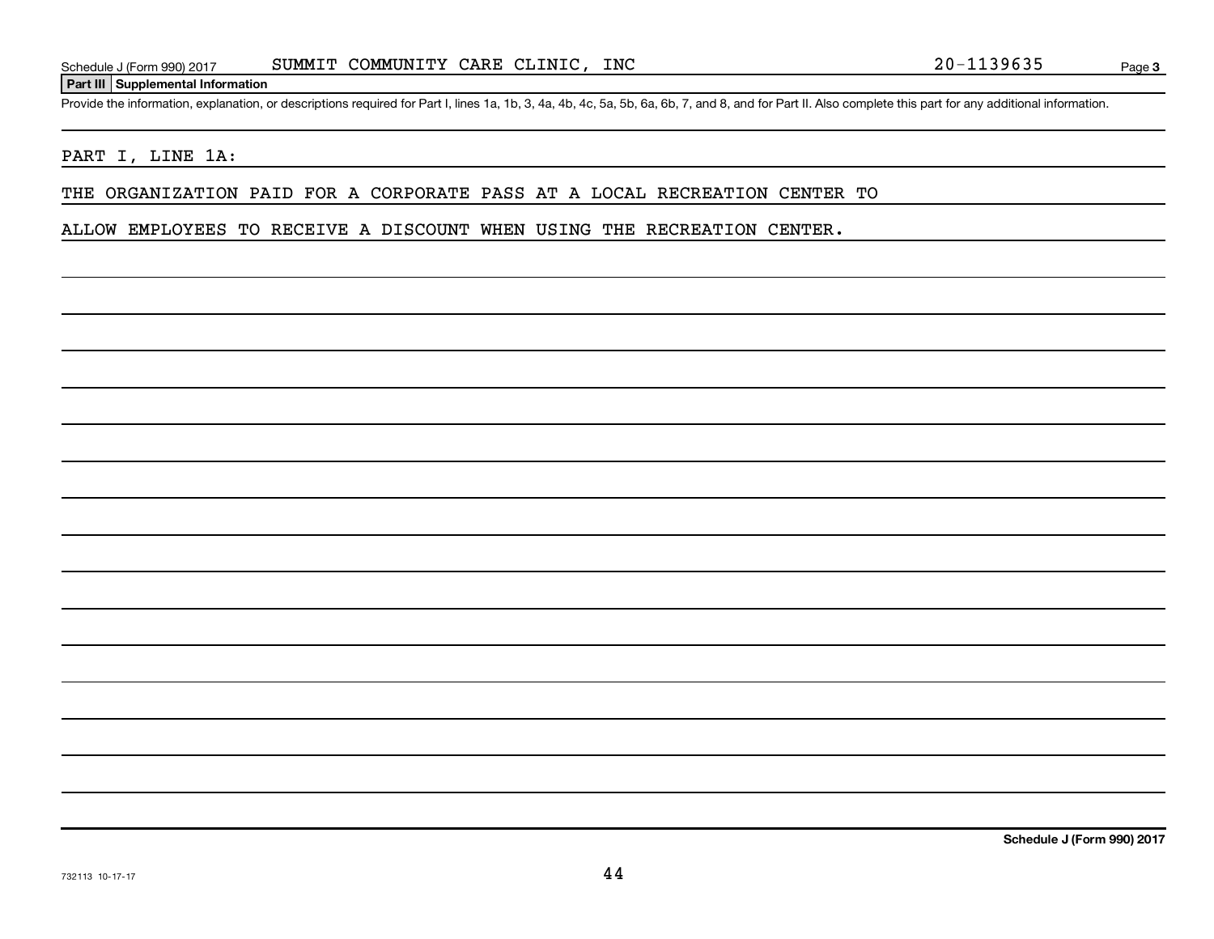## Part III Supplemental Information

Provide the information, explanation, or descriptions required for Part I, lines 1a, 1b, 3, 4a, 4b, 4c, 5a, 5b, 6a, 6b, 7, and 8, and for Part II. Also complete this part for any additional information.

PART I, LINE 1A:

THE ORGANIZATION PAID FOR A CORPORATE PASS AT A LOCAL RECREATION CENTER TO ALLOW EMPLOYEES TO RECEIVE A DISCOUNT WHEN USING THE RECREATION CENTER.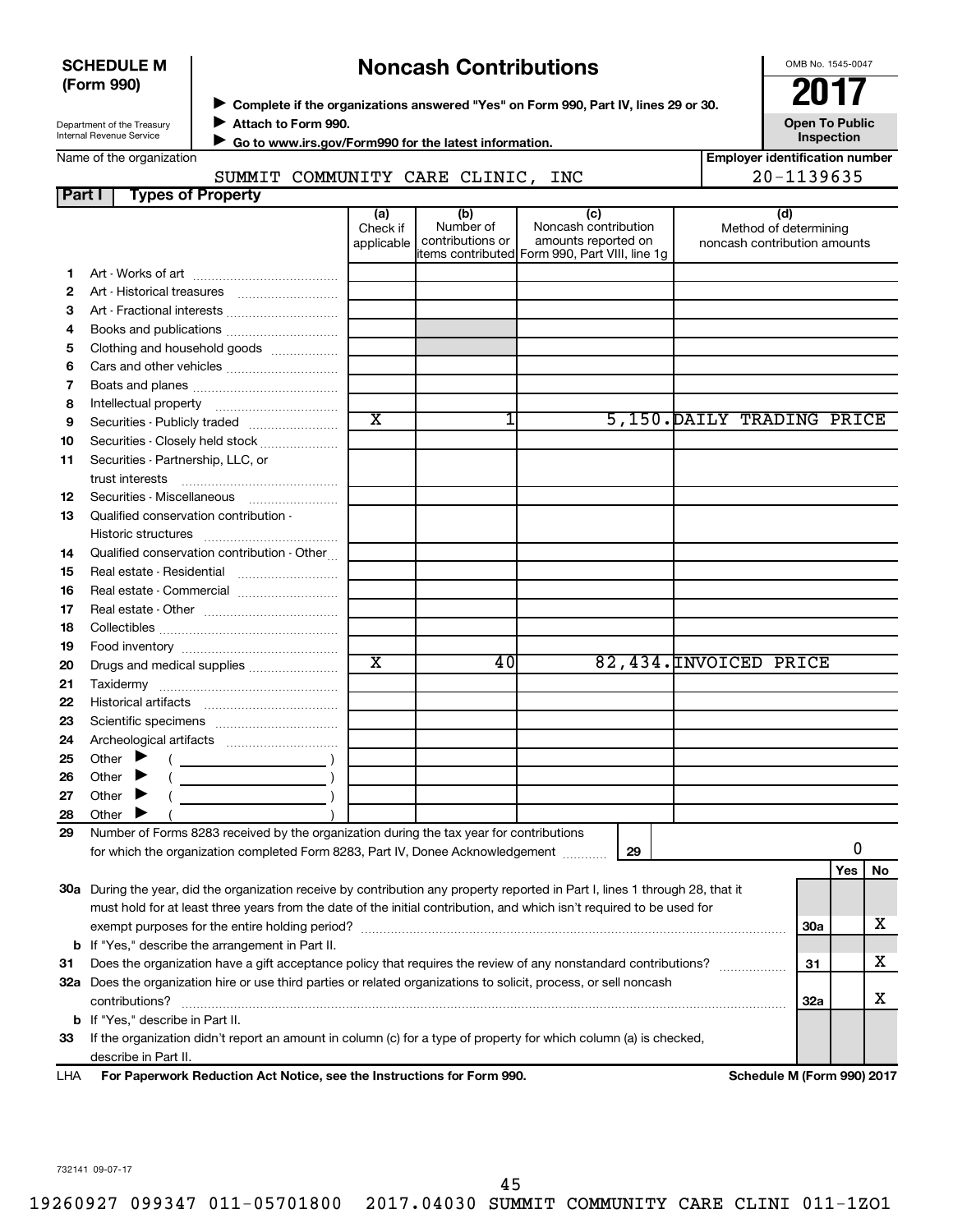**SCHEDULE M (Form 990)**

Department of the Treasury
Internal Revenue Service

# Noncash Contributions

▶ Complete if the organizations answered "Yes" on Form 990, Part IV, lines 29 or 30.
▶ Attach to Form 990.
▶ Go to www.irs.gov/Form990 for the latest information.

OMB No. 1545-0047

**2017**

**Open To Public Inspection**

Name of the organization: SUMMIT COMMUNITY CARE CLINIC, INC

Employer identification number: 20-1139635

## Part I Types of Property

| | | (a) Check if applicable | (b) Number of contributions or items contributed | (c) Noncash contribution amounts reported on Form 990, Part VIII, line 1g | (d) Method of determining noncash contribution amounts |
|---|---|---|---|---|---|
| 1 | Art - Works of art | | | | |
| 2 | Art - Historical treasures | | | | |
| 3 | Art - Fractional interests | | | | |
| 4 | Books and publications | | | | |
| 5 | Clothing and household goods | | | | |
| 6 | Cars and other vehicles | | | | |
| 7 | Boats and planes | | | | |
| 8 | Intellectual property | | | | |
| 9 | Securities - Publicly traded | X | 1 | 5,150. | DAILY TRADING PRICE |
| 10 | Securities - Closely held stock | | | | |
| 11 | Securities - Partnership, LLC, or trust interests | | | | |
| 12 | Securities - Miscellaneous | | | | |
| 13 | Qualified conservation contribution - Historic structures | | | | |
| 14 | Qualified conservation contribution - Other | | | | |
| 15 | Real estate - Residential | | | | |
| 16 | Real estate - Commercial | | | | |
| 17 | Real estate - Other | | | | |
| 18 | Collectibles | | | | |
| 19 | Food inventory | | | | |
| 20 | Drugs and medical supplies | X | 40 | 82,434. | INVOICED PRICE |
| 21 | Taxidermy | | | | |
| 22 | Historical artifacts | | | | |
| 23 | Scientific specimens | | | | |
| 24 | Archeological artifacts | | | | |
| 25 | Other ▶ ( ) | | | | |
| 26 | Other ▶ ( ) | | | | |
| 27 | Other ▶ ( ) | | | | |
| 28 | Other ▶ ( ) | | | | |

**29** Number of Forms 8283 received by the organization during the tax year for contributions for which the organization completed Form 8283, Part IV, Donee Acknowledgement ..... **29** | 0

| | | | Yes | No |
|---|---|---|---|---|
| 30a | During the year, did the organization receive by contribution any property reported in Part I, lines 1 through 28, that it must hold for at least three years from the date of the initial contribution, and which isn't required to be used for exempt purposes for the entire holding period? | 30a | | X |
| b | If "Yes," describe the arrangement in Part II. | | | |
| 31 | Does the organization have a gift acceptance policy that requires the review of any nonstandard contributions? | 31 | | X |
| 32a | Does the organization hire or use third parties or related organizations to solicit, process, or sell noncash contributions? | 32a | | X |
| b | If "Yes," describe in Part II. | | | |
| 33 | If the organization didn't report an amount in column (c) for a type of property for which column (a) is checked, describe in Part II. | | | |

LHA **For Paperwork Reduction Act Notice, see the Instructions for Form 990.** **Schedule M (Form 990) 2017**

732141 09-07-17

19260927 099347 011-05701800 2017.04030 SUMMIT COMMUNITY CARE CLINI 011-1ZO1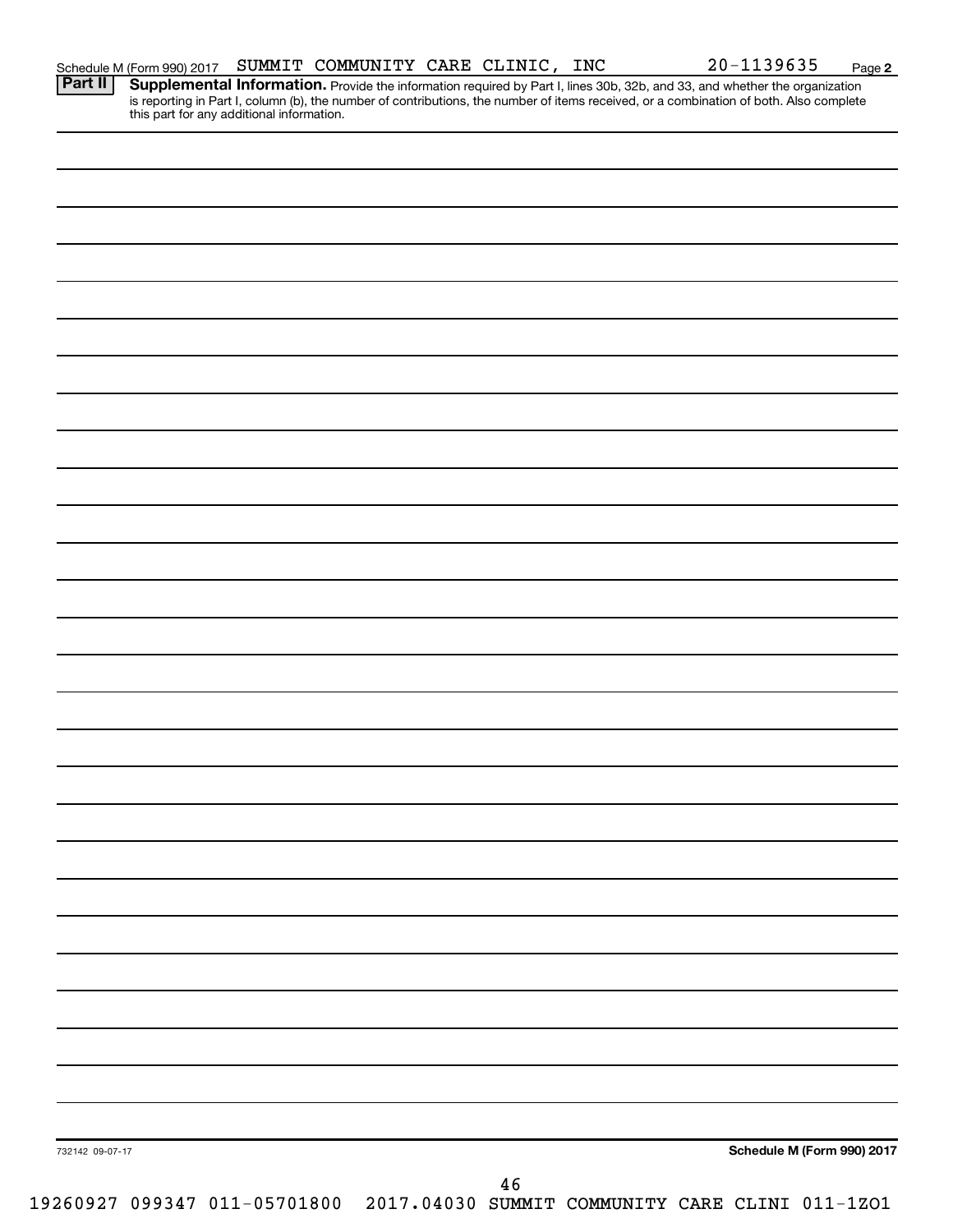Schedule M (Form 990) 2017 SUMMIT COMMUNITY CARE CLINIC, INC 20-1139635 Page 2

**Part II** **Supplemental Information.** Provide the information required by Part I, lines 30b, 32b, and 33, and whether the organization is reporting in Part I, column (b), the number of contributions, the number of items received, or a combination of both. Also complete this part for any additional information.

732142 09-07-17 **Schedule M (Form 990) 2017**

19260927 099347 011-05701800 2017.04030 SUMMIT COMMUNITY CARE CLINI 011-1ZO1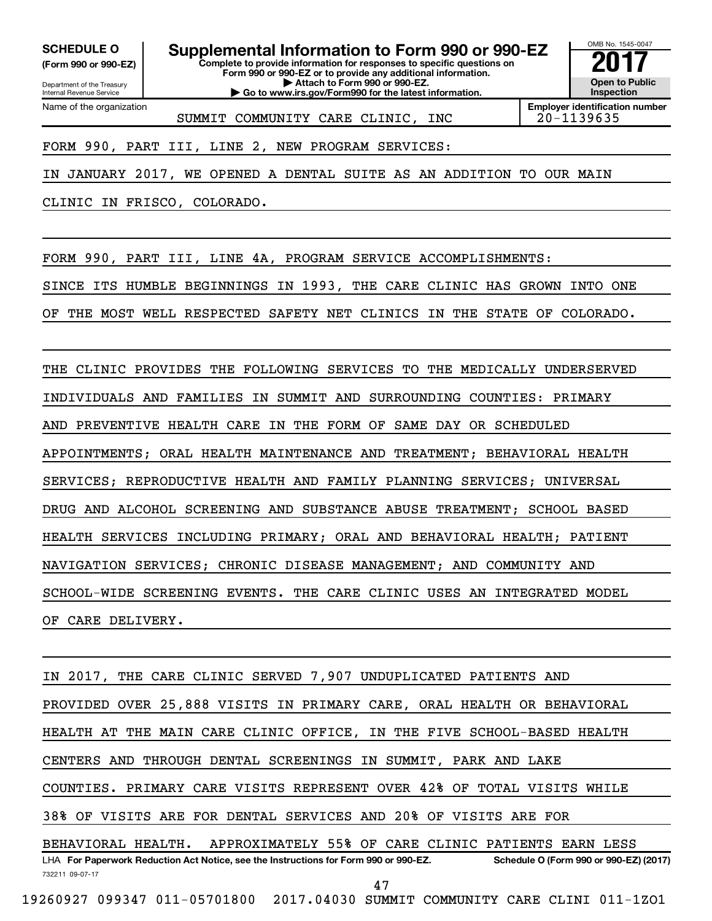**SCHEDULE O (Form 990 or 990-EZ)**

Department of the Treasury
Internal Revenue Service

# Supplemental Information to Form 990 or 990-EZ

**Complete to provide information for responses to specific questions on Form 990 or 990-EZ or to provide any additional information.**
**▶ Attach to Form 990 or 990-EZ.**
**▶ Go to www.irs.gov/Form990 for the latest information.**

OMB No. 1545-0047
**2017**
**Open to Public Inspection**

Name of the organization: SUMMIT COMMUNITY CARE CLINIC, INC

**Employer identification number:** 20-1139635

FORM 990, PART III, LINE 2, NEW PROGRAM SERVICES:

IN JANUARY 2017, WE OPENED A DENTAL SUITE AS AN ADDITION TO OUR MAIN CLINIC IN FRISCO, COLORADO.

FORM 990, PART III, LINE 4A, PROGRAM SERVICE ACCOMPLISHMENTS:

SINCE ITS HUMBLE BEGINNINGS IN 1993, THE CARE CLINIC HAS GROWN INTO ONE OF THE MOST WELL RESPECTED SAFETY NET CLINICS IN THE STATE OF COLORADO.

THE CLINIC PROVIDES THE FOLLOWING SERVICES TO THE MEDICALLY UNDERSERVED INDIVIDUALS AND FAMILIES IN SUMMIT AND SURROUNDING COUNTIES: PRIMARY AND PREVENTIVE HEALTH CARE IN THE FORM OF SAME DAY OR SCHEDULED APPOINTMENTS; ORAL HEALTH MAINTENANCE AND TREATMENT; BEHAVIORAL HEALTH SERVICES; REPRODUCTIVE HEALTH AND FAMILY PLANNING SERVICES; UNIVERSAL DRUG AND ALCOHOL SCREENING AND SUBSTANCE ABUSE TREATMENT; SCHOOL BASED HEALTH SERVICES INCLUDING PRIMARY; ORAL AND BEHAVIORAL HEALTH; PATIENT NAVIGATION SERVICES; CHRONIC DISEASE MANAGEMENT; AND COMMUNITY AND SCHOOL-WIDE SCREENING EVENTS. THE CARE CLINIC USES AN INTEGRATED MODEL OF CARE DELIVERY.

IN 2017, THE CARE CLINIC SERVED 7,907 UNDUPLICATED PATIENTS AND PROVIDED OVER 25,888 VISITS IN PRIMARY CARE, ORAL HEALTH OR BEHAVIORAL HEALTH AT THE MAIN CARE CLINIC OFFICE, IN THE FIVE SCHOOL-BASED HEALTH CENTERS AND THROUGH DENTAL SCREENINGS IN SUMMIT, PARK AND LAKE COUNTIES. PRIMARY CARE VISITS REPRESENT OVER 42% OF TOTAL VISITS WHILE 38% OF VISITS ARE FOR DENTAL SERVICES AND 20% OF VISITS ARE FOR BEHAVIORAL HEALTH. APPROXIMATELY 55% OF CARE CLINIC PATIENTS EARN LESS

LHA **For Paperwork Reduction Act Notice, see the Instructions for Form 990 or 990-EZ.** **Schedule O (Form 990 or 990-EZ) (2017)**

732211 09-07-17

19260927 099347 011-05701800 2017.04030 SUMMIT COMMUNITY CARE CLINI 011-1ZO1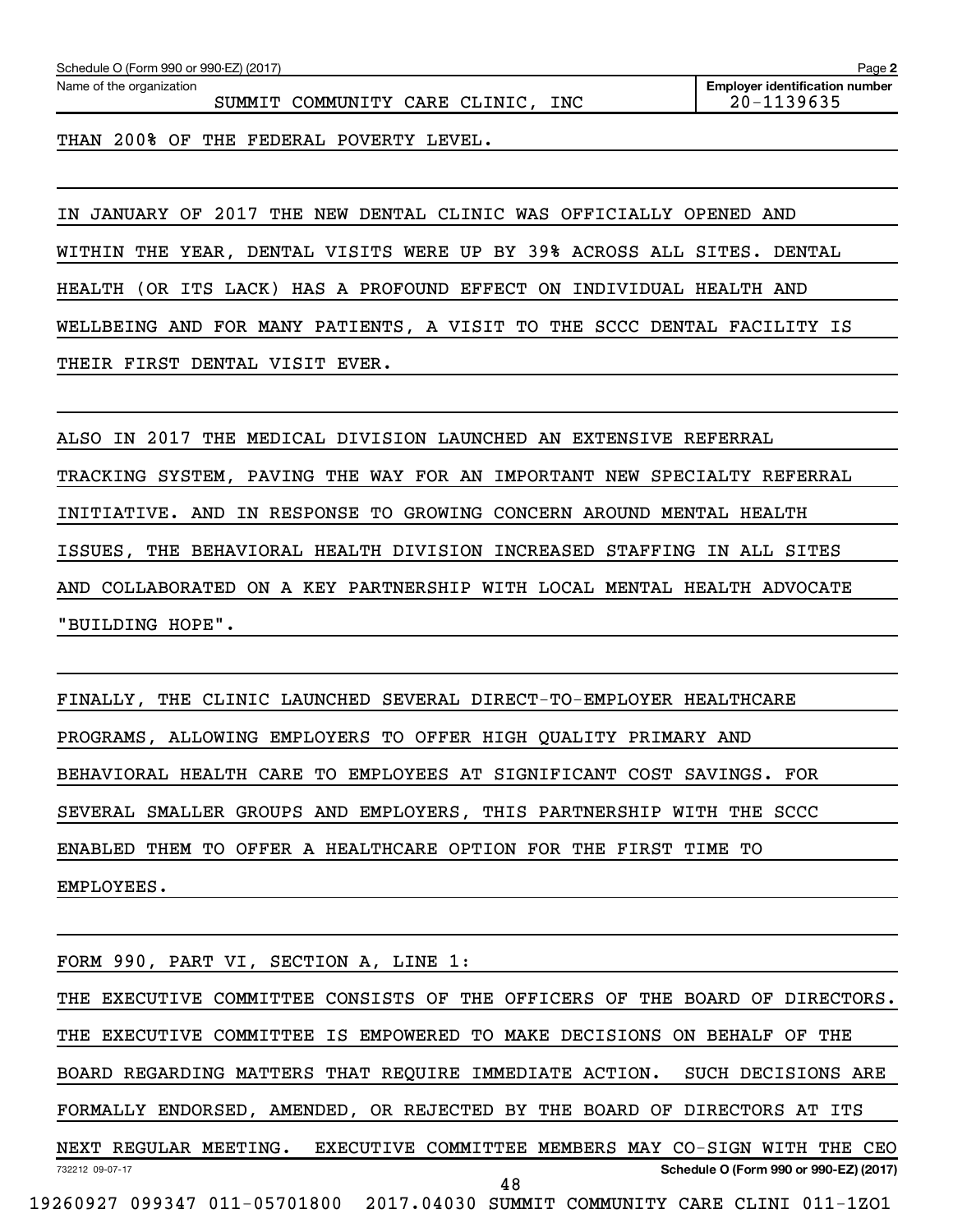Schedule O (Form 990 or 990-EZ) (2017) Page **2**

Name of the organization: SUMMIT COMMUNITY CARE CLINIC, INC

**Employer identification number:** 20-1139635

THAN 200% OF THE FEDERAL POVERTY LEVEL.

IN JANUARY OF 2017 THE NEW DENTAL CLINIC WAS OFFICIALLY OPENED AND WITHIN THE YEAR, DENTAL VISITS WERE UP BY 39% ACROSS ALL SITES. DENTAL HEALTH (OR ITS LACK) HAS A PROFOUND EFFECT ON INDIVIDUAL HEALTH AND WELLBEING AND FOR MANY PATIENTS, A VISIT TO THE SCCC DENTAL FACILITY IS THEIR FIRST DENTAL VISIT EVER.

ALSO IN 2017 THE MEDICAL DIVISION LAUNCHED AN EXTENSIVE REFERRAL TRACKING SYSTEM, PAVING THE WAY FOR AN IMPORTANT NEW SPECIALTY REFERRAL INITIATIVE. AND IN RESPONSE TO GROWING CONCERN AROUND MENTAL HEALTH ISSUES, THE BEHAVIORAL HEALTH DIVISION INCREASED STAFFING IN ALL SITES AND COLLABORATED ON A KEY PARTNERSHIP WITH LOCAL MENTAL HEALTH ADVOCATE "BUILDING HOPE".

FINALLY, THE CLINIC LAUNCHED SEVERAL DIRECT-TO-EMPLOYER HEALTHCARE PROGRAMS, ALLOWING EMPLOYERS TO OFFER HIGH QUALITY PRIMARY AND BEHAVIORAL HEALTH CARE TO EMPLOYEES AT SIGNIFICANT COST SAVINGS. FOR SEVERAL SMALLER GROUPS AND EMPLOYERS, THIS PARTNERSHIP WITH THE SCCC ENABLED THEM TO OFFER A HEALTHCARE OPTION FOR THE FIRST TIME TO EMPLOYEES.

FORM 990, PART VI, SECTION A, LINE 1:

THE EXECUTIVE COMMITTEE CONSISTS OF THE OFFICERS OF THE BOARD OF DIRECTORS. THE EXECUTIVE COMMITTEE IS EMPOWERED TO MAKE DECISIONS ON BEHALF OF THE BOARD REGARDING MATTERS THAT REQUIRE IMMEDIATE ACTION. SUCH DECISIONS ARE FORMALLY ENDORSED, AMENDED, OR REJECTED BY THE BOARD OF DIRECTORS AT ITS NEXT REGULAR MEETING. EXECUTIVE COMMITTEE MEMBERS MAY CO-SIGN WITH THE CEO

732212 09-07-17 **Schedule O (Form 990 or 990-EZ) (2017)**

19260927 099347 011-05701800 2017.04030 SUMMIT COMMUNITY CARE CLINI 011-1ZO1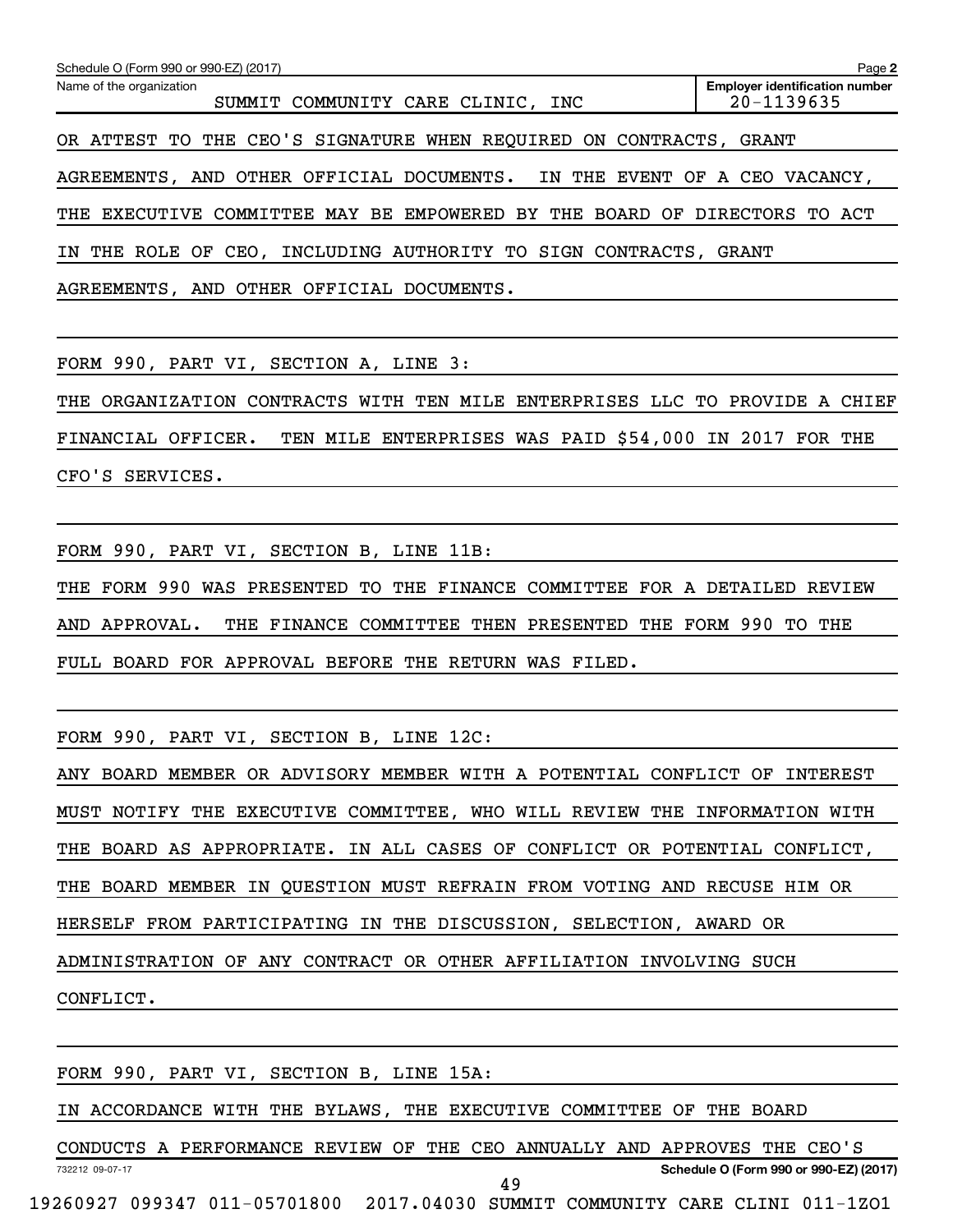Schedule O (Form 990 or 990-EZ) (2017) Page **2**

| Name of the organization | Employer identification number |
| --- | --- |
| SUMMIT COMMUNITY CARE CLINIC, INC | 20-1139635 |

OR ATTEST TO THE CEO'S SIGNATURE WHEN REQUIRED ON CONTRACTS, GRANT AGREEMENTS, AND OTHER OFFICIAL DOCUMENTS. IN THE EVENT OF A CEO VACANCY, THE EXECUTIVE COMMITTEE MAY BE EMPOWERED BY THE BOARD OF DIRECTORS TO ACT IN THE ROLE OF CEO, INCLUDING AUTHORITY TO SIGN CONTRACTS, GRANT AGREEMENTS, AND OTHER OFFICIAL DOCUMENTS.

FORM 990, PART VI, SECTION A, LINE 3:

THE ORGANIZATION CONTRACTS WITH TEN MILE ENTERPRISES LLC TO PROVIDE A CHIEF FINANCIAL OFFICER. TEN MILE ENTERPRISES WAS PAID $54,000 IN 2017 FOR THE CFO'S SERVICES.

FORM 990, PART VI, SECTION B, LINE 11B:

THE FORM 990 WAS PRESENTED TO THE FINANCE COMMITTEE FOR A DETAILED REVIEW AND APPROVAL. THE FINANCE COMMITTEE THEN PRESENTED THE FORM 990 TO THE FULL BOARD FOR APPROVAL BEFORE THE RETURN WAS FILED.

FORM 990, PART VI, SECTION B, LINE 12C:

ANY BOARD MEMBER OR ADVISORY MEMBER WITH A POTENTIAL CONFLICT OF INTEREST MUST NOTIFY THE EXECUTIVE COMMITTEE, WHO WILL REVIEW THE INFORMATION WITH THE BOARD AS APPROPRIATE. IN ALL CASES OF CONFLICT OR POTENTIAL CONFLICT, THE BOARD MEMBER IN QUESTION MUST REFRAIN FROM VOTING AND RECUSE HIM OR HERSELF FROM PARTICIPATING IN THE DISCUSSION, SELECTION, AWARD OR ADMINISTRATION OF ANY CONTRACT OR OTHER AFFILIATION INVOLVING SUCH CONFLICT.

FORM 990, PART VI, SECTION B, LINE 15A:

IN ACCORDANCE WITH THE BYLAWS, THE EXECUTIVE COMMITTEE OF THE BOARD CONDUCTS A PERFORMANCE REVIEW OF THE CEO ANNUALLY AND APPROVES THE CEO'S

732212 09-07-17 **Schedule O (Form 990 or 990-EZ) (2017)**

19260927 099347 011-05701800 2017.04030 SUMMIT COMMUNITY CARE CLINI 011-1ZO1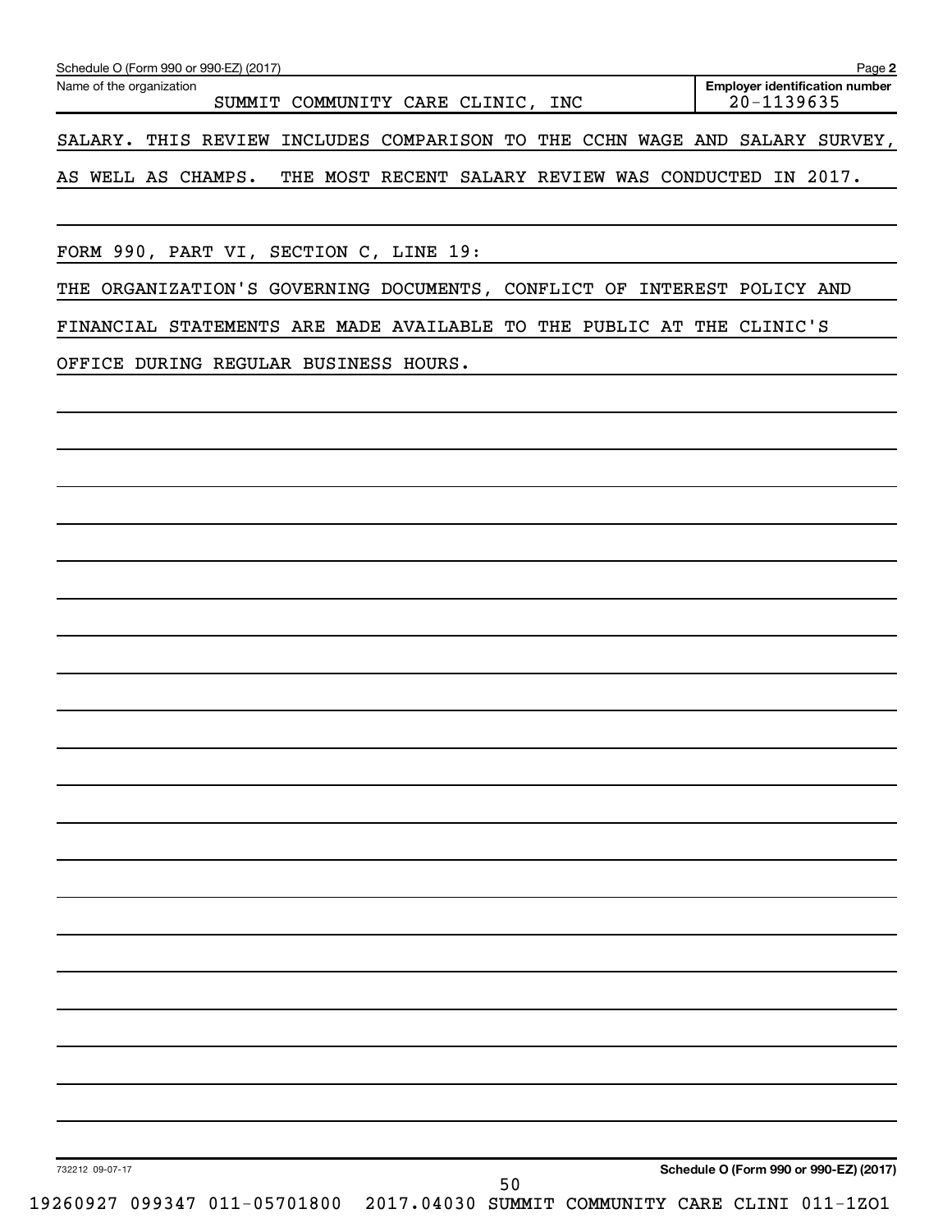Schedule O (Form 990 or 990-EZ) (2017) Page **2**

Name of the organization: SUMMIT COMMUNITY CARE CLINIC, INC

**Employer identification number**: 20-1139635

SALARY. THIS REVIEW INCLUDES COMPARISON TO THE CCHN WAGE AND SALARY SURVEY, AS WELL AS CHAMPS. THE MOST RECENT SALARY REVIEW WAS CONDUCTED IN 2017.

FORM 990, PART VI, SECTION C, LINE 19:

THE ORGANIZATION'S GOVERNING DOCUMENTS, CONFLICT OF INTEREST POLICY AND FINANCIAL STATEMENTS ARE MADE AVAILABLE TO THE PUBLIC AT THE CLINIC'S OFFICE DURING REGULAR BUSINESS HOURS.

732212 09-07-17

**Schedule O (Form 990 or 990-EZ) (2017)**

19260927 099347 011-05701800 2017.04030 SUMMIT COMMUNITY CARE CLINI 011-1ZO1